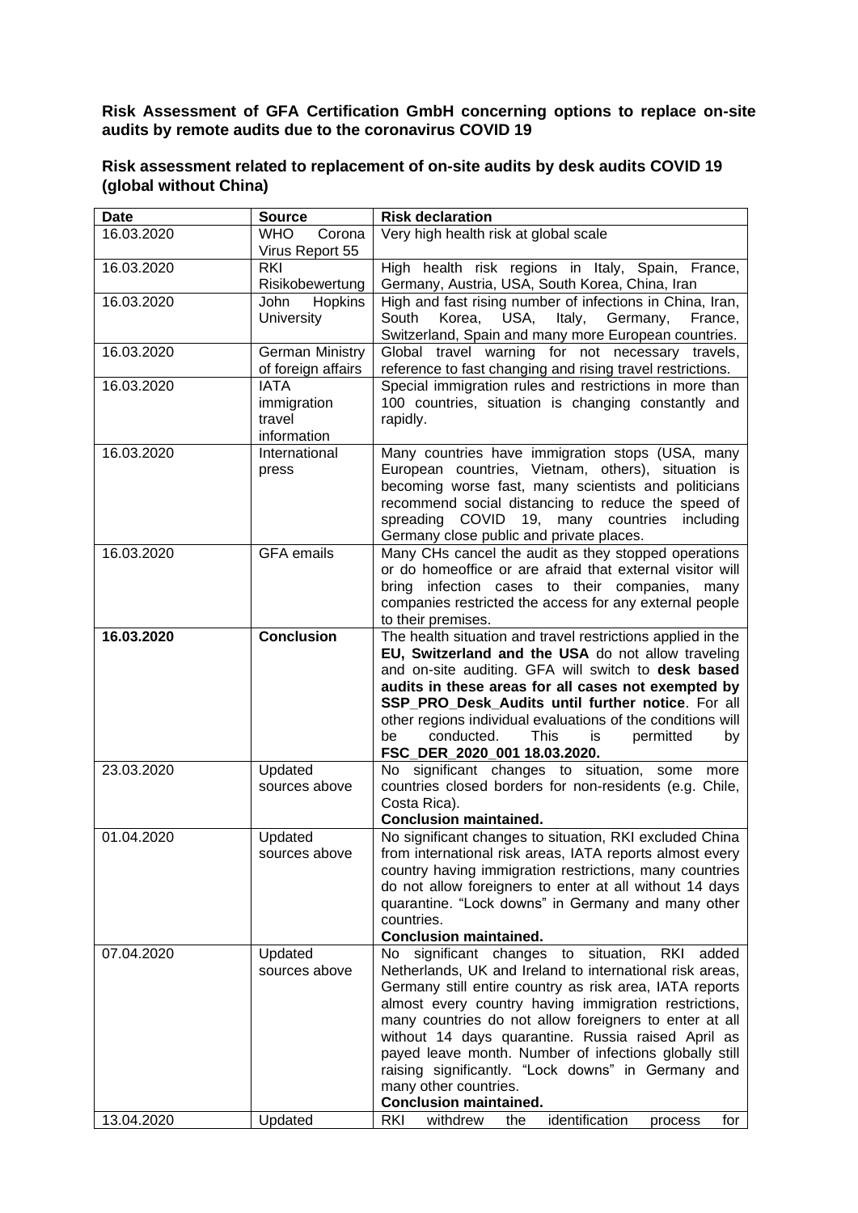**Risk Assessment of GFA Certification GmbH concerning options to replace on-site audits by remote audits due to the coronavirus COVID 19**

**Risk assessment related to replacement of on-site audits by desk audits COVID 19 (global without China)**

| Date | Source | Risk declaration |
|---|---|---|
| 16.03.2020 | WHO Corona Virus Report 55 | Very high health risk at global scale |
| 16.03.2020 | RKI Risikobewertung | High health risk regions in Italy, Spain, France, Germany, Austria, USA, South Korea, China, Iran |
| 16.03.2020 | John Hopkins University | High and fast rising number of infections in China, Iran, South Korea, USA, Italy, Germany, France, Switzerland, Spain and many more European countries. |
| 16.03.2020 | German Ministry of foreign affairs | Global travel warning for not necessary travels, reference to fast changing and rising travel restrictions. |
| 16.03.2020 | IATA immigration travel information | Special immigration rules and restrictions in more than 100 countries, situation is changing constantly and rapidly. |
| 16.03.2020 | International press | Many countries have immigration stops (USA, many European countries, Vietnam, others), situation is becoming worse fast, many scientists and politicians recommend social distancing to reduce the speed of spreading COVID 19, many countries including Germany close public and private places. |
| 16.03.2020 | GFA emails | Many CHs cancel the audit as they stopped operations or do homeoffice or are afraid that external visitor will bring infection cases to their companies, many companies restricted the access for any external people to their premises. |
| **16.03.2020** | **Conclusion** | The health situation and travel restrictions applied in the **EU, Switzerland and the USA** do not allow traveling and on-site auditing. GFA will switch to **desk based audits in these areas for all cases not exempted by SSP_PRO_Desk_Audits until further notice**. For all other regions individual evaluations of the conditions will be conducted. This is permitted by **FSC_DER_2020_001 18.03.2020.** |
| 23.03.2020 | Updated sources above | No significant changes to situation, some more countries closed borders for non-residents (e.g. Chile, Costa Rica). **Conclusion maintained.** |
| 01.04.2020 | Updated sources above | No significant changes to situation, RKI excluded China from international risk areas, IATA reports almost every country having immigration restrictions, many countries do not allow foreigners to enter at all without 14 days quarantine. "Lock downs" in Germany and many other countries. **Conclusion maintained.** |
| 07.04.2020 | Updated sources above | No significant changes to situation, RKI added Netherlands, UK and Ireland to international risk areas, Germany still entire country as risk area, IATA reports almost every country having immigration restrictions, many countries do not allow foreigners to enter at all without 14 days quarantine. Russia raised April as payed leave month. Number of infections globally still raising significantly. "Lock downs" in Germany and many other countries. **Conclusion maintained.** |
| 13.04.2020 | Updated | RKI withdrew the identification process for |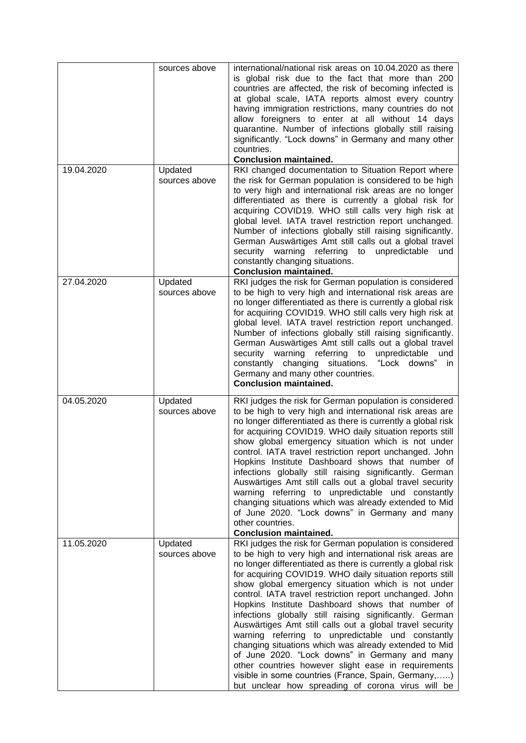| | | |
|---|---|---|
| | sources above | international/national risk areas on 10.04.2020 as there is global risk due to the fact that more than 200 countries are affected, the risk of becoming infected is at global scale, IATA reports almost every country having immigration restrictions, many countries do not allow foreigners to enter at all without 14 days quarantine. Number of infections globally still raising significantly. "Lock downs" in Germany and many other countries.<br>**Conclusion maintained.** |
| 19.04.2020 | Updated sources above | RKI changed documentation to Situation Report where the risk for German population is considered to be high to very high and international risk areas are no longer differentiated as there is currently a global risk for acquiring COVID19. WHO still calls very high risk at global level. IATA travel restriction report unchanged. Number of infections globally still raising significantly. German Auswärtiges Amt still calls out a global travel security warning referring to unpredictable und constantly changing situations.<br>**Conclusion maintained.** |
| 27.04.2020 | Updated sources above | RKI judges the risk for German population is considered to be high to very high and international risk areas are no longer differentiated as there is currently a global risk for acquiring COVID19. WHO still calls very high risk at global level. IATA travel restriction report unchanged. Number of infections globally still raising significantly. German Auswärtiges Amt still calls out a global travel security warning referring to unpredictable und constantly changing situations. "Lock downs" in Germany and many other countries.<br>**Conclusion maintained.** |
| 04.05.2020 | Updated sources above | RKI judges the risk for German population is considered to be high to very high and international risk areas are no longer differentiated as there is currently a global risk for acquiring COVID19. WHO daily situation reports still show global emergency situation which is not under control. IATA travel restriction report unchanged. John Hopkins Institute Dashboard shows that number of infections globally still raising significantly. German Auswärtiges Amt still calls out a global travel security warning referring to unpredictable und constantly changing situations which was already extended to Mid of June 2020. "Lock downs" in Germany and many other countries.<br>**Conclusion maintained.** |
| 11.05.2020 | Updated sources above | RKI judges the risk for German population is considered to be high to very high and international risk areas are no longer differentiated as there is currently a global risk for acquiring COVID19. WHO daily situation reports still show global emergency situation which is not under control. IATA travel restriction report unchanged. John Hopkins Institute Dashboard shows that number of infections globally still raising significantly. German Auswärtiges Amt still calls out a global travel security warning referring to unpredictable und constantly changing situations which was already extended to Mid of June 2020. "Lock downs" in Germany and many other countries however slight ease in requirements visible in some countries (France, Spain, Germany,…..) but unclear how spreading of corona virus will be |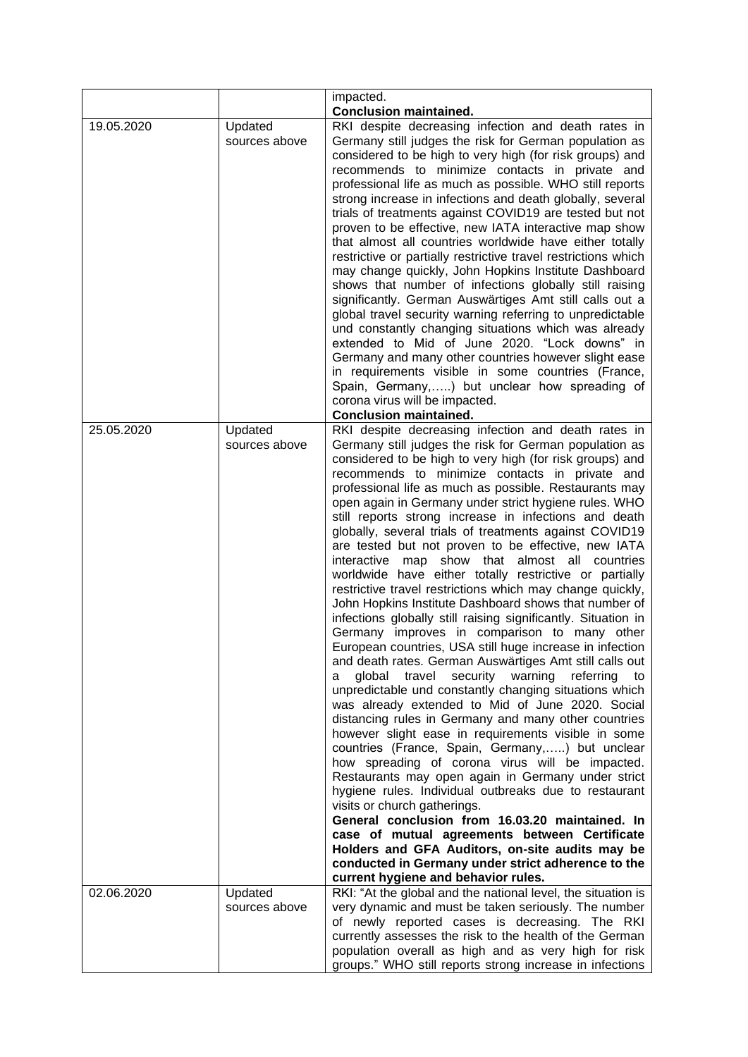|  |  | impacted.<br>**Conclusion maintained.** |
|---|---|---|
| 19.05.2020 | Updated sources above | RKI despite decreasing infection and death rates in Germany still judges the risk for German population as considered to be high to very high (for risk groups) and recommends to minimize contacts in private and professional life as much as possible. WHO still reports strong increase in infections and death globally, several trials of treatments against COVID19 are tested but not proven to be effective, new IATA interactive map show that almost all countries worldwide have either totally restrictive or partially restrictive travel restrictions which may change quickly, John Hopkins Institute Dashboard shows that number of infections globally still raising significantly. German Auswärtiges Amt still calls out a global travel security warning referring to unpredictable und constantly changing situations which was already extended to Mid of June 2020. "Lock downs" in Germany and many other countries however slight ease in requirements visible in some countries (France, Spain, Germany,…..) but unclear how spreading of corona virus will be impacted.<br>**Conclusion maintained.** |
| 25.05.2020 | Updated sources above | RKI despite decreasing infection and death rates in Germany still judges the risk for German population as considered to be high to very high (for risk groups) and recommends to minimize contacts in private and professional life as much as possible. Restaurants may open again in Germany under strict hygiene rules. WHO still reports strong increase in infections and death globally, several trials of treatments against COVID19 are tested but not proven to be effective, new IATA interactive map show that almost all countries worldwide have either totally restrictive or partially restrictive travel restrictions which may change quickly, John Hopkins Institute Dashboard shows that number of infections globally still raising significantly. Situation in Germany improves in comparison to many other European countries, USA still huge increase in infection and death rates. German Auswärtiges Amt still calls out a global travel security warning referring to unpredictable und constantly changing situations which was already extended to Mid of June 2020. Social distancing rules in Germany and many other countries however slight ease in requirements visible in some countries (France, Spain, Germany,…..) but unclear how spreading of corona virus will be impacted. Restaurants may open again in Germany under strict hygiene rules. Individual outbreaks due to restaurant visits or church gatherings.<br>**General conclusion from 16.03.20 maintained. In case of mutual agreements between Certificate Holders and GFA Auditors, on-site audits may be conducted in Germany under strict adherence to the current hygiene and behavior rules.** |
| 02.06.2020 | Updated sources above | RKI: "At the global and the national level, the situation is very dynamic and must be taken seriously. The number of newly reported cases is decreasing. The RKI currently assesses the risk to the health of the German population overall as high and as very high for risk groups." WHO still reports strong increase in infections |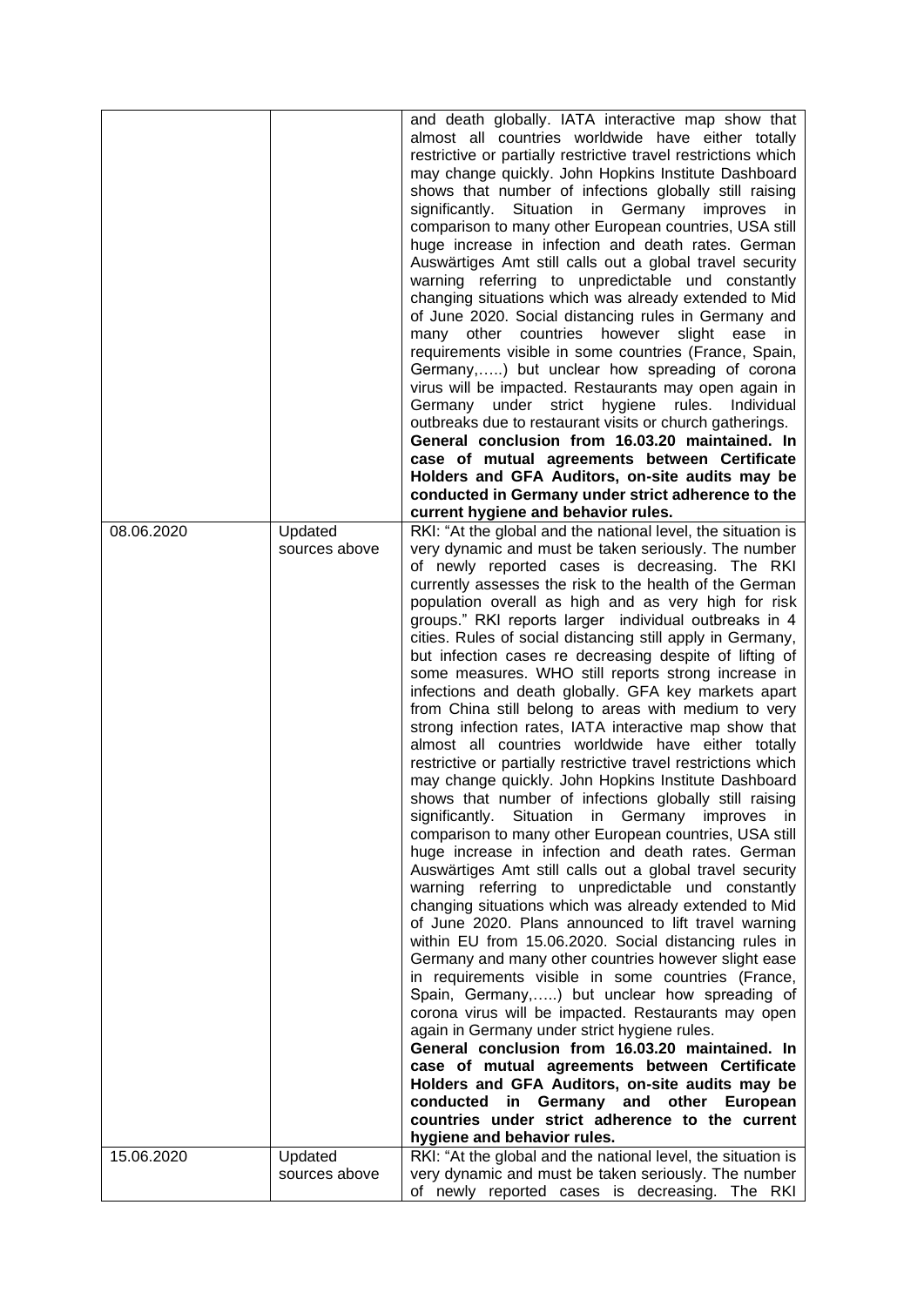| | | |
|---|---|---|
| | | and death globally. IATA interactive map show that almost all countries worldwide have either totally restrictive or partially restrictive travel restrictions which may change quickly. John Hopkins Institute Dashboard shows that number of infections globally still raising significantly. Situation in Germany improves in comparison to many other European countries, USA still huge increase in infection and death rates. German Auswärtiges Amt still calls out a global travel security warning referring to unpredictable und constantly changing situations which was already extended to Mid of June 2020. Social distancing rules in Germany and many other countries however slight ease in requirements visible in some countries (France, Spain, Germany,…..) but unclear how spreading of corona virus will be impacted. Restaurants may open again in Germany under strict hygiene rules. Individual outbreaks due to restaurant visits or church gatherings. **General conclusion from 16.03.20 maintained. In case of mutual agreements between Certificate Holders and GFA Auditors, on-site audits may be conducted in Germany under strict adherence to the current hygiene and behavior rules.** |
| 08.06.2020 | Updated sources above | RKI: "At the global and the national level, the situation is very dynamic and must be taken seriously. The number of newly reported cases is decreasing. The RKI currently assesses the risk to the health of the German population overall as high and as very high for risk groups." RKI reports larger individual outbreaks in 4 cities. Rules of social distancing still apply in Germany, but infection cases re decreasing despite of lifting of some measures. WHO still reports strong increase in infections and death globally. GFA key markets apart from China still belong to areas with medium to very strong infection rates, IATA interactive map show that almost all countries worldwide have either totally restrictive or partially restrictive travel restrictions which may change quickly. John Hopkins Institute Dashboard shows that number of infections globally still raising significantly. Situation in Germany improves in comparison to many other European countries, USA still huge increase in infection and death rates. German Auswärtiges Amt still calls out a global travel security warning referring to unpredictable und constantly changing situations which was already extended to Mid of June 2020. Plans announced to lift travel warning within EU from 15.06.2020. Social distancing rules in Germany and many other countries however slight ease in requirements visible in some countries (France, Spain, Germany,…..) but unclear how spreading of corona virus will be impacted. Restaurants may open again in Germany under strict hygiene rules. **General conclusion from 16.03.20 maintained. In case of mutual agreements between Certificate Holders and GFA Auditors, on-site audits may be conducted in Germany and other European countries under strict adherence to the current hygiene and behavior rules.** |
| 15.06.2020 | Updated sources above | RKI: "At the global and the national level, the situation is very dynamic and must be taken seriously. The number of newly reported cases is decreasing. The RKI |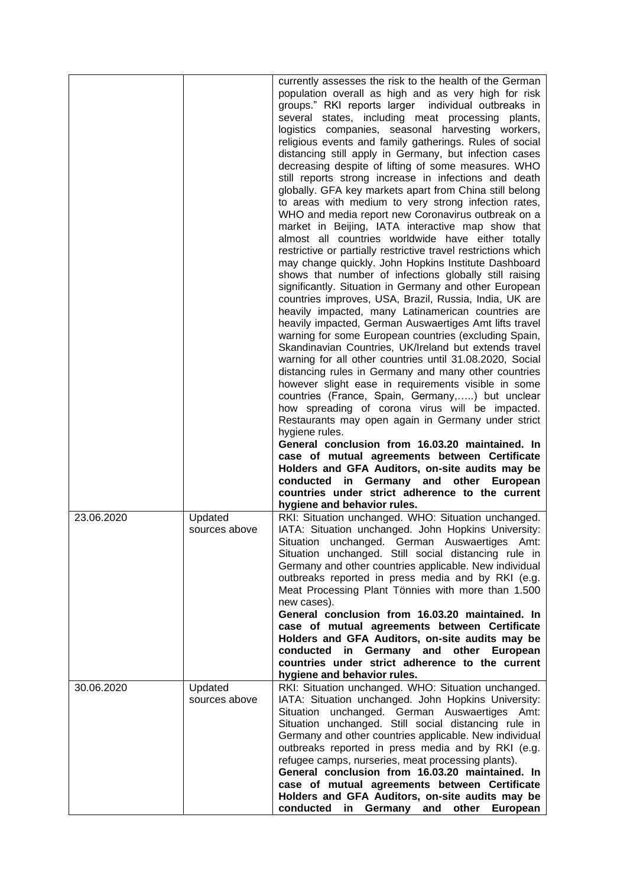| | | |
|---|---|---|
| | | currently assesses the risk to the health of the German population overall as high and as very high for risk groups." RKI reports larger individual outbreaks in several states, including meat processing plants, logistics companies, seasonal harvesting workers, religious events and family gatherings. Rules of social distancing still apply in Germany, but infection cases decreasing despite of lifting of some measures. WHO still reports strong increase in infections and death globally. GFA key markets apart from China still belong to areas with medium to very strong infection rates, WHO and media report new Coronavirus outbreak on a market in Beijing, IATA interactive map show that almost all countries worldwide have either totally restrictive or partially restrictive travel restrictions which may change quickly. John Hopkins Institute Dashboard shows that number of infections globally still raising significantly. Situation in Germany and other European countries improves, USA, Brazil, Russia, India, UK are heavily impacted, many Latinamerican countries are heavily impacted, German Auswaertiges Amt lifts travel warning for some European countries (excluding Spain, Skandinavian Countries, UK/Ireland but extends travel warning for all other countries until 31.08.2020, Social distancing rules in Germany and many other countries however slight ease in requirements visible in some countries (France, Spain, Germany,…..) but unclear how spreading of corona virus will be impacted. Restaurants may open again in Germany under strict hygiene rules. **General conclusion from 16.03.20 maintained. In case of mutual agreements between Certificate Holders and GFA Auditors, on-site audits may be conducted in Germany and other European countries under strict adherence to the current hygiene and behavior rules.** |
| 23.06.2020 | Updated sources above | RKI: Situation unchanged. WHO: Situation unchanged. IATA: Situation unchanged. John Hopkins University: Situation unchanged. German Auswaertiges Amt: Situation unchanged. Still social distancing rule in Germany and other countries applicable. New individual outbreaks reported in press media and by RKI (e.g. Meat Processing Plant Tönnies with more than 1.500 new cases). **General conclusion from 16.03.20 maintained. In case of mutual agreements between Certificate Holders and GFA Auditors, on-site audits may be conducted in Germany and other European countries under strict adherence to the current hygiene and behavior rules.** |
| 30.06.2020 | Updated sources above | RKI: Situation unchanged. WHO: Situation unchanged. IATA: Situation unchanged. John Hopkins University: Situation unchanged. German Auswaertiges Amt: Situation unchanged. Still social distancing rule in Germany and other countries applicable. New individual outbreaks reported in press media and by RKI (e.g. refugee camps, nurseries, meat processing plants). **General conclusion from 16.03.20 maintained. In case of mutual agreements between Certificate Holders and GFA Auditors, on-site audits may be conducted in Germany and other European** |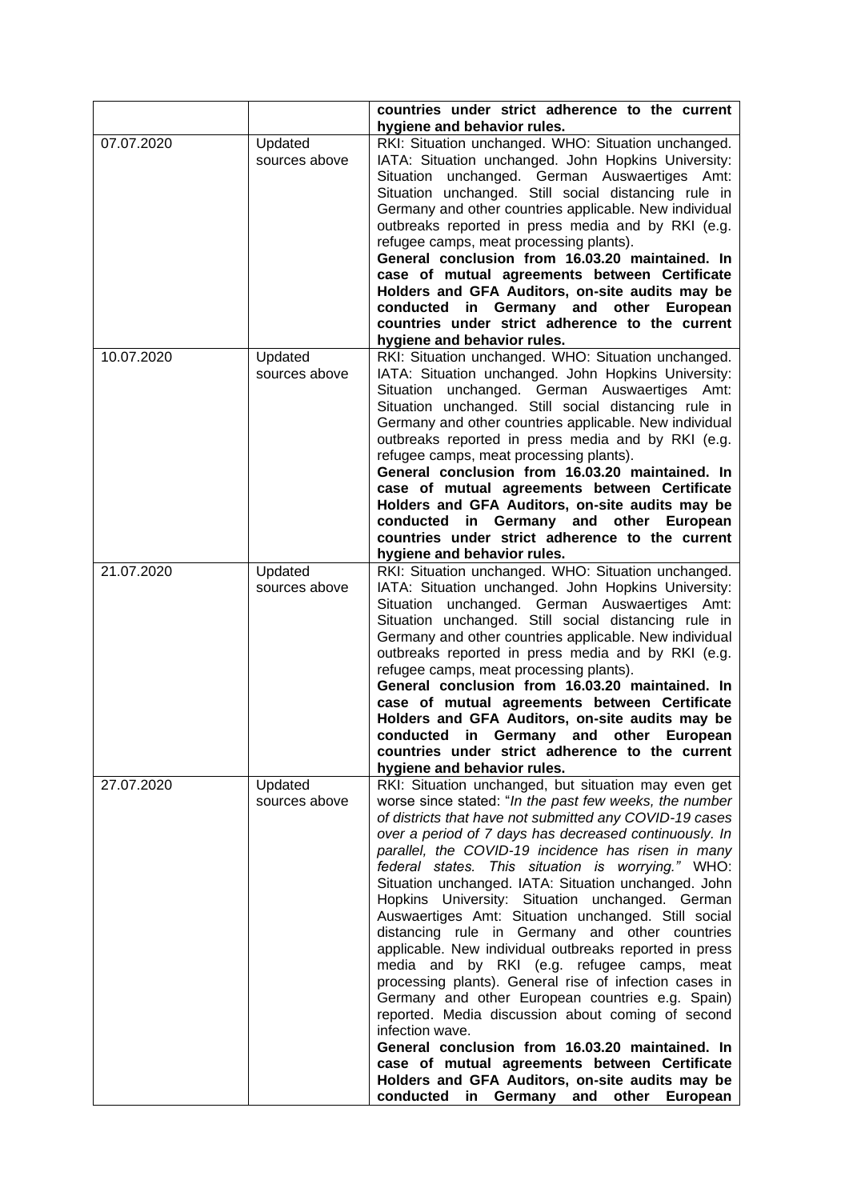| | | |
|---|---|---|
| | | **countries under strict adherence to the current hygiene and behavior rules.** |
| 07.07.2020 | Updated sources above | RKI: Situation unchanged. WHO: Situation unchanged. IATA: Situation unchanged. John Hopkins University: Situation unchanged. German Auswaertiges Amt: Situation unchanged. Still social distancing rule in Germany and other countries applicable. New individual outbreaks reported in press media and by RKI (e.g. refugee camps, meat processing plants). **General conclusion from 16.03.20 maintained. In case of mutual agreements between Certificate Holders and GFA Auditors, on-site audits may be conducted in Germany and other European countries under strict adherence to the current hygiene and behavior rules.** |
| 10.07.2020 | Updated sources above | RKI: Situation unchanged. WHO: Situation unchanged. IATA: Situation unchanged. John Hopkins University: Situation unchanged. German Auswaertiges Amt: Situation unchanged. Still social distancing rule in Germany and other countries applicable. New individual outbreaks reported in press media and by RKI (e.g. refugee camps, meat processing plants). **General conclusion from 16.03.20 maintained. In case of mutual agreements between Certificate Holders and GFA Auditors, on-site audits may be conducted in Germany and other European countries under strict adherence to the current hygiene and behavior rules.** |
| 21.07.2020 | Updated sources above | RKI: Situation unchanged. WHO: Situation unchanged. IATA: Situation unchanged. John Hopkins University: Situation unchanged. German Auswaertiges Amt: Situation unchanged. Still social distancing rule in Germany and other countries applicable. New individual outbreaks reported in press media and by RKI (e.g. refugee camps, meat processing plants). **General conclusion from 16.03.20 maintained. In case of mutual agreements between Certificate Holders and GFA Auditors, on-site audits may be conducted in Germany and other European countries under strict adherence to the current hygiene and behavior rules.** |
| 27.07.2020 | Updated sources above | RKI: Situation unchanged, but situation may even get worse since stated: "*In the past few weeks, the number of districts that have not submitted any COVID-19 cases over a period of 7 days has decreased continuously. In parallel, the COVID-19 incidence has risen in many federal states. This situation is worrying.*" WHO: Situation unchanged. IATA: Situation unchanged. John Hopkins University: Situation unchanged. German Auswaertiges Amt: Situation unchanged. Still social distancing rule in Germany and other countries applicable. New individual outbreaks reported in press media and by RKI (e.g. refugee camps, meat processing plants). General rise of infection cases in Germany and other European countries e.g. Spain) reported. Media discussion about coming of second infection wave. **General conclusion from 16.03.20 maintained. In case of mutual agreements between Certificate Holders and GFA Auditors, on-site audits may be conducted in Germany and other European** |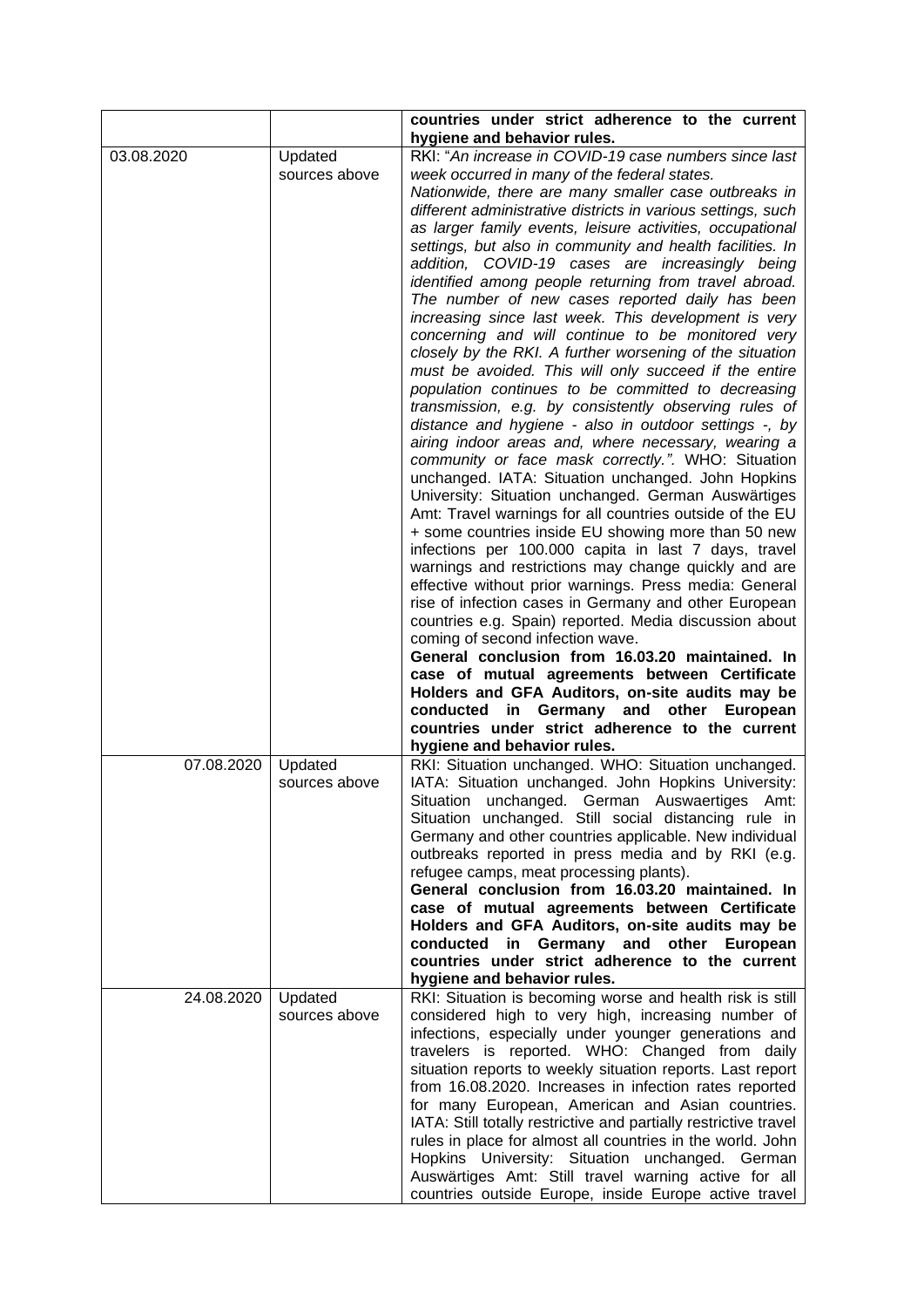|  |  | **countries under strict adherence to the current hygiene and behavior rules.** |
|---|---|---|
| 03.08.2020 | Updated sources above | RKI: "*An increase in COVID-19 case numbers since last week occurred in many of the federal states. Nationwide, there are many smaller case outbreaks in different administrative districts in various settings, such as larger family events, leisure activities, occupational settings, but also in community and health facilities. In addition, COVID-19 cases are increasingly being identified among people returning from travel abroad. The number of new cases reported daily has been increasing since last week. This development is very concerning and will continue to be monitored very closely by the RKI. A further worsening of the situation must be avoided. This will only succeed if the entire population continues to be committed to decreasing transmission, e.g. by consistently observing rules of distance and hygiene - also in outdoor settings -, by airing indoor areas and, where necessary, wearing a community or face mask correctly.*". WHO: Situation unchanged. IATA: Situation unchanged. John Hopkins University: Situation unchanged. German Auswärtiges Amt: Travel warnings for all countries outside of the EU + some countries inside EU showing more than 50 new infections per 100.000 capita in last 7 days, travel warnings and restrictions may change quickly and are effective without prior warnings. Press media: General rise of infection cases in Germany and other European countries e.g. Spain) reported. Media discussion about coming of second infection wave. **General conclusion from 16.03.20 maintained. In case of mutual agreements between Certificate Holders and GFA Auditors, on-site audits may be conducted in Germany and other European countries under strict adherence to the current hygiene and behavior rules.** |
| 07.08.2020 | Updated sources above | RKI: Situation unchanged. WHO: Situation unchanged. IATA: Situation unchanged. John Hopkins University: Situation unchanged. German Auswaertiges Amt: Situation unchanged. Still social distancing rule in Germany and other countries applicable. New individual outbreaks reported in press media and by RKI (e.g. refugee camps, meat processing plants). **General conclusion from 16.03.20 maintained. In case of mutual agreements between Certificate Holders and GFA Auditors, on-site audits may be conducted in Germany and other European countries under strict adherence to the current hygiene and behavior rules.** |
| 24.08.2020 | Updated sources above | RKI: Situation is becoming worse and health risk is still considered high to very high, increasing number of infections, especially under younger generations and travelers is reported. WHO: Changed from daily situation reports to weekly situation reports. Last report from 16.08.2020. Increases in infection rates reported for many European, American and Asian countries. IATA: Still totally restrictive and partially restrictive travel rules in place for almost all countries in the world. John Hopkins University: Situation unchanged. German Auswärtiges Amt: Still travel warning active for all countries outside Europe, inside Europe active travel |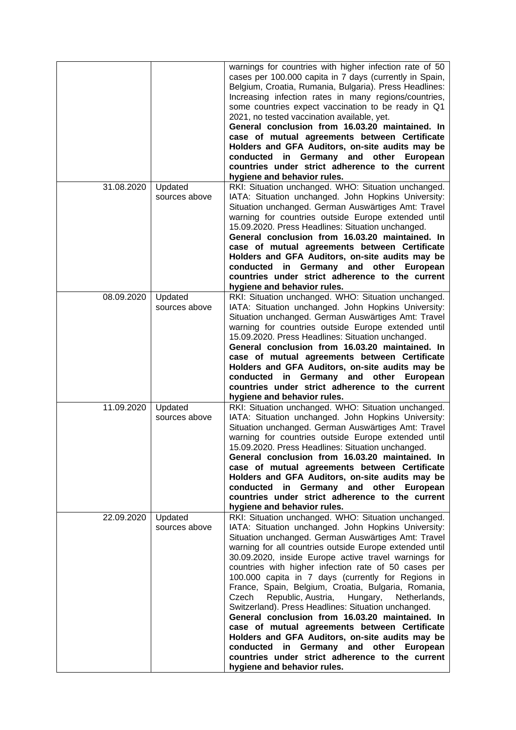| | | |
|---|---|---|
| | | warnings for countries with higher infection rate of 50 cases per 100.000 capita in 7 days (currently in Spain, Belgium, Croatia, Rumania, Bulgaria). Press Headlines: Increasing infection rates in many regions/countries, some countries expect vaccination to be ready in Q1 2021, no tested vaccination available, yet. **General conclusion from 16.03.20 maintained. In case of mutual agreements between Certificate Holders and GFA Auditors, on-site audits may be conducted in Germany and other European countries under strict adherence to the current hygiene and behavior rules.** |
| 31.08.2020 | Updated sources above | RKI: Situation unchanged. WHO: Situation unchanged. IATA: Situation unchanged. John Hopkins University: Situation unchanged. German Auswärtiges Amt: Travel warning for countries outside Europe extended until 15.09.2020. Press Headlines: Situation unchanged. **General conclusion from 16.03.20 maintained. In case of mutual agreements between Certificate Holders and GFA Auditors, on-site audits may be conducted in Germany and other European countries under strict adherence to the current hygiene and behavior rules.** |
| 08.09.2020 | Updated sources above | RKI: Situation unchanged. WHO: Situation unchanged. IATA: Situation unchanged. John Hopkins University: Situation unchanged. German Auswärtiges Amt: Travel warning for countries outside Europe extended until 15.09.2020. Press Headlines: Situation unchanged. **General conclusion from 16.03.20 maintained. In case of mutual agreements between Certificate Holders and GFA Auditors, on-site audits may be conducted in Germany and other European countries under strict adherence to the current hygiene and behavior rules.** |
| 11.09.2020 | Updated sources above | RKI: Situation unchanged. WHO: Situation unchanged. IATA: Situation unchanged. John Hopkins University: Situation unchanged. German Auswärtiges Amt: Travel warning for countries outside Europe extended until 15.09.2020. Press Headlines: Situation unchanged. **General conclusion from 16.03.20 maintained. In case of mutual agreements between Certificate Holders and GFA Auditors, on-site audits may be conducted in Germany and other European countries under strict adherence to the current hygiene and behavior rules.** |
| 22.09.2020 | Updated sources above | RKI: Situation unchanged. WHO: Situation unchanged. IATA: Situation unchanged. John Hopkins University: Situation unchanged. German Auswärtiges Amt: Travel warning for all countries outside Europe extended until 30.09.2020, inside Europe active travel warnings for countries with higher infection rate of 50 cases per 100.000 capita in 7 days (currently for Regions in France, Spain, Belgium, Croatia, Bulgaria, Romania, Czech Republic, Austria, Hungary, Netherlands, Switzerland). Press Headlines: Situation unchanged. **General conclusion from 16.03.20 maintained. In case of mutual agreements between Certificate Holders and GFA Auditors, on-site audits may be conducted in Germany and other European countries under strict adherence to the current hygiene and behavior rules.** |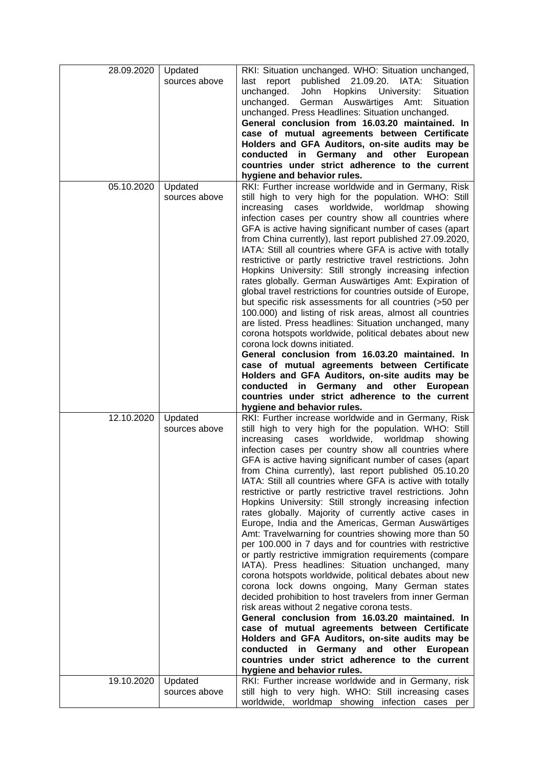| | | |
|---|---|---|
| 28.09.2020 | Updated sources above | RKI: Situation unchanged. WHO: Situation unchanged, last report published 21.09.20. IATA: Situation unchanged. John Hopkins University: Situation unchanged. German Auswärtiges Amt: Situation unchanged. Press Headlines: Situation unchanged. **General conclusion from 16.03.20 maintained. In case of mutual agreements between Certificate Holders and GFA Auditors, on-site audits may be conducted in Germany and other European countries under strict adherence to the current hygiene and behavior rules.** |
| 05.10.2020 | Updated sources above | RKI: Further increase worldwide and in Germany, Risk still high to very high for the population. WHO: Still increasing cases worldwide, worldmap showing infection cases per country show all countries where GFA is active having significant number of cases (apart from China currently), last report published 27.09.2020, IATA: Still all countries where GFA is active with totally restrictive or partly restrictive travel restrictions. John Hopkins University: Still strongly increasing infection rates globally. German Auswärtiges Amt: Expiration of global travel restrictions for countries outside of Europe, but specific risk assessments for all countries (>50 per 100.000) and listing of risk areas, almost all countries are listed. Press headlines: Situation unchanged, many corona hotspots worldwide, political debates about new corona lock downs initiated. **General conclusion from 16.03.20 maintained. In case of mutual agreements between Certificate Holders and GFA Auditors, on-site audits may be conducted in Germany and other European countries under strict adherence to the current hygiene and behavior rules.** |
| 12.10.2020 | Updated sources above | RKI: Further increase worldwide and in Germany, Risk still high to very high for the population. WHO: Still increasing cases worldwide, worldmap showing infection cases per country show all countries where GFA is active having significant number of cases (apart from China currently), last report published 05.10.20 IATA: Still all countries where GFA is active with totally restrictive or partly restrictive travel restrictions. John Hopkins University: Still strongly increasing infection rates globally. Majority of currently active cases in Europe, India and the Americas, German Auswärtiges Amt: Travelwarning for countries showing more than 50 per 100.000 in 7 days and for countries with restrictive or partly restrictive immigration requirements (compare IATA). Press headlines: Situation unchanged, many corona hotspots worldwide, political debates about new corona lock downs ongoing, Many German states decided prohibition to host travelers from inner German risk areas without 2 negative corona tests. **General conclusion from 16.03.20 maintained. In case of mutual agreements between Certificate Holders and GFA Auditors, on-site audits may be conducted in Germany and other European countries under strict adherence to the current hygiene and behavior rules.** |
| 19.10.2020 | Updated sources above | RKI: Further increase worldwide and in Germany, risk still high to very high. WHO: Still increasing cases worldwide, worldmap showing infection cases per |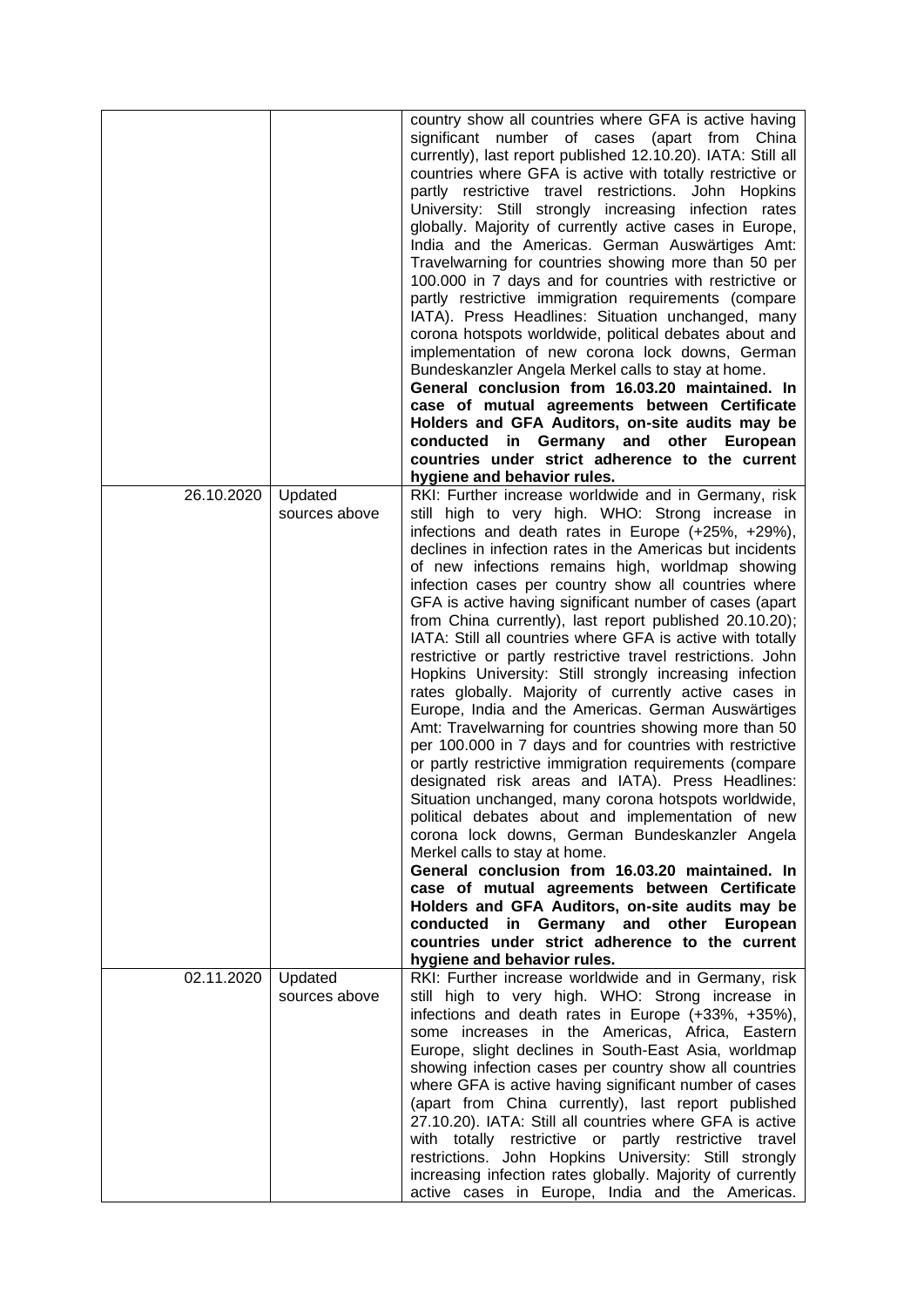| | | |
|---|---|---|
| | | country show all countries where GFA is active having significant number of cases (apart from China currently), last report published 12.10.20). IATA: Still all countries where GFA is active with totally restrictive or partly restrictive travel restrictions. John Hopkins University: Still strongly increasing infection rates globally. Majority of currently active cases in Europe, India and the Americas. German Auswärtiges Amt: Travelwarning for countries showing more than 50 per 100.000 in 7 days and for countries with restrictive or partly restrictive immigration requirements (compare IATA). Press Headlines: Situation unchanged, many corona hotspots worldwide, political debates about and implementation of new corona lock downs, German Bundeskanzler Angela Merkel calls to stay at home. **General conclusion from 16.03.20 maintained. In case of mutual agreements between Certificate Holders and GFA Auditors, on-site audits may be conducted in Germany and other European countries under strict adherence to the current hygiene and behavior rules.** |
| 26.10.2020 | Updated sources above | RKI: Further increase worldwide and in Germany, risk still high to very high. WHO: Strong increase in infections and death rates in Europe (+25%, +29%), declines in infection rates in the Americas but incidents of new infections remains high, worldmap showing infection cases per country show all countries where GFA is active having significant number of cases (apart from China currently), last report published 20.10.20); IATA: Still all countries where GFA is active with totally restrictive or partly restrictive travel restrictions. John Hopkins University: Still strongly increasing infection rates globally. Majority of currently active cases in Europe, India and the Americas. German Auswärtiges Amt: Travelwarning for countries showing more than 50 per 100.000 in 7 days and for countries with restrictive or partly restrictive immigration requirements (compare designated risk areas and IATA). Press Headlines: Situation unchanged, many corona hotspots worldwide, political debates about and implementation of new corona lock downs, German Bundeskanzler Angela Merkel calls to stay at home. **General conclusion from 16.03.20 maintained. In case of mutual agreements between Certificate Holders and GFA Auditors, on-site audits may be conducted in Germany and other European countries under strict adherence to the current hygiene and behavior rules.** |
| 02.11.2020 | Updated sources above | RKI: Further increase worldwide and in Germany, risk still high to very high. WHO: Strong increase in infections and death rates in Europe (+33%, +35%), some increases in the Americas, Africa, Eastern Europe, slight declines in South-East Asia, worldmap showing infection cases per country show all countries where GFA is active having significant number of cases (apart from China currently), last report published 27.10.20). IATA: Still all countries where GFA is active with totally restrictive or partly restrictive travel restrictions. John Hopkins University: Still strongly increasing infection rates globally. Majority of currently active cases in Europe, India and the Americas. |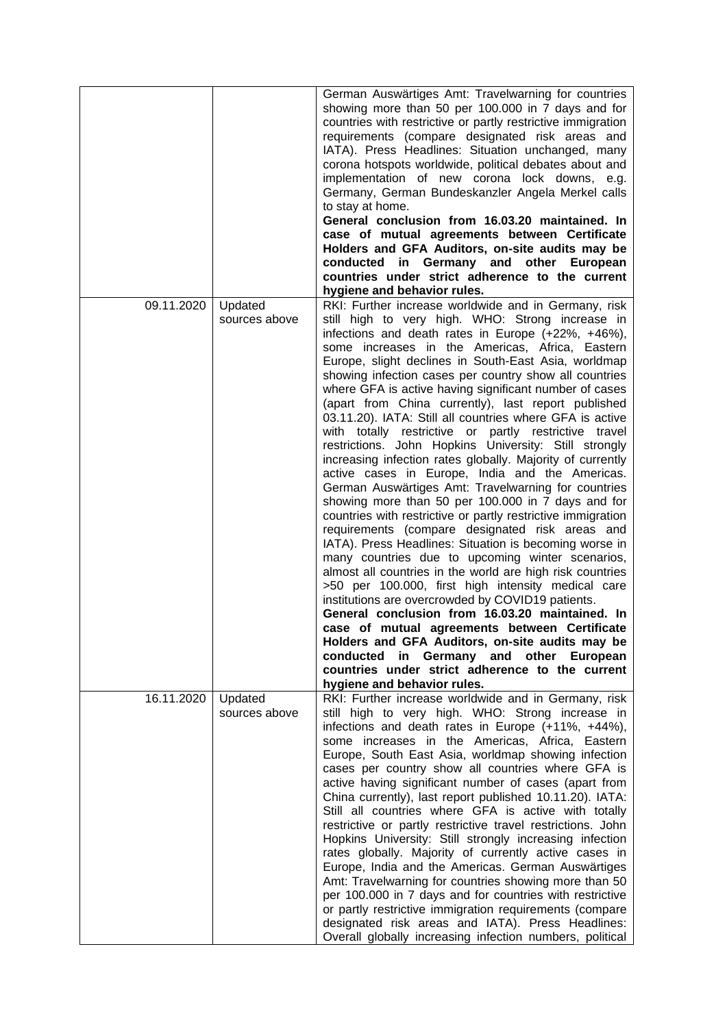| | | |
|---|---|---|
| | | German Auswärtiges Amt: Travelwarning for countries showing more than 50 per 100.000 in 7 days and for countries with restrictive or partly restrictive immigration requirements (compare designated risk areas and IATA). Press Headlines: Situation unchanged, many corona hotspots worldwide, political debates about and implementation of new corona lock downs, e.g. Germany, German Bundeskanzler Angela Merkel calls to stay at home. **General conclusion from 16.03.20 maintained. In case of mutual agreements between Certificate Holders and GFA Auditors, on-site audits may be conducted in Germany and other European countries under strict adherence to the current hygiene and behavior rules.** |
| 09.11.2020 | Updated sources above | RKI: Further increase worldwide and in Germany, risk still high to very high. WHO: Strong increase in infections and death rates in Europe (+22%, +46%), some increases in the Americas, Africa, Eastern Europe, slight declines in South-East Asia, worldmap showing infection cases per country show all countries where GFA is active having significant number of cases (apart from China currently), last report published 03.11.20). IATA: Still all countries where GFA is active with totally restrictive or partly restrictive travel restrictions. John Hopkins University: Still strongly increasing infection rates globally. Majority of currently active cases in Europe, India and the Americas. German Auswärtiges Amt: Travelwarning for countries showing more than 50 per 100.000 in 7 days and for countries with restrictive or partly restrictive immigration requirements (compare designated risk areas and IATA). Press Headlines: Situation is becoming worse in many countries due to upcoming winter scenarios, almost all countries in the world are high risk countries >50 per 100.000, first high intensity medical care institutions are overcrowded by COVID19 patients. **General conclusion from 16.03.20 maintained. In case of mutual agreements between Certificate Holders and GFA Auditors, on-site audits may be conducted in Germany and other European countries under strict adherence to the current hygiene and behavior rules.** |
| 16.11.2020 | Updated sources above | RKI: Further increase worldwide and in Germany, risk still high to very high. WHO: Strong increase in infections and death rates in Europe (+11%, +44%), some increases in the Americas, Africa, Eastern Europe, South East Asia, worldmap showing infection cases per country show all countries where GFA is active having significant number of cases (apart from China currently), last report published 10.11.20). IATA: Still all countries where GFA is active with totally restrictive or partly restrictive travel restrictions. John Hopkins University: Still strongly increasing infection rates globally. Majority of currently active cases in Europe, India and the Americas. German Auswärtiges Amt: Travelwarning for countries showing more than 50 per 100.000 in 7 days and for countries with restrictive or partly restrictive immigration requirements (compare designated risk areas and IATA). Press Headlines: Overall globally increasing infection numbers, political |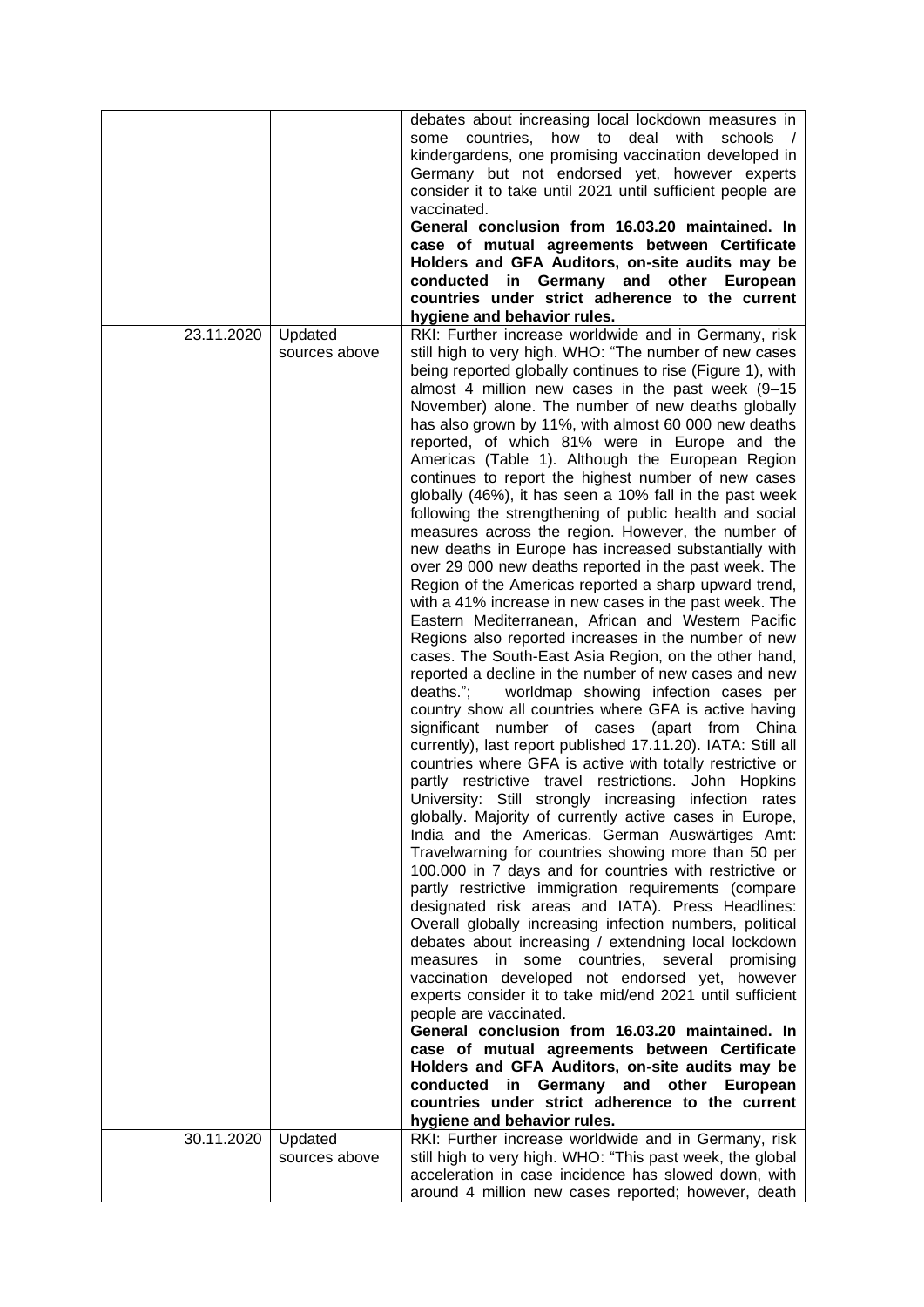|  |  |  |
|---|---|---|
|  |  | debates about increasing local lockdown measures in some countries, how to deal with schools / kindergardens, one promising vaccination developed in Germany but not endorsed yet, however experts consider it to take until 2021 until sufficient people are vaccinated. **General conclusion from 16.03.20 maintained. In case of mutual agreements between Certificate Holders and GFA Auditors, on-site audits may be conducted in Germany and other European countries under strict adherence to the current hygiene and behavior rules.** |
| 23.11.2020 | Updated sources above | RKI: Further increase worldwide and in Germany, risk still high to very high. WHO: "The number of new cases being reported globally continues to rise (Figure 1), with almost 4 million new cases in the past week (9–15 November) alone. The number of new deaths globally has also grown by 11%, with almost 60 000 new deaths reported, of which 81% were in Europe and the Americas (Table 1). Although the European Region continues to report the highest number of new cases globally (46%), it has seen a 10% fall in the past week following the strengthening of public health and social measures across the region. However, the number of new deaths in Europe has increased substantially with over 29 000 new deaths reported in the past week. The Region of the Americas reported a sharp upward trend, with a 41% increase in new cases in the past week. The Eastern Mediterranean, African and Western Pacific Regions also reported increases in the number of new cases. The South-East Asia Region, on the other hand, reported a decline in the number of new cases and new deaths."; worldmap showing infection cases per country show all countries where GFA is active having significant number of cases (apart from China currently), last report published 17.11.20). IATA: Still all countries where GFA is active with totally restrictive or partly restrictive travel restrictions. John Hopkins University: Still strongly increasing infection rates globally. Majority of currently active cases in Europe, India and the Americas. German Auswärtiges Amt: Travelwarning for countries showing more than 50 per 100.000 in 7 days and for countries with restrictive or partly restrictive immigration requirements (compare designated risk areas and IATA). Press Headlines: Overall globally increasing infection numbers, political debates about increasing / extendning local lockdown measures in some countries, several promising vaccination developed not endorsed yet, however experts consider it to take mid/end 2021 until sufficient people are vaccinated. **General conclusion from 16.03.20 maintained. In case of mutual agreements between Certificate Holders and GFA Auditors, on-site audits may be conducted in Germany and other European countries under strict adherence to the current hygiene and behavior rules.** |
| 30.11.2020 | Updated sources above | RKI: Further increase worldwide and in Germany, risk still high to very high. WHO: "This past week, the global acceleration in case incidence has slowed down, with around 4 million new cases reported; however, death |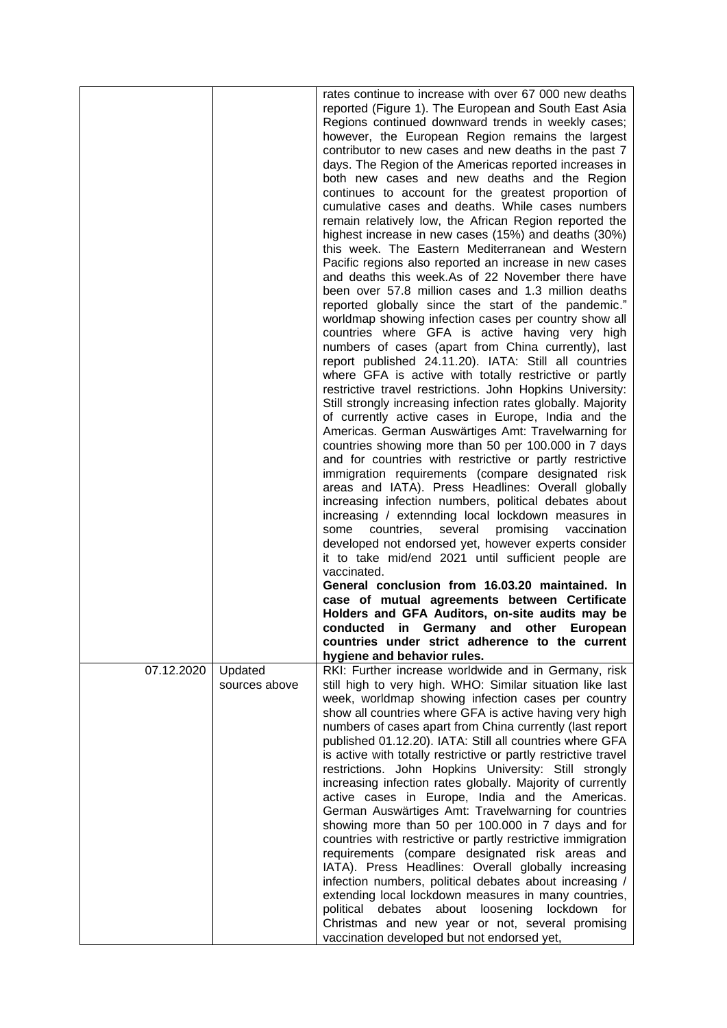| | | |
|---|---|---|
| | | rates continue to increase with over 67 000 new deaths reported (Figure 1). The European and South East Asia Regions continued downward trends in weekly cases; however, the European Region remains the largest contributor to new cases and new deaths in the past 7 days. The Region of the Americas reported increases in both new cases and new deaths and the Region continues to account for the greatest proportion of cumulative cases and deaths. While cases numbers remain relatively low, the African Region reported the highest increase in new cases (15%) and deaths (30%) this week. The Eastern Mediterranean and Western Pacific regions also reported an increase in new cases and deaths this week.As of 22 November there have been over 57.8 million cases and 1.3 million deaths reported globally since the start of the pandemic." worldmap showing infection cases per country show all countries where GFA is active having very high numbers of cases (apart from China currently), last report published 24.11.20). IATA: Still all countries where GFA is active with totally restrictive or partly restrictive travel restrictions. John Hopkins University: Still strongly increasing infection rates globally. Majority of currently active cases in Europe, India and the Americas. German Auswärtiges Amt: Travelwarning for countries showing more than 50 per 100.000 in 7 days and for countries with restrictive or partly restrictive immigration requirements (compare designated risk areas and IATA). Press Headlines: Overall globally increasing infection numbers, political debates about increasing / extennding local lockdown measures in some countries, several promising vaccination developed not endorsed yet, however experts consider it to take mid/end 2021 until sufficient people are vaccinated.<br>**General conclusion from 16.03.20 maintained. In case of mutual agreements between Certificate Holders and GFA Auditors, on-site audits may be conducted in Germany and other European countries under strict adherence to the current hygiene and behavior rules.** |
| 07.12.2020 | Updated sources above | RKI: Further increase worldwide and in Germany, risk still high to very high. WHO: Similar situation like last week, worldmap showing infection cases per country show all countries where GFA is active having very high numbers of cases apart from China currently (last report published 01.12.20). IATA: Still all countries where GFA is active with totally restrictive or partly restrictive travel restrictions. John Hopkins University: Still strongly increasing infection rates globally. Majority of currently active cases in Europe, India and the Americas. German Auswärtiges Amt: Travelwarning for countries showing more than 50 per 100.000 in 7 days and for countries with restrictive or partly restrictive immigration requirements (compare designated risk areas and IATA). Press Headlines: Overall globally increasing infection numbers, political debates about increasing / extending local lockdown measures in many countries, political debates about loosening lockdown for Christmas and new year or not, several promising vaccination developed but not endorsed yet, |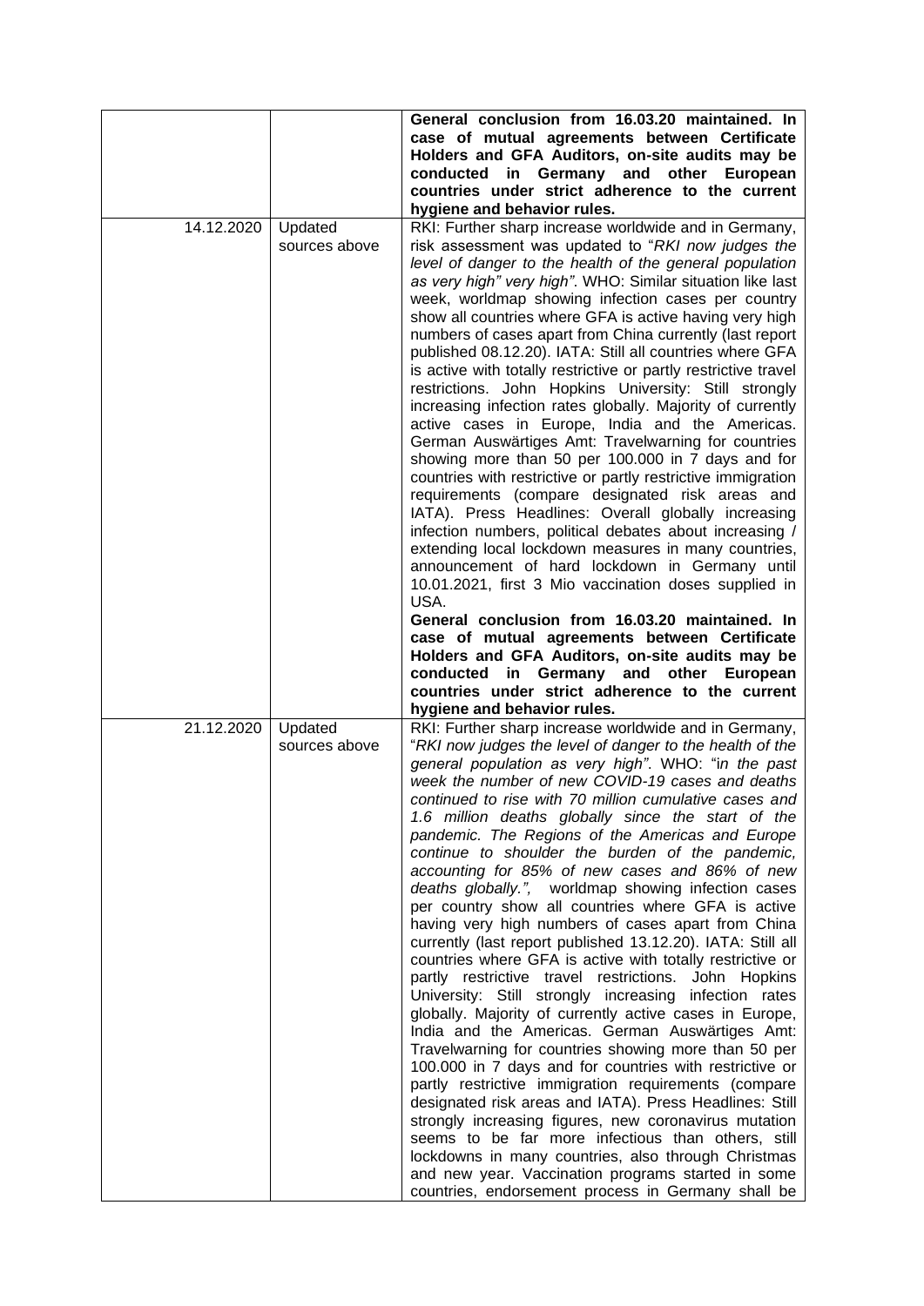| | | |
|---|---|---|
| | | **General conclusion from 16.03.20 maintained. In case of mutual agreements between Certificate Holders and GFA Auditors, on-site audits may be conducted in Germany and other European countries under strict adherence to the current hygiene and behavior rules.** |
| 14.12.2020 | Updated sources above | RKI: Further sharp increase worldwide and in Germany, risk assessment was updated to "*RKI now judges the level of danger to the health of the general population as very high" very high"*. WHO: Similar situation like last week, worldmap showing infection cases per country show all countries where GFA is active having very high numbers of cases apart from China currently (last report published 08.12.20). IATA: Still all countries where GFA is active with totally restrictive or partly restrictive travel restrictions. John Hopkins University: Still strongly increasing infection rates globally. Majority of currently active cases in Europe, India and the Americas. German Auswärtiges Amt: Travelwarning for countries showing more than 50 per 100.000 in 7 days and for countries with restrictive or partly restrictive immigration requirements (compare designated risk areas and IATA). Press Headlines: Overall globally increasing infection numbers, political debates about increasing / extending local lockdown measures in many countries, announcement of hard lockdown in Germany until 10.01.2021, first 3 Mio vaccination doses supplied in USA.<br>**General conclusion from 16.03.20 maintained. In case of mutual agreements between Certificate Holders and GFA Auditors, on-site audits may be conducted in Germany and other European countries under strict adherence to the current hygiene and behavior rules.** |
| 21.12.2020 | Updated sources above | RKI: Further sharp increase worldwide and in Germany, "*RKI now judges the level of danger to the health of the general population as very high"*. WHO: "*in the past week the number of new COVID-19 cases and deaths continued to rise with 70 million cumulative cases and 1.6 million deaths globally since the start of the pandemic. The Regions of the Americas and Europe continue to shoulder the burden of the pandemic, accounting for 85% of new cases and 86% of new deaths globally.",* worldmap showing infection cases per country show all countries where GFA is active having very high numbers of cases apart from China currently (last report published 13.12.20). IATA: Still all countries where GFA is active with totally restrictive or partly restrictive travel restrictions. John Hopkins University: Still strongly increasing infection rates globally. Majority of currently active cases in Europe, India and the Americas. German Auswärtiges Amt: Travelwarning for countries showing more than 50 per 100.000 in 7 days and for countries with restrictive or partly restrictive immigration requirements (compare designated risk areas and IATA). Press Headlines: Still strongly increasing figures, new coronavirus mutation seems to be far more infectious than others, still lockdowns in many countries, also through Christmas and new year. Vaccination programs started in some countries, endorsement process in Germany shall be |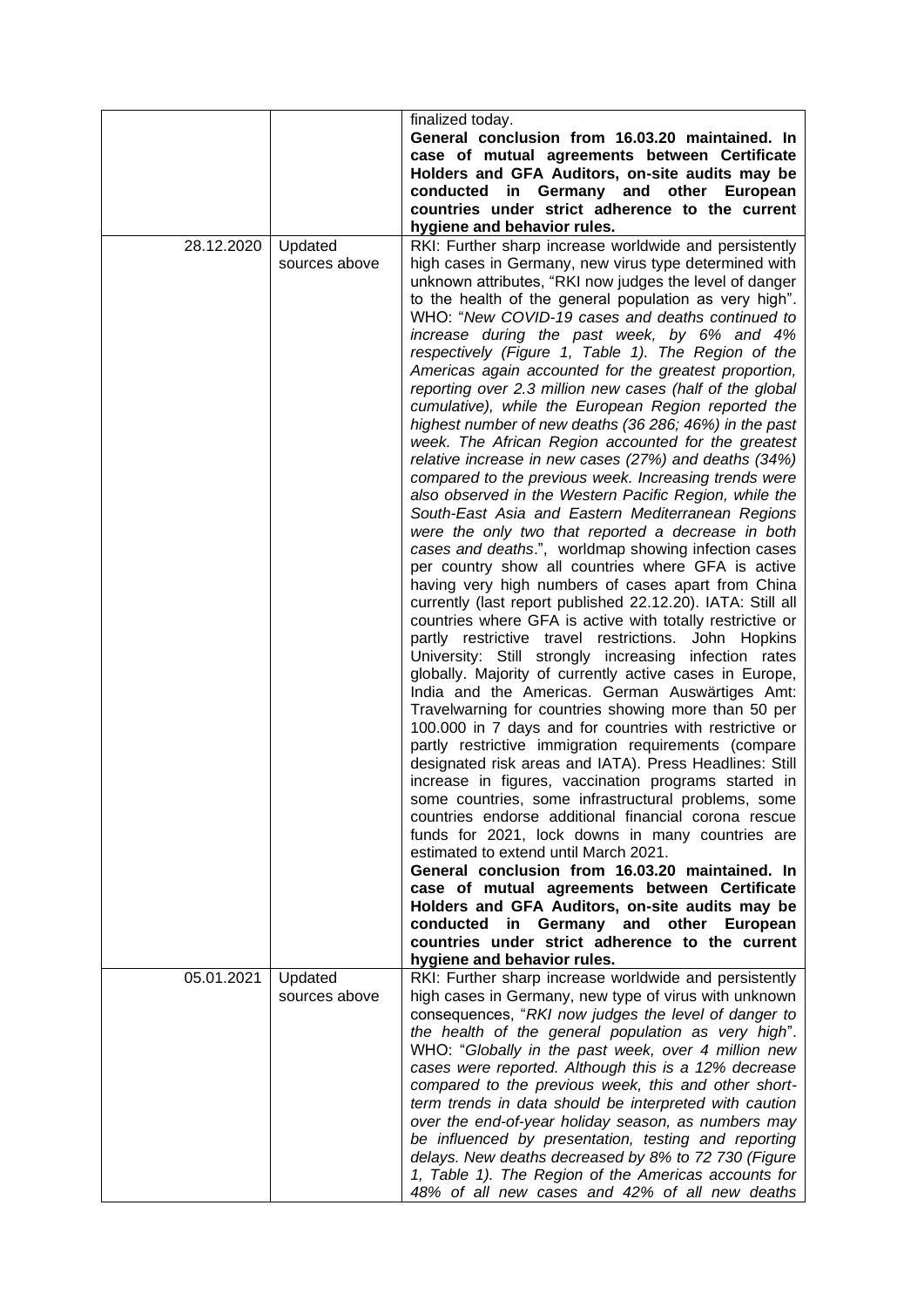|  |  |  |
|---|---|---|
|  |  | finalized today. **General conclusion from 16.03.20 maintained. In case of mutual agreements between Certificate Holders and GFA Auditors, on-site audits may be conducted in Germany and other European countries under strict adherence to the current hygiene and behavior rules.** |
| 28.12.2020 | Updated sources above | RKI: Further sharp increase worldwide and persistently high cases in Germany, new virus type determined with unknown attributes, "RKI now judges the level of danger to the health of the general population as very high". WHO: "*New COVID-19 cases and deaths continued to increase during the past week, by 6% and 4% respectively (Figure 1, Table 1). The Region of the Americas again accounted for the greatest proportion, reporting over 2.3 million new cases (half of the global cumulative), while the European Region reported the highest number of new deaths (36 286; 46%) in the past week. The African Region accounted for the greatest relative increase in new cases (27%) and deaths (34%) compared to the previous week. Increasing trends were also observed in the Western Pacific Region, while the South-East Asia and Eastern Mediterranean Regions were the only two that reported a decrease in both cases and deaths*.", worldmap showing infection cases per country show all countries where GFA is active having very high numbers of cases apart from China currently (last report published 22.12.20). IATA: Still all countries where GFA is active with totally restrictive or partly restrictive travel restrictions. John Hopkins University: Still strongly increasing infection rates globally. Majority of currently active cases in Europe, India and the Americas. German Auswärtiges Amt: Travelwarning for countries showing more than 50 per 100.000 in 7 days and for countries with restrictive or partly restrictive immigration requirements (compare designated risk areas and IATA). Press Headlines: Still increase in figures, vaccination programs started in some countries, some infrastructural problems, some countries endorse additional financial corona rescue funds for 2021, lock downs in many countries are estimated to extend until March 2021. **General conclusion from 16.03.20 maintained. In case of mutual agreements between Certificate Holders and GFA Auditors, on-site audits may be conducted in Germany and other European countries under strict adherence to the current hygiene and behavior rules.** |
| 05.01.2021 | Updated sources above | RKI: Further sharp increase worldwide and persistently high cases in Germany, new type of virus with unknown consequences, "*RKI now judges the level of danger to the health of the general population as very high*". WHO: "*Globally in the past week, over 4 million new cases were reported. Although this is a 12% decrease compared to the previous week, this and other short-term trends in data should be interpreted with caution over the end-of-year holiday season, as numbers may be influenced by presentation, testing and reporting delays. New deaths decreased by 8% to 72 730 (Figure 1, Table 1). The Region of the Americas accounts for 48% of all new cases and 42% of all new deaths* |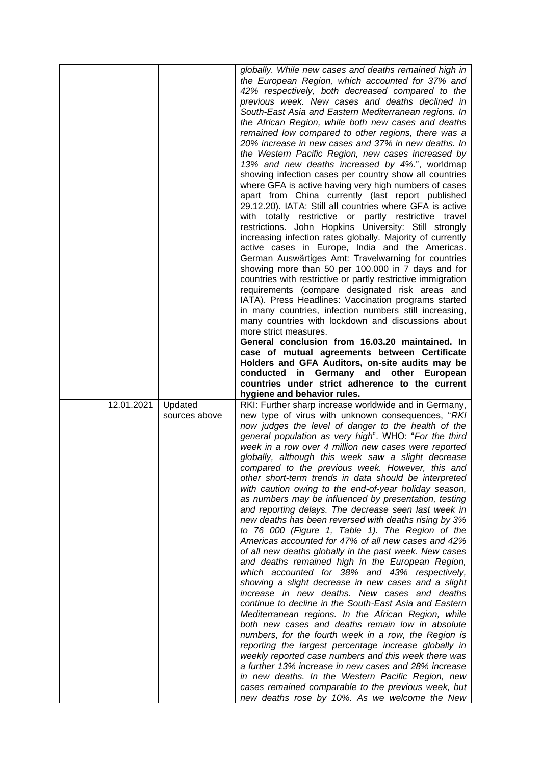| | | |
|---|---|---|
| | | *globally. While new cases and deaths remained high in the European Region, which accounted for 37% and 42% respectively, both decreased compared to the previous week. New cases and deaths declined in South-East Asia and Eastern Mediterranean regions. In the African Region, while both new cases and deaths remained low compared to other regions, there was a 20% increase in new cases and 37% in new deaths. In the Western Pacific Region, new cases increased by 13% and new deaths increased by 4%*.", worldmap showing infection cases per country show all countries where GFA is active having very high numbers of cases apart from China currently (last report published 29.12.20). IATA: Still all countries where GFA is active with totally restrictive or partly restrictive travel restrictions. John Hopkins University: Still strongly increasing infection rates globally. Majority of currently active cases in Europe, India and the Americas. German Auswärtiges Amt: Travelwarning for countries showing more than 50 per 100.000 in 7 days and for countries with restrictive or partly restrictive immigration requirements (compare designated risk areas and IATA). Press Headlines: Vaccination programs started in many countries, infection numbers still increasing, many countries with lockdown and discussions about more strict measures. **General conclusion from 16.03.20 maintained. In case of mutual agreements between Certificate Holders and GFA Auditors, on-site audits may be conducted in Germany and other European countries under strict adherence to the current hygiene and behavior rules.** |
| 12.01.2021 | Updated sources above | RKI: Further sharp increase worldwide and in Germany, new type of virus with unknown consequences, "*RKI now judges the level of danger to the health of the general population as very high*". WHO: "*For the third week in a row over 4 million new cases were reported globally, although this week saw a slight decrease compared to the previous week. However, this and other short-term trends in data should be interpreted with caution owing to the end-of-year holiday season, as numbers may be influenced by presentation, testing and reporting delays. The decrease seen last week in new deaths has been reversed with deaths rising by 3% to 76 000 (Figure 1, Table 1). The Region of the Americas accounted for 47% of all new cases and 42% of all new deaths globally in the past week. New cases and deaths remained high in the European Region, which accounted for 38% and 43% respectively, showing a slight decrease in new cases and a slight increase in new deaths. New cases and deaths continue to decline in the South-East Asia and Eastern Mediterranean regions. In the African Region, while both new cases and deaths remain low in absolute numbers, for the fourth week in a row, the Region is reporting the largest percentage increase globally in weekly reported case numbers and this week there was a further 13% increase in new cases and 28% increase in new deaths. In the Western Pacific Region, new cases remained comparable to the previous week, but new deaths rose by 10%. As we welcome the New* |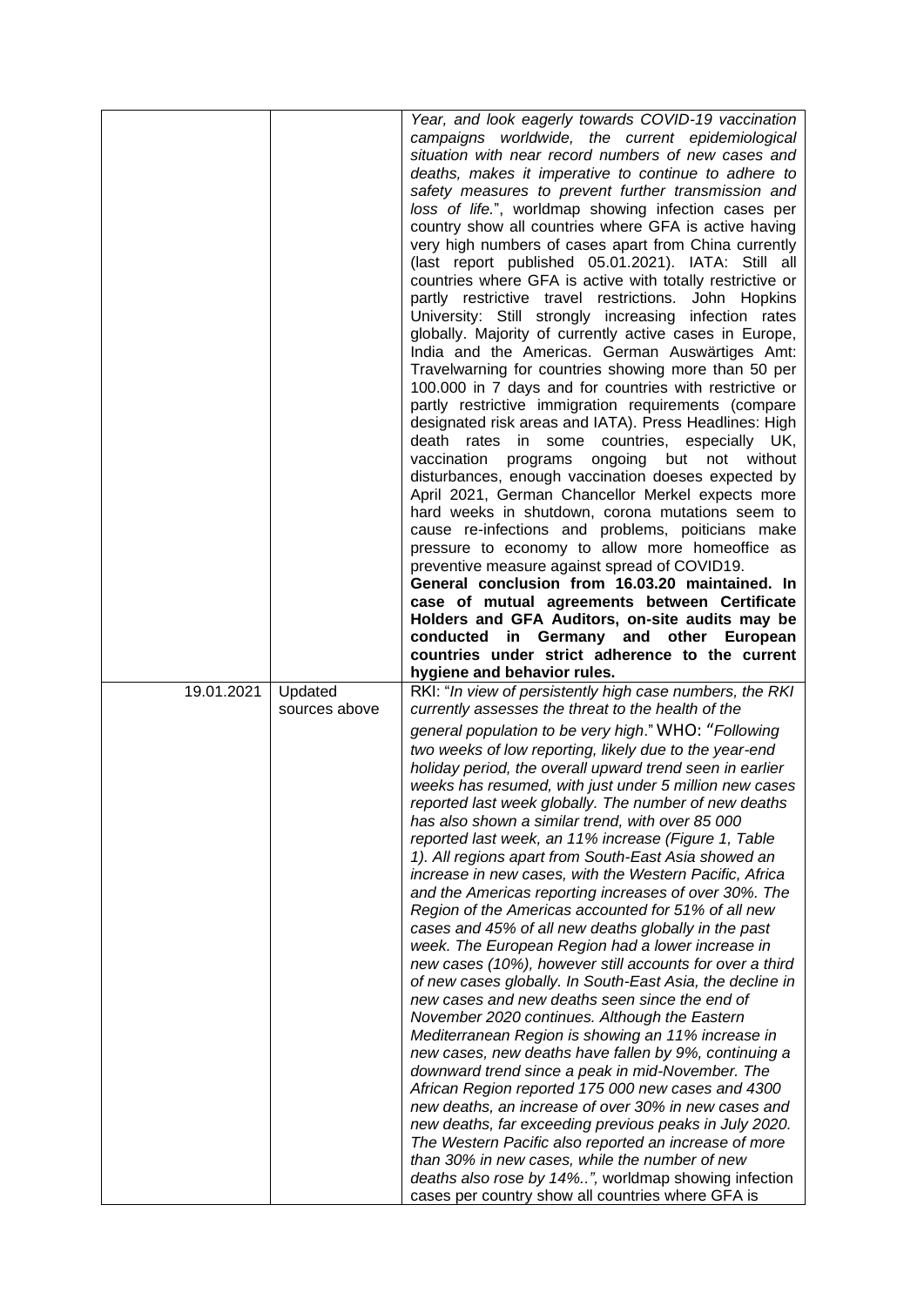|  |  | *Year, and look eagerly towards COVID-19 vaccination campaigns worldwide, the current epidemiological situation with near record numbers of new cases and deaths, makes it imperative to continue to adhere to safety measures to prevent further transmission and loss of life.*", worldmap showing infection cases per country show all countries where GFA is active having very high numbers of cases apart from China currently (last report published 05.01.2021). IATA: Still all countries where GFA is active with totally restrictive or partly restrictive travel restrictions. John Hopkins University: Still strongly increasing infection rates globally. Majority of currently active cases in Europe, India and the Americas. German Auswärtiges Amt: Travelwarning for countries showing more than 50 per 100.000 in 7 days and for countries with restrictive or partly restrictive immigration requirements (compare designated risk areas and IATA). Press Headlines: High death rates in some countries, especially UK, vaccination programs ongoing but not without disturbances, enough vaccination doeses expected by April 2021, German Chancellor Merkel expects more hard weeks in shutdown, corona mutations seem to cause re-infections and problems, poiticians make pressure to economy to allow more homeoffice as preventive measure against spread of COVID19. **General conclusion from 16.03.20 maintained. In case of mutual agreements between Certificate Holders and GFA Auditors, on-site audits may be conducted in Germany and other European countries under strict adherence to the current hygiene and behavior rules.** |
|---|---|---|
| 19.01.2021 | Updated sources above | RKI: "*In view of persistently high case numbers, the RKI currently assesses the threat to the health of the general population to be very high.*" WHO: "*Following two weeks of low reporting, likely due to the year-end holiday period, the overall upward trend seen in earlier weeks has resumed, with just under 5 million new cases reported last week globally. The number of new deaths has also shown a similar trend, with over 85 000 reported last week, an 11% increase (Figure 1, Table 1). All regions apart from South-East Asia showed an increase in new cases, with the Western Pacific, Africa and the Americas reporting increases of over 30%. The Region of the Americas accounted for 51% of all new cases and 45% of all new deaths globally in the past week. The European Region had a lower increase in new cases (10%), however still accounts for over a third of new cases globally. In South-East Asia, the decline in new cases and new deaths seen since the end of November 2020 continues. Although the Eastern Mediterranean Region is showing an 11% increase in new cases, new deaths have fallen by 9%, continuing a downward trend since a peak in mid-November. The African Region reported 175 000 new cases and 4300 new deaths, an increase of over 30% in new cases and new deaths, far exceeding previous peaks in July 2020. The Western Pacific also reported an increase of more than 30% in new cases, while the number of new deaths also rose by 14%..*", worldmap showing infection cases per country show all countries where GFA is |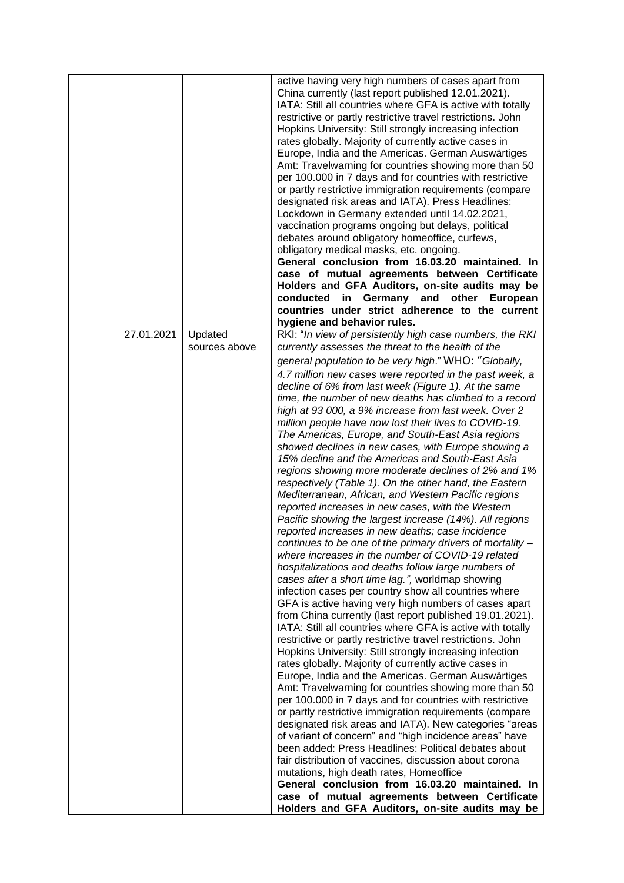| | | |
|---|---|---|
| | | active having very high numbers of cases apart from China currently (last report published 12.01.2021). IATA: Still all countries where GFA is active with totally restrictive or partly restrictive travel restrictions. John Hopkins University: Still strongly increasing infection rates globally. Majority of currently active cases in Europe, India and the Americas. German Auswärtiges Amt: Travelwarning for countries showing more than 50 per 100.000 in 7 days and for countries with restrictive or partly restrictive immigration requirements (compare designated risk areas and IATA). Press Headlines: Lockdown in Germany extended until 14.02.2021, vaccination programs ongoing but delays, political debates around obligatory homeoffice, curfews, obligatory medical masks, etc. ongoing. **General conclusion from 16.03.20 maintained. In case of mutual agreements between Certificate Holders and GFA Auditors, on-site audits may be conducted in Germany and other European countries under strict adherence to the current hygiene and behavior rules.** |
| 27.01.2021 | Updated sources above | RKI: "*In view of persistently high case numbers, the RKI currently assesses the threat to the health of the general population to be very high*." WHO: "*Globally, 4.7 million new cases were reported in the past week, a decline of 6% from last week (Figure 1). At the same time, the number of new deaths has climbed to a record high at 93 000, a 9% increase from last week. Over 2 million people have now lost their lives to COVID-19. The Americas, Europe, and South-East Asia regions showed declines in new cases, with Europe showing a 15% decline and the Americas and South-East Asia regions showing more moderate declines of 2% and 1% respectively (Table 1). On the other hand, the Eastern Mediterranean, African, and Western Pacific regions reported increases in new cases, with the Western Pacific showing the largest increase (14%). All regions reported increases in new deaths; case incidence continues to be one of the primary drivers of mortality – where increases in the number of COVID-19 related hospitalizations and deaths follow large numbers of cases after a short time lag.*", worldmap showing infection cases per country show all countries where GFA is active having very high numbers of cases apart from China currently (last report published 19.01.2021). IATA: Still all countries where GFA is active with totally restrictive or partly restrictive travel restrictions. John Hopkins University: Still strongly increasing infection rates globally. Majority of currently active cases in Europe, India and the Americas. German Auswärtiges Amt: Travelwarning for countries showing more than 50 per 100.000 in 7 days and for countries with restrictive or partly restrictive immigration requirements (compare designated risk areas and IATA). New categories "areas of variant of concern" and "high incidence areas" have been added: Press Headlines: Political debates about fair distribution of vaccines, discussion about corona mutations, high death rates, Homeoffice **General conclusion from 16.03.20 maintained. In case of mutual agreements between Certificate Holders and GFA Auditors, on-site audits may be** |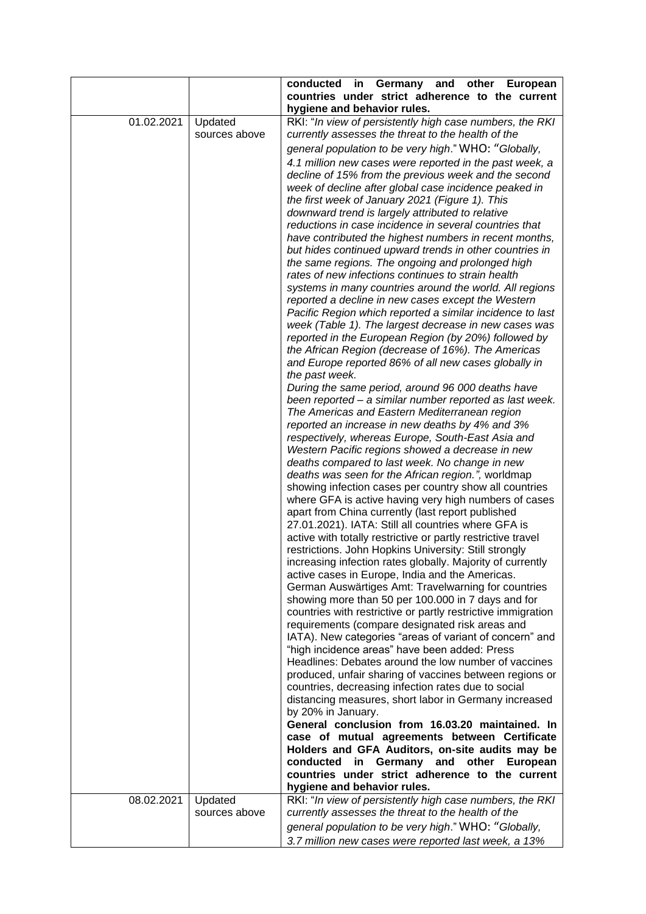| | | |
|---|---|---|
| | | **conducted in Germany and other European countries under strict adherence to the current hygiene and behavior rules.** |
| 01.02.2021 | Updated sources above | RKI: "*In view of persistently high case numbers, the RKI currently assesses the threat to the health of the general population to be very high*." WHO: "*Globally, 4.1 million new cases were reported in the past week, a decline of 15% from the previous week and the second week of decline after global case incidence peaked in the first week of January 2021 (Figure 1). This downward trend is largely attributed to relative reductions in case incidence in several countries that have contributed the highest numbers in recent months, but hides continued upward trends in other countries in the same regions. The ongoing and prolonged high rates of new infections continues to strain health systems in many countries around the world. All regions reported a decline in new cases except the Western Pacific Region which reported a similar incidence to last week (Table 1). The largest decrease in new cases was reported in the European Region (by 20%) followed by the African Region (decrease of 16%). The Americas and Europe reported 86% of all new cases globally in the past week.*<br>*During the same period, around 96 000 deaths have been reported – a similar number reported as last week. The Americas and Eastern Mediterranean region reported an increase in new deaths by 4% and 3% respectively, whereas Europe, South-East Asia and Western Pacific regions showed a decrease in new deaths compared to last week. No change in new deaths was seen for the African region.",* worldmap showing infection cases per country show all countries where GFA is active having very high numbers of cases apart from China currently (last report published 27.01.2021). IATA: Still all countries where GFA is active with totally restrictive or partly restrictive travel restrictions. John Hopkins University: Still strongly increasing infection rates globally. Majority of currently active cases in Europe, India and the Americas. German Auswärtiges Amt: Travelwarning for countries showing more than 50 per 100.000 in 7 days and for countries with restrictive or partly restrictive immigration requirements (compare designated risk areas and IATA). New categories "areas of variant of concern" and "high incidence areas" have been added: Press Headlines: Debates around the low number of vaccines produced, unfair sharing of vaccines between regions or countries, decreasing infection rates due to social distancing measures, short labor in Germany increased by 20% in January.<br>**General conclusion from 16.03.20 maintained. In case of mutual agreements between Certificate Holders and GFA Auditors, on-site audits may be conducted in Germany and other European countries under strict adherence to the current hygiene and behavior rules.** |
| 08.02.2021 | Updated sources above | RKI: "*In view of persistently high case numbers, the RKI currently assesses the threat to the health of the general population to be very high*." WHO: "*Globally, 3.7 million new cases were reported last week, a 13%* |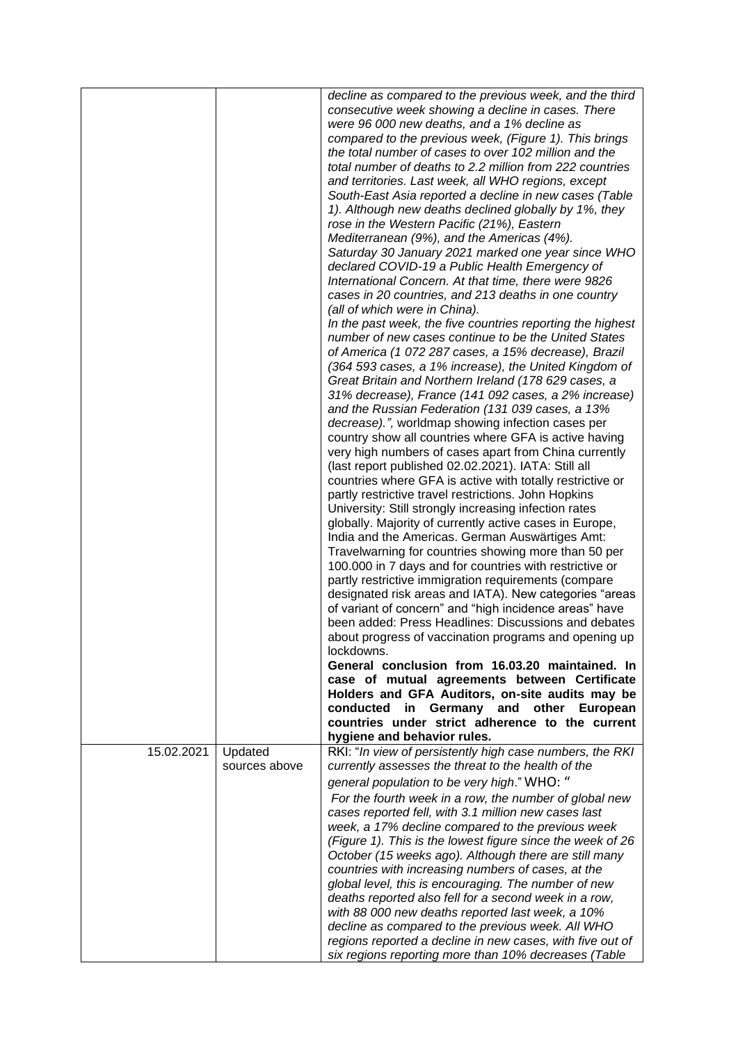| | | |
|---|---|---|
| | | *decline as compared to the previous week, and the third consecutive week showing a decline in cases. There were 96 000 new deaths, and a 1% decline as compared to the previous week, (Figure 1). This brings the total number of cases to over 102 million and the total number of deaths to 2.2 million from 222 countries and territories. Last week, all WHO regions, except South-East Asia reported a decline in new cases (Table 1). Although new deaths declined globally by 1%, they rose in the Western Pacific (21%), Eastern Mediterranean (9%), and the Americas (4%).* *Saturday 30 January 2021 marked one year since WHO declared COVID-19 a Public Health Emergency of International Concern. At that time, there were 9826 cases in 20 countries, and 213 deaths in one country (all of which were in China).* *In the past week, the five countries reporting the highest number of new cases continue to be the United States of America (1 072 287 cases, a 15% decrease), Brazil (364 593 cases, a 1% increase), the United Kingdom of Great Britain and Northern Ireland (178 629 cases, a 31% decrease), France (141 092 cases, a 2% increase) and the Russian Federation (131 039 cases, a 13% decrease).",* worldmap showing infection cases per country show all countries where GFA is active having very high numbers of cases apart from China currently (last report published 02.02.2021). IATA: Still all countries where GFA is active with totally restrictive or partly restrictive travel restrictions. John Hopkins University: Still strongly increasing infection rates globally. Majority of currently active cases in Europe, India and the Americas. German Auswärtiges Amt: Travelwarning for countries showing more than 50 per 100.000 in 7 days and for countries with restrictive or partly restrictive immigration requirements (compare designated risk areas and IATA). New categories "areas of variant of concern" and "high incidence areas" have been added: Press Headlines: Discussions and debates about progress of vaccination programs and opening up lockdowns. **General conclusion from 16.03.20 maintained. In case of mutual agreements between Certificate Holders and GFA Auditors, on-site audits may be conducted in Germany and other European countries under strict adherence to the current hygiene and behavior rules.** |
| 15.02.2021 | Updated sources above | RKI: "*In view of persistently high case numbers, the RKI currently assesses the threat to the health of the general population to be very high*." WHO: " *For the fourth week in a row, the number of global new cases reported fell, with 3.1 million new cases last week, a 17% decline compared to the previous week (Figure 1). This is the lowest figure since the week of 26 October (15 weeks ago). Although there are still many countries with increasing numbers of cases, at the global level, this is encouraging. The number of new deaths reported also fell for a second week in a row, with 88 000 new deaths reported last week, a 10% decline as compared to the previous week. All WHO regions reported a decline in new cases, with five out of six regions reporting more than 10% decreases (Table* |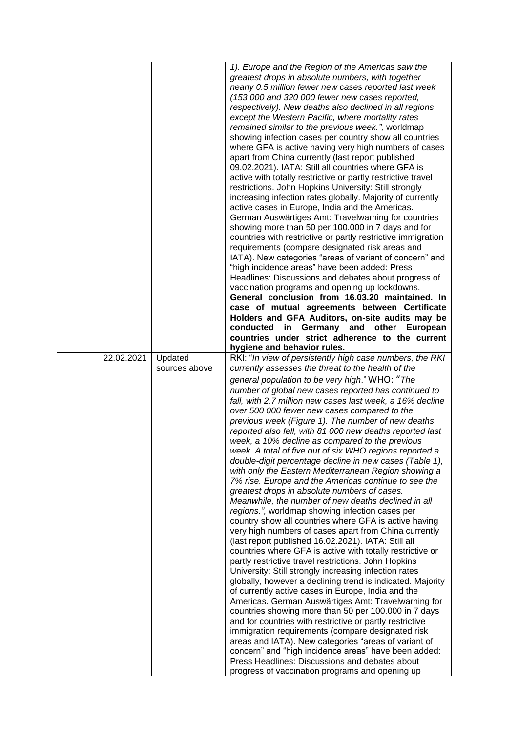|  |  | 1). Europe and the Region of the Americas saw the greatest drops in absolute numbers, with together nearly 0.5 million fewer new cases reported last week (153 000 and 320 000 fewer new cases reported, respectively). New deaths also declined in all regions except the Western Pacific, where mortality rates remained similar to the previous week.",* worldmap showing infection cases per country show all countries where GFA is active having very high numbers of cases apart from China currently (last report published 09.02.2021). IATA: Still all countries where GFA is active with totally restrictive or partly restrictive travel restrictions. John Hopkins University: Still strongly increasing infection rates globally. Majority of currently active cases in Europe, India and the Americas. German Auswärtiges Amt: Travelwarning for countries showing more than 50 per 100.000 in 7 days and for countries with restrictive or partly restrictive immigration requirements (compare designated risk areas and IATA). New categories "areas of variant of concern" and "high incidence areas" have been added: Press Headlines: Discussions and debates about progress of vaccination programs and opening up lockdowns. **General conclusion from 16.03.20 maintained. In case of mutual agreements between Certificate Holders and GFA Auditors, on-site audits may be conducted in Germany and other European countries under strict adherence to the current hygiene and behavior rules.** |
|---|---|---|
| 22.02.2021 | Updated sources above | RKI: "*In view of persistently high case numbers, the RKI currently assesses the threat to the health of the general population to be very high*." WHO: "*The number of global new cases reported has continued to fall, with 2.7 million new cases last week, a 16% decline over 500 000 fewer new cases compared to the previous week (Figure 1). The number of new deaths reported also fell, with 81 000 new deaths reported last week, a 10% decline as compared to the previous week. A total of five out of six WHO regions reported a double-digit percentage decline in new cases (Table 1), with only the Eastern Mediterranean Region showing a 7% rise. Europe and the Americas continue to see the greatest drops in absolute numbers of cases. Meanwhile, the number of new deaths declined in all regions.",* worldmap showing infection cases per country show all countries where GFA is active having very high numbers of cases apart from China currently (last report published 16.02.2021). IATA: Still all countries where GFA is active with totally restrictive or partly restrictive travel restrictions. John Hopkins University: Still strongly increasing infection rates globally, however a declining trend is indicated. Majority of currently active cases in Europe, India and the Americas. German Auswärtiges Amt: Travelwarning for countries showing more than 50 per 100.000 in 7 days and for countries with restrictive or partly restrictive immigration requirements (compare designated risk areas and IATA). New categories "areas of variant of concern" and "high incidence areas" have been added: Press Headlines: Discussions and debates about progress of vaccination programs and opening up |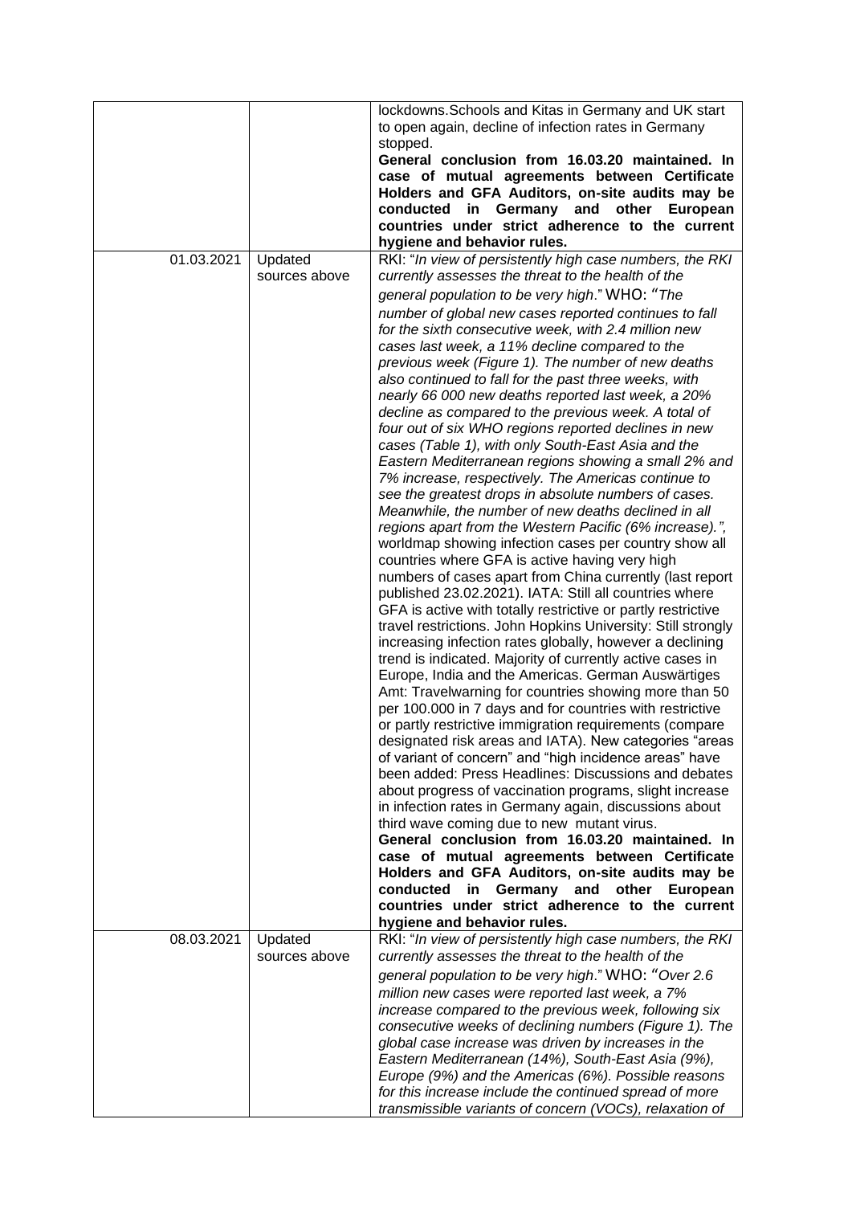| | | |
|---|---|---|
| | | lockdowns.Schools and Kitas in Germany and UK start to open again, decline of infection rates in Germany stopped. **General conclusion from 16.03.20 maintained. In case of mutual agreements between Certificate Holders and GFA Auditors, on-site audits may be conducted in Germany and other European countries under strict adherence to the current hygiene and behavior rules.** |
| 01.03.2021 | Updated sources above | RKI: "*In view of persistently high case numbers, the RKI currently assesses the threat to the health of the general population to be very high*." WHO: "*The number of global new cases reported continues to fall for the sixth consecutive week, with 2.4 million new cases last week, a 11% decline compared to the previous week (Figure 1). The number of new deaths also continued to fall for the past three weeks, with nearly 66 000 new deaths reported last week, a 20% decline as compared to the previous week. A total of four out of six WHO regions reported declines in new cases (Table 1), with only South-East Asia and the Eastern Mediterranean regions showing a small 2% and 7% increase, respectively. The Americas continue to see the greatest drops in absolute numbers of cases. Meanwhile, the number of new deaths declined in all regions apart from the Western Pacific (6% increase).*", worldmap showing infection cases per country show all countries where GFA is active having very high numbers of cases apart from China currently (last report published 23.02.2021). IATA: Still all countries where GFA is active with totally restrictive or partly restrictive travel restrictions. John Hopkins University: Still strongly increasing infection rates globally, however a declining trend is indicated. Majority of currently active cases in Europe, India and the Americas. German Auswärtiges Amt: Travelwarning for countries showing more than 50 per 100.000 in 7 days and for countries with restrictive or partly restrictive immigration requirements (compare designated risk areas and IATA). New categories "areas of variant of concern" and "high incidence areas" have been added: Press Headlines: Discussions and debates about progress of vaccination programs, slight increase in infection rates in Germany again, discussions about third wave coming due to new mutant virus. **General conclusion from 16.03.20 maintained. In case of mutual agreements between Certificate Holders and GFA Auditors, on-site audits may be conducted in Germany and other European countries under strict adherence to the current hygiene and behavior rules.** |
| 08.03.2021 | Updated sources above | RKI: "*In view of persistently high case numbers, the RKI currently assesses the threat to the health of the general population to be very high*." WHO: "*Over 2.6 million new cases were reported last week, a 7% increase compared to the previous week, following six consecutive weeks of declining numbers (Figure 1). The global case increase was driven by increases in the Eastern Mediterranean (14%), South-East Asia (9%), Europe (9%) and the Americas (6%). Possible reasons for this increase include the continued spread of more transmissible variants of concern (VOCs), relaxation of* |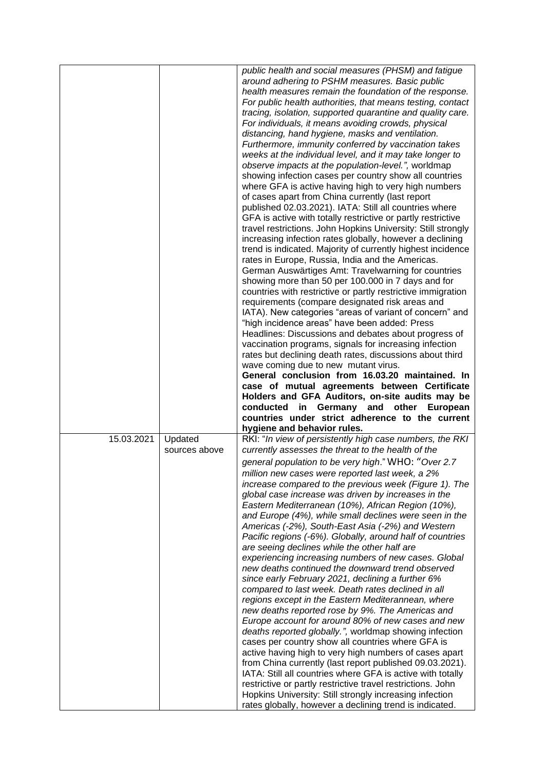| | | |
|---|---|---|
| | | *public health and social measures (PHSM) and fatigue around adhering to PSHM measures. Basic public health measures remain the foundation of the response. For public health authorities, that means testing, contact tracing, isolation, supported quarantine and quality care. For individuals, it means avoiding crowds, physical distancing, hand hygiene, masks and ventilation. Furthermore, immunity conferred by vaccination takes weeks at the individual level, and it may take longer to observe impacts at the population-level.",* worldmap showing infection cases per country show all countries where GFA is active having high to very high numbers of cases apart from China currently (last report published 02.03.2021). IATA: Still all countries where GFA is active with totally restrictive or partly restrictive travel restrictions. John Hopkins University: Still strongly increasing infection rates globally, however a declining trend is indicated. Majority of currently highest incidence rates in Europe, Russia, India and the Americas. German Auswärtiges Amt: Travelwarning for countries showing more than 50 per 100.000 in 7 days and for countries with restrictive or partly restrictive immigration requirements (compare designated risk areas and IATA). New categories "areas of variant of concern" and "high incidence areas" have been added: Press Headlines: Discussions and debates about progress of vaccination programs, signals for increasing infection rates but declining death rates, discussions about third wave coming due to new mutant virus. **General conclusion from 16.03.20 maintained. In case of mutual agreements between Certificate Holders and GFA Auditors, on-site audits may be conducted in Germany and other European countries under strict adherence to the current hygiene and behavior rules.** |
| 15.03.2021 | Updated sources above | RKI: "*In view of persistently high case numbers, the RKI currently assesses the threat to the health of the general population to be very high*." WHO: "*Over 2.7 million new cases were reported last week, a 2% increase compared to the previous week (Figure 1). The global case increase was driven by increases in the Eastern Mediterranean (10%), African Region (10%), and Europe (4%), while small declines were seen in the Americas (-2%), South-East Asia (-2%) and Western Pacific regions (-6%). Globally, around half of countries are seeing declines while the other half are experiencing increasing numbers of new cases. Global new deaths continued the downward trend observed since early February 2021, declining a further 6% compared to last week. Death rates declined in all regions except in the Eastern Mediterannean, where new deaths reported rose by 9%. The Americas and Europe account for around 80% of new cases and new deaths reported globally.",* worldmap showing infection cases per country show all countries where GFA is active having high to very high numbers of cases apart from China currently (last report published 09.03.2021). IATA: Still all countries where GFA is active with totally restrictive or partly restrictive travel restrictions. John Hopkins University: Still strongly increasing infection rates globally, however a declining trend is indicated. |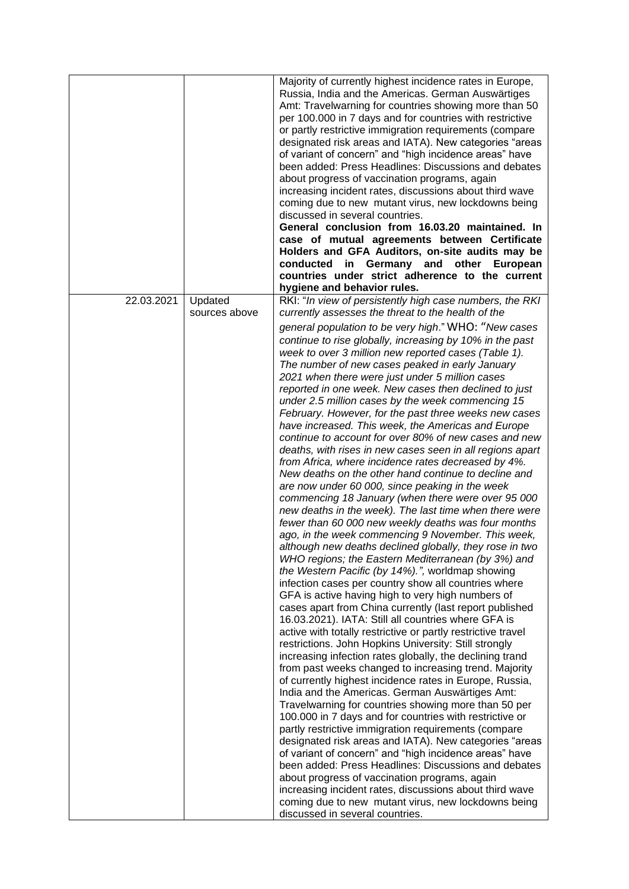|  |  | Majority of currently highest incidence rates in Europe, Russia, India and the Americas. German Auswärtiges Amt: Travelwarning for countries showing more than 50 per 100.000 in 7 days and for countries with restrictive or partly restrictive immigration requirements (compare designated risk areas and IATA). New categories "areas of variant of concern" and "high incidence areas" have been added: Press Headlines: Discussions and debates about progress of vaccination programs, again increasing incident rates, discussions about third wave coming due to new mutant virus, new lockdowns being discussed in several countries.<br>**General conclusion from 16.03.20 maintained. In case of mutual agreements between Certificate Holders and GFA Auditors, on-site audits may be conducted in Germany and other European countries under strict adherence to the current hygiene and behavior rules.** |
|---|---|---|
| 22.03.2021 | Updated sources above | RKI: "*In view of persistently high case numbers, the RKI currently assesses the threat to the health of the general population to be very high*." WHO: "*New cases continue to rise globally, increasing by 10% in the past week to over 3 million new reported cases (Table 1). The number of new cases peaked in early January 2021 when there were just under 5 million cases reported in one week. New cases then declined to just under 2.5 million cases by the week commencing 15 February. However, for the past three weeks new cases have increased. This week, the Americas and Europe continue to account for over 80% of new cases and new deaths, with rises in new cases seen in all regions apart from Africa, where incidence rates decreased by 4%. New deaths on the other hand continue to decline and are now under 60 000, since peaking in the week commencing 18 January (when there were over 95 000 new deaths in the week). The last time when there were fewer than 60 000 new weekly deaths was four months ago, in the week commencing 9 November. This week, although new deaths declined globally, they rose in two WHO regions; the Eastern Mediterranean (by 3%) and the Western Pacific (by 14%).",* worldmap showing infection cases per country show all countries where GFA is active having high to very high numbers of cases apart from China currently (last report published 16.03.2021). IATA: Still all countries where GFA is active with totally restrictive or partly restrictive travel restrictions. John Hopkins University: Still strongly increasing infection rates globally, the declining trand from past weeks changed to increasing trend. Majority of currently highest incidence rates in Europe, Russia, India and the Americas. German Auswärtiges Amt: Travelwarning for countries showing more than 50 per 100.000 in 7 days and for countries with restrictive or partly restrictive immigration requirements (compare designated risk areas and IATA). New categories "areas of variant of concern" and "high incidence areas" have been added: Press Headlines: Discussions and debates about progress of vaccination programs, again increasing incident rates, discussions about third wave coming due to new mutant virus, new lockdowns being discussed in several countries. |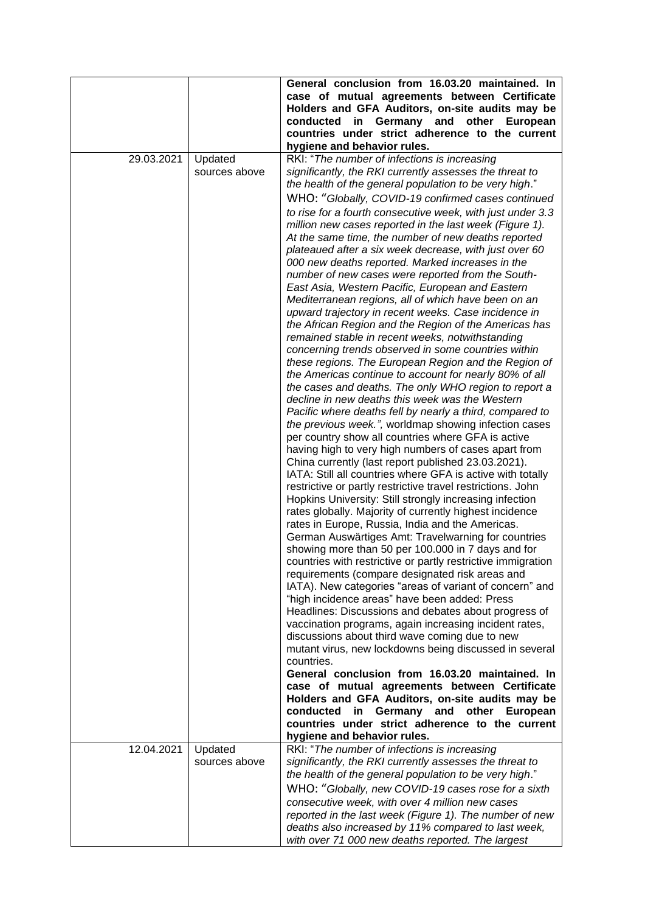|  |  | **General conclusion from 16.03.20 maintained. In case of mutual agreements between Certificate Holders and GFA Auditors, on-site audits may be conducted in Germany and other European countries under strict adherence to the current hygiene and behavior rules.** |
|---|---|---|
| 29.03.2021 | Updated sources above | RKI: "*The number of infections is increasing significantly, the RKI currently assesses the threat to the health of the general population to be very high*." WHO: "*Globally, COVID-19 confirmed cases continued to rise for a fourth consecutive week, with just under 3.3 million new cases reported in the last week (Figure 1). At the same time, the number of new deaths reported plateaued after a six week decrease, with just over 60 000 new deaths reported. Marked increases in the number of new cases were reported from the South-East Asia, Western Pacific, European and Eastern Mediterranean regions, all of which have been on an upward trajectory in recent weeks. Case incidence in the African Region and the Region of the Americas has remained stable in recent weeks, notwithstanding concerning trends observed in some countries within these regions. The European Region and the Region of the Americas continue to account for nearly 80% of all the cases and deaths. The only WHO region to report a decline in new deaths this week was the Western Pacific where deaths fell by nearly a third, compared to the previous week.",* worldmap showing infection cases per country show all countries where GFA is active having high to very high numbers of cases apart from China currently (last report published 23.03.2021). IATA: Still all countries where GFA is active with totally restrictive or partly restrictive travel restrictions. John Hopkins University: Still strongly increasing infection rates globally. Majority of currently highest incidence rates in Europe, Russia, India and the Americas. German Auswärtiges Amt: Travelwarning for countries showing more than 50 per 100.000 in 7 days and for countries with restrictive or partly restrictive immigration requirements (compare designated risk areas and IATA). New categories "areas of variant of concern" and "high incidence areas" have been added: Press Headlines: Discussions and debates about progress of vaccination programs, again increasing incident rates, discussions about third wave coming due to new mutant virus, new lockdowns being discussed in several countries. **General conclusion from 16.03.20 maintained. In case of mutual agreements between Certificate Holders and GFA Auditors, on-site audits may be conducted in Germany and other European countries under strict adherence to the current hygiene and behavior rules.** |
| 12.04.2021 | Updated sources above | RKI: "*The number of infections is increasing significantly, the RKI currently assesses the threat to the health of the general population to be very high*." WHO: "*Globally, new COVID-19 cases rose for a sixth consecutive week, with over 4 million new cases reported in the last week (Figure 1). The number of new deaths also increased by 11% compared to last week, with over 71 000 new deaths reported. The largest* |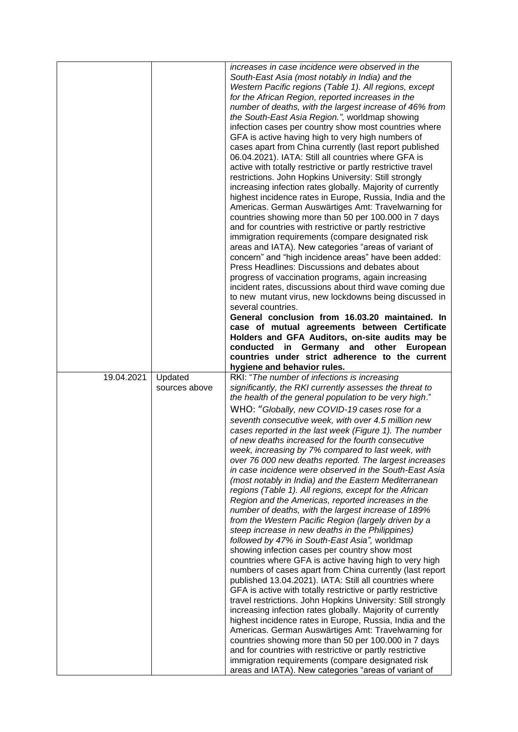| | | |
|---|---|---|
| | | *increases in case incidence were observed in the South-East Asia (most notably in India) and the Western Pacific regions (Table 1). All regions, except for the African Region, reported increases in the number of deaths, with the largest increase of 46% from the South-East Asia Region.",* worldmap showing infection cases per country show most countries where GFA is active having high to very high numbers of cases apart from China currently (last report published 06.04.2021). IATA: Still all countries where GFA is active with totally restrictive or partly restrictive travel restrictions. John Hopkins University: Still strongly increasing infection rates globally. Majority of currently highest incidence rates in Europe, Russia, India and the Americas. German Auswärtiges Amt: Travelwarning for countries showing more than 50 per 100.000 in 7 days and for countries with restrictive or partly restrictive immigration requirements (compare designated risk areas and IATA). New categories "areas of variant of concern" and "high incidence areas" have been added: Press Headlines: Discussions and debates about progress of vaccination programs, again increasing incident rates, discussions about third wave coming due to new mutant virus, new lockdowns being discussed in several countries. **General conclusion from 16.03.20 maintained. In case of mutual agreements between Certificate Holders and GFA Auditors, on-site audits may be conducted in Germany and other European countries under strict adherence to the current hygiene and behavior rules.** |
| 19.04.2021 | Updated sources above | RKI: "*The number of infections is increasing significantly, the RKI currently assesses the threat to the health of the general population to be very high*." WHO: "*Globally, new COVID-19 cases rose for a seventh consecutive week, with over 4.5 million new cases reported in the last week (Figure 1). The number of new deaths increased for the fourth consecutive week, increasing by 7% compared to last week, with over 76 000 new deaths reported. The largest increases in case incidence were observed in the South-East Asia (most notably in India) and the Eastern Mediterranean regions (Table 1). All regions, except for the African Region and the Americas, reported increases in the number of deaths, with the largest increase of 189% from the Western Pacific Region (largely driven by a steep increase in new deaths in the Philippines) followed by 47% in South-East Asia",* worldmap showing infection cases per country show most countries where GFA is active having high to very high numbers of cases apart from China currently (last report published 13.04.2021). IATA: Still all countries where GFA is active with totally restrictive or partly restrictive travel restrictions. John Hopkins University: Still strongly increasing infection rates globally. Majority of currently highest incidence rates in Europe, Russia, India and the Americas. German Auswärtiges Amt: Travelwarning for countries showing more than 50 per 100.000 in 7 days and for countries with restrictive or partly restrictive immigration requirements (compare designated risk areas and IATA). New categories "areas of variant of |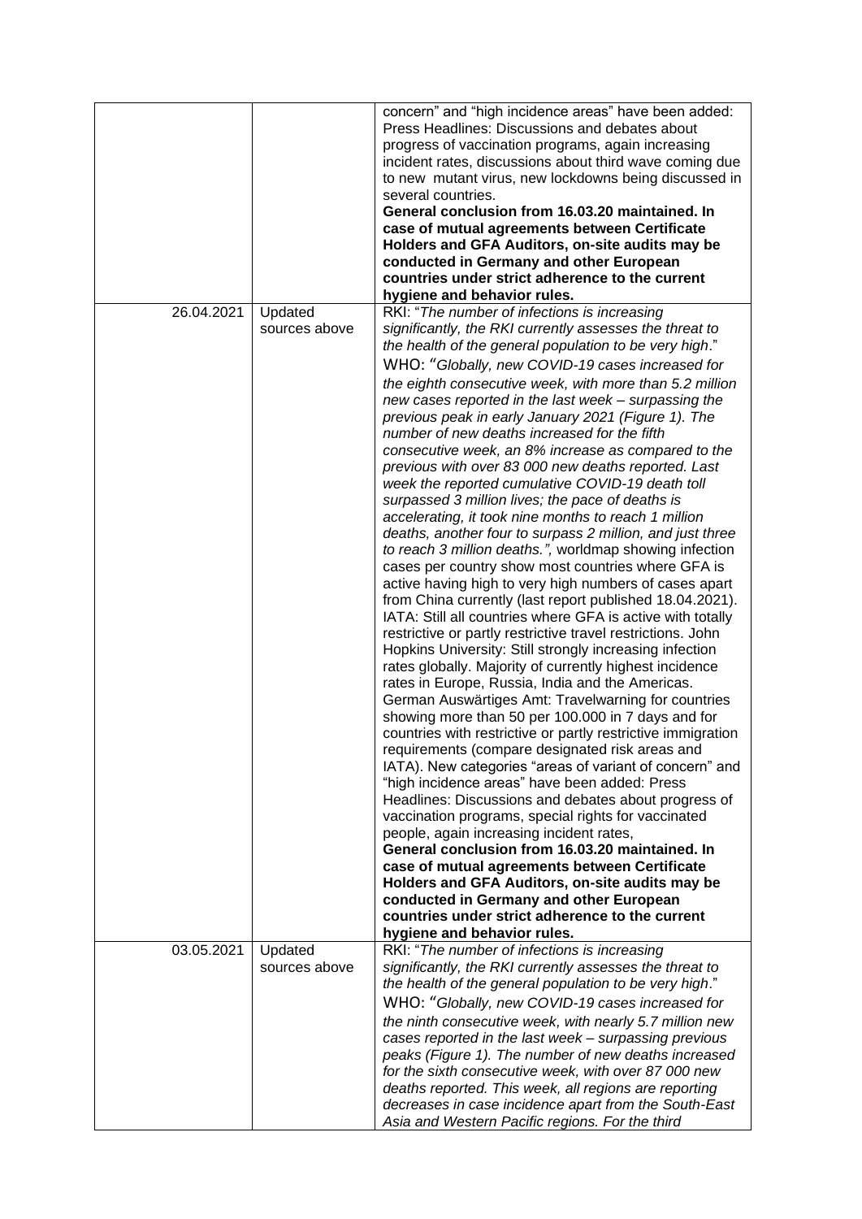|  |  | concern" and "high incidence areas" have been added: Press Headlines: Discussions and debates about progress of vaccination programs, again increasing incident rates, discussions about third wave coming due to new mutant virus, new lockdowns being discussed in several countries. **General conclusion from 16.03.20 maintained. In case of mutual agreements between Certificate Holders and GFA Auditors, on-site audits may be conducted in Germany and other European countries under strict adherence to the current hygiene and behavior rules.** |
|---|---|---|
| 26.04.2021 | Updated sources above | RKI: "*The number of infections is increasing significantly, the RKI currently assesses the threat to the health of the general population to be very high*." WHO: "*Globally, new COVID-19 cases increased for the eighth consecutive week, with more than 5.2 million new cases reported in the last week – surpassing the previous peak in early January 2021 (Figure 1). The number of new deaths increased for the fifth consecutive week, an 8% increase as compared to the previous with over 83 000 new deaths reported. Last week the reported cumulative COVID-19 death toll surpassed 3 million lives; the pace of deaths is accelerating, it took nine months to reach 1 million deaths, another four to surpass 2 million, and just three to reach 3 million deaths.",* worldmap showing infection cases per country show most countries where GFA is active having high to very high numbers of cases apart from China currently (last report published 18.04.2021). IATA: Still all countries where GFA is active with totally restrictive or partly restrictive travel restrictions. John Hopkins University: Still strongly increasing infection rates globally. Majority of currently highest incidence rates in Europe, Russia, India and the Americas. German Auswärtiges Amt: Travelwarning for countries showing more than 50 per 100.000 in 7 days and for countries with restrictive or partly restrictive immigration requirements (compare designated risk areas and IATA). New categories "areas of variant of concern" and "high incidence areas" have been added: Press Headlines: Discussions and debates about progress of vaccination programs, special rights for vaccinated people, again increasing incident rates, **General conclusion from 16.03.20 maintained. In case of mutual agreements between Certificate Holders and GFA Auditors, on-site audits may be conducted in Germany and other European countries under strict adherence to the current hygiene and behavior rules.** |
| 03.05.2021 | Updated sources above | RKI: "*The number of infections is increasing significantly, the RKI currently assesses the threat to the health of the general population to be very high*." WHO: "*Globally, new COVID-19 cases increased for the ninth consecutive week, with nearly 5.7 million new cases reported in the last week – surpassing previous peaks (Figure 1). The number of new deaths increased for the sixth consecutive week, with over 87 000 new deaths reported. This week, all regions are reporting decreases in case incidence apart from the South-East Asia and Western Pacific regions. For the third* |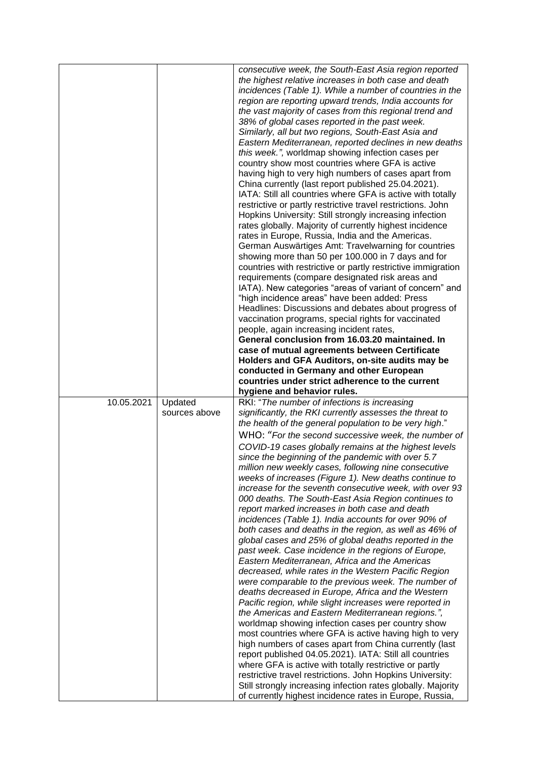| | | |
|---|---|---|
| | | *consecutive week, the South-East Asia region reported the highest relative increases in both case and death incidences (Table 1). While a number of countries in the region are reporting upward trends, India accounts for the vast majority of cases from this regional trend and 38% of global cases reported in the past week. Similarly, all but two regions, South-East Asia and Eastern Mediterranean, reported declines in new deaths this week.",* worldmap showing infection cases per country show most countries where GFA is active having high to very high numbers of cases apart from China currently (last report published 25.04.2021). IATA: Still all countries where GFA is active with totally restrictive or partly restrictive travel restrictions. John Hopkins University: Still strongly increasing infection rates globally. Majority of currently highest incidence rates in Europe, Russia, India and the Americas. German Auswärtiges Amt: Travelwarning for countries showing more than 50 per 100.000 in 7 days and for countries with restrictive or partly restrictive immigration requirements (compare designated risk areas and IATA). New categories "areas of variant of concern" and "high incidence areas" have been added: Press Headlines: Discussions and debates about progress of vaccination programs, special rights for vaccinated people, again increasing incident rates, **General conclusion from 16.03.20 maintained. In case of mutual agreements between Certificate Holders and GFA Auditors, on-site audits may be conducted in Germany and other European countries under strict adherence to the current hygiene and behavior rules.** |
| 10.05.2021 | Updated sources above | RKI: "*The number of infections is increasing significantly, the RKI currently assesses the threat to the health of the general population to be very high*." WHO: "*For the second successive week, the number of COVID-19 cases globally remains at the highest levels since the beginning of the pandemic with over 5.7 million new weekly cases, following nine consecutive weeks of increases (Figure 1). New deaths continue to increase for the seventh consecutive week, with over 93 000 deaths. The South-East Asia Region continues to report marked increases in both case and death incidences (Table 1). India accounts for over 90% of both cases and deaths in the region, as well as 46% of global cases and 25% of global deaths reported in the past week. Case incidence in the regions of Europe, Eastern Mediterranean, Africa and the Americas decreased, while rates in the Western Pacific Region were comparable to the previous week. The number of deaths decreased in Europe, Africa and the Western Pacific region, while slight increases were reported in the Americas and Eastern Mediterranean regions.",* worldmap showing infection cases per country show most countries where GFA is active having high to very high numbers of cases apart from China currently (last report published 04.05.2021). IATA: Still all countries where GFA is active with totally restrictive or partly restrictive travel restrictions. John Hopkins University: Still strongly increasing infection rates globally. Majority of currently highest incidence rates in Europe, Russia, |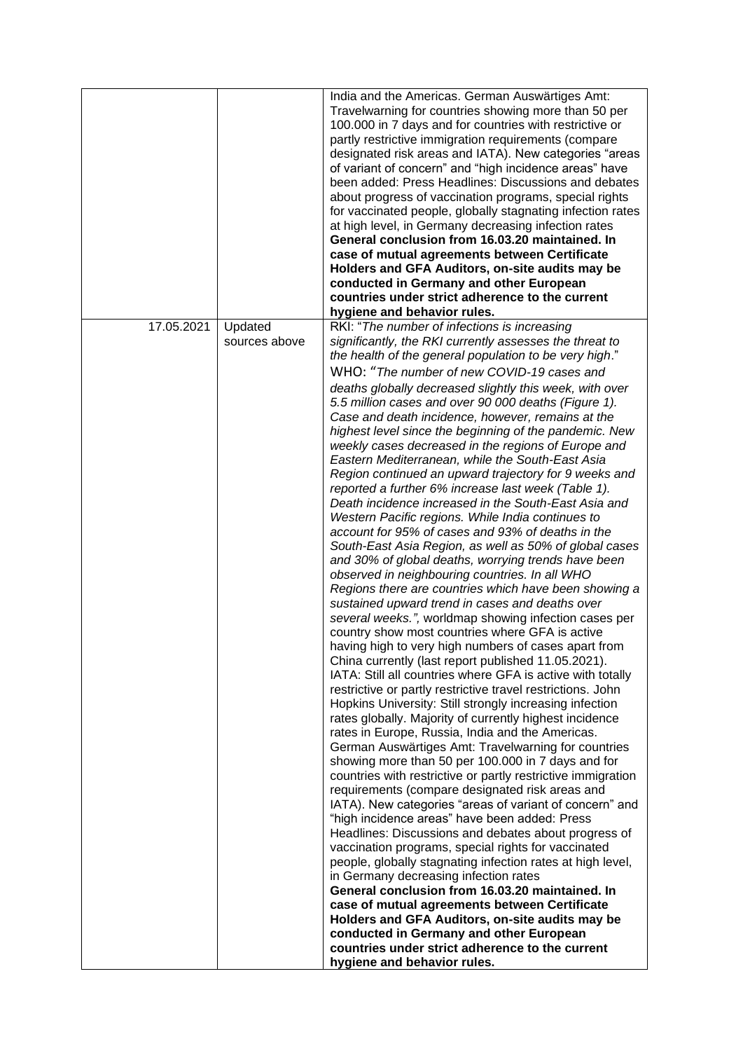|  |  | India and the Americas. German Auswärtiges Amt: Travelwarning for countries showing more than 50 per 100.000 in 7 days and for countries with restrictive or partly restrictive immigration requirements (compare designated risk areas and IATA). New categories "areas of variant of concern" and "high incidence areas" have been added: Press Headlines: Discussions and debates about progress of vaccination programs, special rights for vaccinated people, globally stagnating infection rates at high level, in Germany decreasing infection rates **General conclusion from 16.03.20 maintained. In case of mutual agreements between Certificate Holders and GFA Auditors, on-site audits may be conducted in Germany and other European countries under strict adherence to the current hygiene and behavior rules.** |
|---|---|---|
| 17.05.2021 | Updated sources above | RKI: "*The number of infections is increasing significantly, the RKI currently assesses the threat to the health of the general population to be very high*." WHO: "*The number of new COVID-19 cases and deaths globally decreased slightly this week, with over 5.5 million cases and over 90 000 deaths (Figure 1). Case and death incidence, however, remains at the highest level since the beginning of the pandemic. New weekly cases decreased in the regions of Europe and Eastern Mediterranean, while the South-East Asia Region continued an upward trajectory for 9 weeks and reported a further 6% increase last week (Table 1). Death incidence increased in the South-East Asia and Western Pacific regions. While India continues to account for 95% of cases and 93% of deaths in the South-East Asia Region, as well as 50% of global cases and 30% of global deaths, worrying trends have been observed in neighbouring countries. In all WHO Regions there are countries which have been showing a sustained upward trend in cases and deaths over several weeks.*", worldmap showing infection cases per country show most countries where GFA is active having high to very high numbers of cases apart from China currently (last report published 11.05.2021). IATA: Still all countries where GFA is active with totally restrictive or partly restrictive travel restrictions. John Hopkins University: Still strongly increasing infection rates globally. Majority of currently highest incidence rates in Europe, Russia, India and the Americas. German Auswärtiges Amt: Travelwarning for countries showing more than 50 per 100.000 in 7 days and for countries with restrictive or partly restrictive immigration requirements (compare designated risk areas and IATA). New categories "areas of variant of concern" and "high incidence areas" have been added: Press Headlines: Discussions and debates about progress of vaccination programs, special rights for vaccinated people, globally stagnating infection rates at high level, in Germany decreasing infection rates **General conclusion from 16.03.20 maintained. In case of mutual agreements between Certificate Holders and GFA Auditors, on-site audits may be conducted in Germany and other European countries under strict adherence to the current hygiene and behavior rules.** |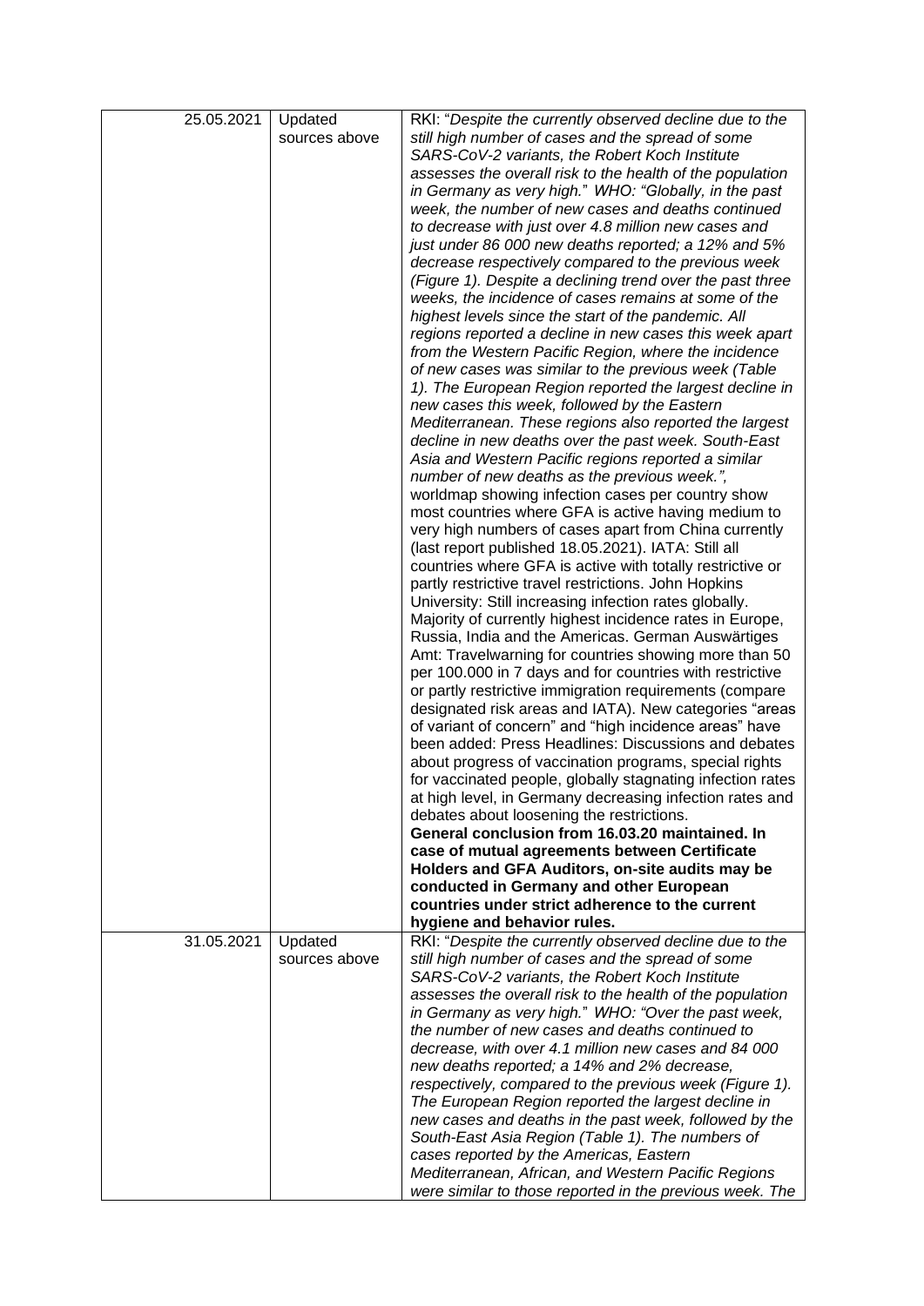| | | |
|---|---|---|
| 25.05.2021 | Updated sources above | RKI: "*Despite the currently observed decline due to the still high number of cases and the spread of some SARS-CoV-2 variants, the Robert Koch Institute assesses the overall risk to the health of the population in Germany as very high.*" *WHO: "Globally, in the past week, the number of new cases and deaths continued to decrease with just over 4.8 million new cases and just under 86 000 new deaths reported; a 12% and 5% decrease respectively compared to the previous week (Figure 1). Despite a declining trend over the past three weeks, the incidence of cases remains at some of the highest levels since the start of the pandemic. All regions reported a decline in new cases this week apart from the Western Pacific Region, where the incidence of new cases was similar to the previous week (Table 1). The European Region reported the largest decline in new cases this week, followed by the Eastern Mediterranean. These regions also reported the largest decline in new deaths over the past week. South-East Asia and Western Pacific regions reported a similar number of new deaths as the previous week.",* worldmap showing infection cases per country show most countries where GFA is active having medium to very high numbers of cases apart from China currently (last report published 18.05.2021). IATA: Still all countries where GFA is active with totally restrictive or partly restrictive travel restrictions. John Hopkins University: Still increasing infection rates globally. Majority of currently highest incidence rates in Europe, Russia, India and the Americas. German Auswärtiges Amt: Travelwarning for countries showing more than 50 per 100.000 in 7 days and for countries with restrictive or partly restrictive immigration requirements (compare designated risk areas and IATA). New categories "areas of variant of concern" and "high incidence areas" have been added: Press Headlines: Discussions and debates about progress of vaccination programs, special rights for vaccinated people, globally stagnating infection rates at high level, in Germany decreasing infection rates and debates about loosening the restrictions. **General conclusion from 16.03.20 maintained. In case of mutual agreements between Certificate Holders and GFA Auditors, on-site audits may be conducted in Germany and other European countries under strict adherence to the current hygiene and behavior rules.** |
| 31.05.2021 | Updated sources above | RKI: "*Despite the currently observed decline due to the still high number of cases and the spread of some SARS-CoV-2 variants, the Robert Koch Institute assesses the overall risk to the health of the population in Germany as very high.*" *WHO: "Over the past week, the number of new cases and deaths continued to decrease, with over 4.1 million new cases and 84 000 new deaths reported; a 14% and 2% decrease, respectively, compared to the previous week (Figure 1). The European Region reported the largest decline in new cases and deaths in the past week, followed by the South-East Asia Region (Table 1). The numbers of cases reported by the Americas, Eastern Mediterranean, African, and Western Pacific Regions were similar to those reported in the previous week. The* |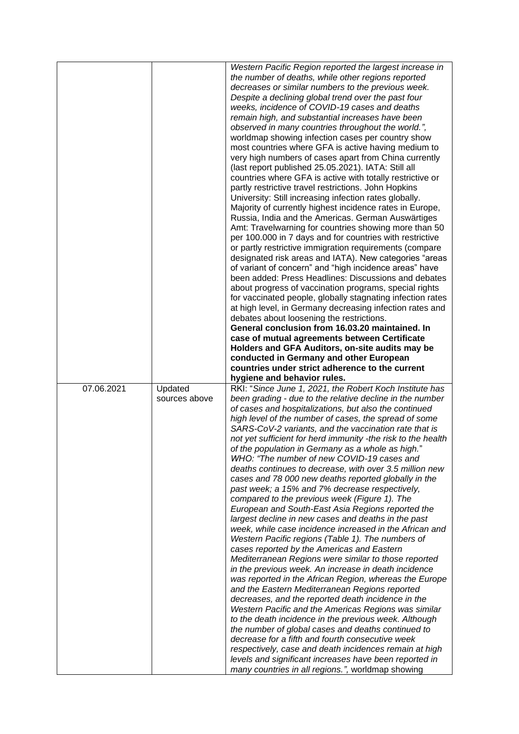| | | |
|---|---|---|
| | | *Western Pacific Region reported the largest increase in the number of deaths, while other regions reported decreases or similar numbers to the previous week. Despite a declining global trend over the past four weeks, incidence of COVID-19 cases and deaths remain high, and substantial increases have been observed in many countries throughout the world.",* worldmap showing infection cases per country show most countries where GFA is active having medium to very high numbers of cases apart from China currently (last report published 25.05.2021). IATA: Still all countries where GFA is active with totally restrictive or partly restrictive travel restrictions. John Hopkins University: Still increasing infection rates globally. Majority of currently highest incidence rates in Europe, Russia, India and the Americas. German Auswärtiges Amt: Travelwarning for countries showing more than 50 per 100.000 in 7 days and for countries with restrictive or partly restrictive immigration requirements (compare designated risk areas and IATA). New categories "areas of variant of concern" and "high incidence areas" have been added: Press Headlines: Discussions and debates about progress of vaccination programs, special rights for vaccinated people, globally stagnating infection rates at high level, in Germany decreasing infection rates and debates about loosening the restrictions. **General conclusion from 16.03.20 maintained. In case of mutual agreements between Certificate Holders and GFA Auditors, on-site audits may be conducted in Germany and other European countries under strict adherence to the current hygiene and behavior rules.** |
| 07.06.2021 | Updated sources above | RKI: "*Since June 1, 2021, the Robert Koch Institute has been grading - due to the relative decline in the number of cases and hospitalizations, but also the continued high level of the number of cases, the spread of some SARS-CoV-2 variants, and the vaccination rate that is not yet sufficient for herd immunity -the risk to the health of the population in Germany as a whole as high.*" *WHO: "The number of new COVID-19 cases and deaths continues to decrease, with over 3.5 million new cases and 78 000 new deaths reported globally in the past week; a 15% and 7% decrease respectively, compared to the previous week (Figure 1). The European and South-East Asia Regions reported the largest decline in new cases and deaths in the past week, while case incidence increased in the African and Western Pacific regions (Table 1). The numbers of cases reported by the Americas and Eastern Mediterranean Regions were similar to those reported in the previous week. An increase in death incidence was reported in the African Region, whereas the Europe and the Eastern Mediterranean Regions reported decreases, and the reported death incidence in the Western Pacific and the Americas Regions was similar to the death incidence in the previous week. Although the number of global cases and deaths continued to decrease for a fifth and fourth consecutive week respectively, case and death incidences remain at high levels and significant increases have been reported in many countries in all regions.",* worldmap showing |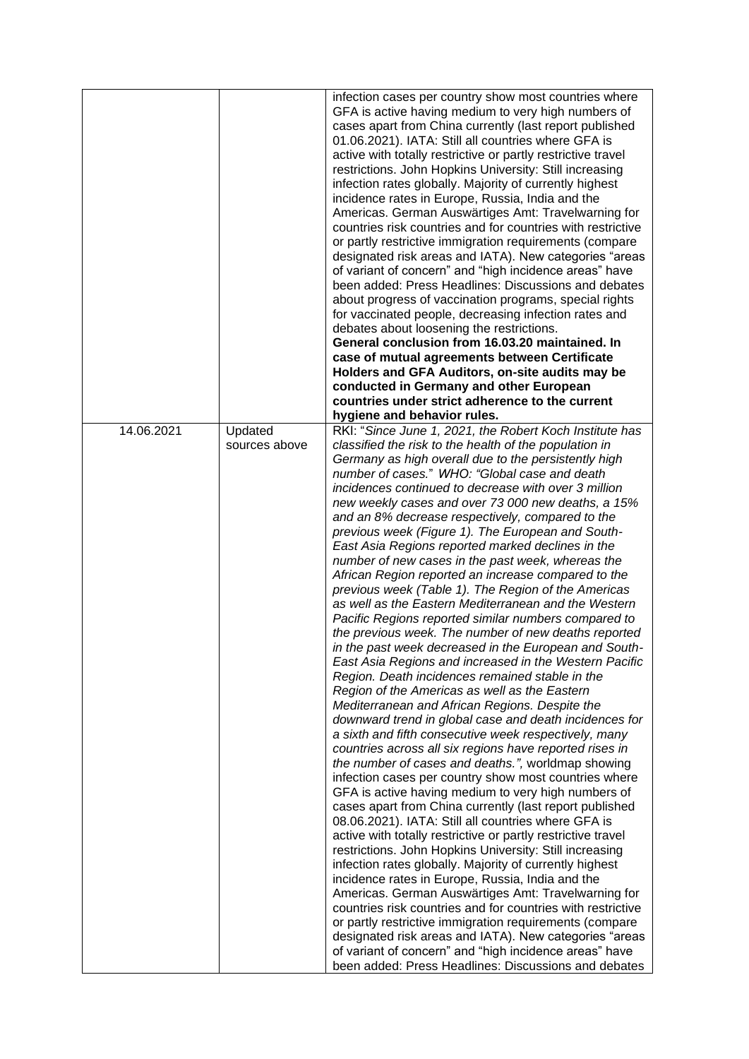| | | |
|---|---|---|
| | | infection cases per country show most countries where GFA is active having medium to very high numbers of cases apart from China currently (last report published 01.06.2021). IATA: Still all countries where GFA is active with totally restrictive or partly restrictive travel restrictions. John Hopkins University: Still increasing infection rates globally. Majority of currently highest incidence rates in Europe, Russia, India and the Americas. German Auswärtiges Amt: Travelwarning for countries risk countries and for countries with restrictive or partly restrictive immigration requirements (compare designated risk areas and IATA). New categories "areas of variant of concern" and "high incidence areas" have been added: Press Headlines: Discussions and debates about progress of vaccination programs, special rights for vaccinated people, decreasing infection rates and debates about loosening the restrictions. **General conclusion from 16.03.20 maintained. In case of mutual agreements between Certificate Holders and GFA Auditors, on-site audits may be conducted in Germany and other European countries under strict adherence to the current hygiene and behavior rules.** |
| 14.06.2021 | Updated sources above | RKI: "*Since June 1, 2021, the Robert Koch Institute has classified the risk to the health of the population in Germany as high overall due to the persistently high number of cases.*" *WHO: "Global case and death incidences continued to decrease with over 3 million new weekly cases and over 73 000 new deaths, a 15% and an 8% decrease respectively, compared to the previous week (Figure 1). The European and South-East Asia Regions reported marked declines in the number of new cases in the past week, whereas the African Region reported an increase compared to the previous week (Table 1). The Region of the Americas as well as the Eastern Mediterranean and the Western Pacific Regions reported similar numbers compared to the previous week. The number of new deaths reported in the past week decreased in the European and South-East Asia Regions and increased in the Western Pacific Region. Death incidences remained stable in the Region of the Americas as well as the Eastern Mediterranean and African Regions. Despite the downward trend in global case and death incidences for a sixth and fifth consecutive week respectively, many countries across all six regions have reported rises in the number of cases and deaths.",* worldmap showing infection cases per country show most countries where GFA is active having medium to very high numbers of cases apart from China currently (last report published 08.06.2021). IATA: Still all countries where GFA is active with totally restrictive or partly restrictive travel restrictions. John Hopkins University: Still increasing infection rates globally. Majority of currently highest incidence rates in Europe, Russia, India and the Americas. German Auswärtiges Amt: Travelwarning for countries risk countries and for countries with restrictive or partly restrictive immigration requirements (compare designated risk areas and IATA). New categories "areas of variant of concern" and "high incidence areas" have been added: Press Headlines: Discussions and debates |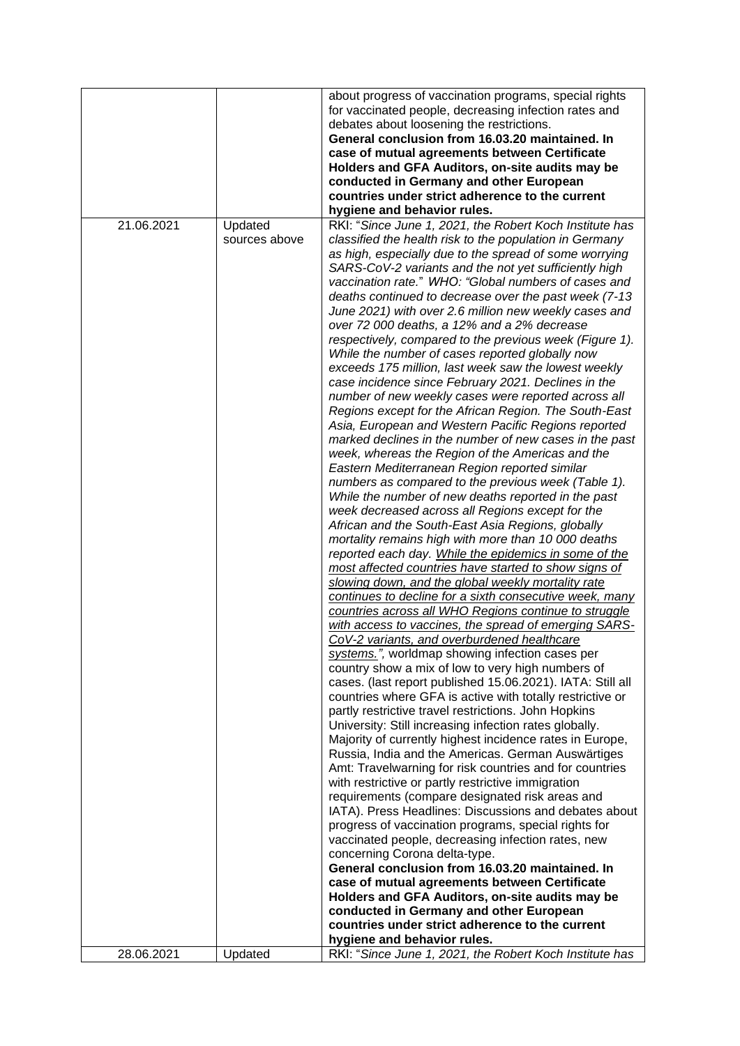|  |  |  |
| --- | --- | --- |
|  |  | about progress of vaccination programs, special rights for vaccinated people, decreasing infection rates and debates about loosening the restrictions. **General conclusion from 16.03.20 maintained. In case of mutual agreements between Certificate Holders and GFA Auditors, on-site audits may be conducted in Germany and other European countries under strict adherence to the current hygiene and behavior rules.** |
| 21.06.2021 | Updated sources above | RKI: "*Since June 1, 2021, the Robert Koch Institute has classified the health risk to the population in Germany as high, especially due to the spread of some worrying SARS-CoV-2 variants and the not yet sufficiently high vaccination rate.*" *WHO: "Global numbers of cases and deaths continued to decrease over the past week (7-13 June 2021) with over 2.6 million new weekly cases and over 72 000 deaths, a 12% and a 2% decrease respectively, compared to the previous week (Figure 1). While the number of cases reported globally now exceeds 175 million, last week saw the lowest weekly case incidence since February 2021. Declines in the number of new weekly cases were reported across all Regions except for the African Region. The South-East Asia, European and Western Pacific Regions reported marked declines in the number of new cases in the past week, whereas the Region of the Americas and the Eastern Mediterranean Region reported similar numbers as compared to the previous week (Table 1). While the number of new deaths reported in the past week decreased across all Regions except for the African and the South-East Asia Regions, globally mortality remains high with more than 10 000 deaths reported each day. <u>While the epidemics in some of the most affected countries have started to show signs of slowing down, and the global weekly mortality rate continues to decline for a sixth consecutive week, many countries across all WHO Regions continue to struggle with access to vaccines, the spread of emerging SARS-CoV-2 variants, and overburdened healthcare systems.</u>",* worldmap showing infection cases per country show a mix of low to very high numbers of cases. (last report published 15.06.2021). IATA: Still all countries where GFA is active with totally restrictive or partly restrictive travel restrictions. John Hopkins University: Still increasing infection rates globally. Majority of currently highest incidence rates in Europe, Russia, India and the Americas. German Auswärtiges Amt: Travelwarning for risk countries and for countries with restrictive or partly restrictive immigration requirements (compare designated risk areas and IATA). Press Headlines: Discussions and debates about progress of vaccination programs, special rights for vaccinated people, decreasing infection rates, new concerning Corona delta-type. **General conclusion from 16.03.20 maintained. In case of mutual agreements between Certificate Holders and GFA Auditors, on-site audits may be conducted in Germany and other European countries under strict adherence to the current hygiene and behavior rules.** |
| 28.06.2021 | Updated | RKI: "*Since June 1, 2021, the Robert Koch Institute has* |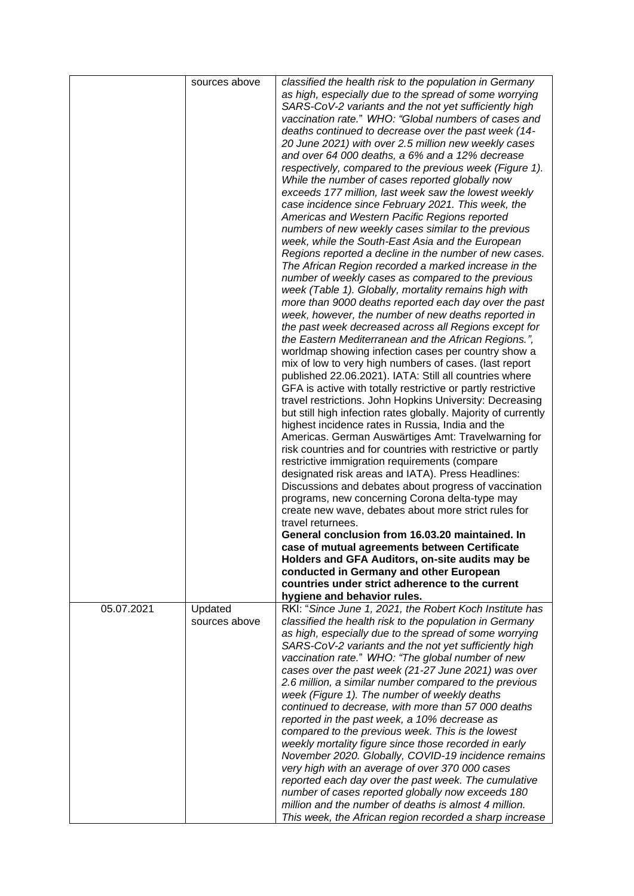|  |  |  |
|---|---|---|
|  | sources above | *classified the health risk to the population in Germany as high, especially due to the spread of some worrying SARS-CoV-2 variants and the not yet sufficiently high vaccination rate.*" WHO: "*Global numbers of cases and deaths continued to decrease over the past week (14-20 June 2021) with over 2.5 million new weekly cases and over 64 000 deaths, a 6% and a 12% decrease respectively, compared to the previous week (Figure 1). While the number of cases reported globally now exceeds 177 million, last week saw the lowest weekly case incidence since February 2021. This week, the Americas and Western Pacific Regions reported numbers of new weekly cases similar to the previous week, while the South-East Asia and the European Regions reported a decline in the number of new cases. The African Region recorded a marked increase in the number of weekly cases as compared to the previous week (Table 1). Globally, mortality remains high with more than 9000 deaths reported each day over the past week, however, the number of new deaths reported in the past week decreased across all Regions except for the Eastern Mediterranean and the African Regions.*", worldmap showing infection cases per country show a mix of low to very high numbers of cases. (last report published 22.06.2021). IATA: Still all countries where GFA is active with totally restrictive or partly restrictive travel restrictions. John Hopkins University: Decreasing but still high infection rates globally. Majority of currently highest incidence rates in Russia, India and the Americas. German Auswärtiges Amt: Travelwarning for risk countries and for countries with restrictive or partly restrictive immigration requirements (compare designated risk areas and IATA). Press Headlines: Discussions and debates about progress of vaccination programs, new concerning Corona delta-type may create new wave, debates about more strict rules for travel returnees.<br>**General conclusion from 16.03.20 maintained. In case of mutual agreements between Certificate Holders and GFA Auditors, on-site audits may be conducted in Germany and other European countries under strict adherence to the current hygiene and behavior rules.** |
| 05.07.2021 | Updated sources above | RKI: "*Since June 1, 2021, the Robert Koch Institute has classified the health risk to the population in Germany as high, especially due to the spread of some worrying SARS-CoV-2 variants and the not yet sufficiently high vaccination rate.*" WHO: "*The global number of new cases over the past week (21-27 June 2021) was over 2.6 million, a similar number compared to the previous week (Figure 1). The number of weekly deaths continued to decrease, with more than 57 000 deaths reported in the past week, a 10% decrease as compared to the previous week. This is the lowest weekly mortality figure since those recorded in early November 2020. Globally, COVID-19 incidence remains very high with an average of over 370 000 cases reported each day over the past week. The cumulative number of cases reported globally now exceeds 180 million and the number of deaths is almost 4 million. This week, the African region recorded a sharp increase* |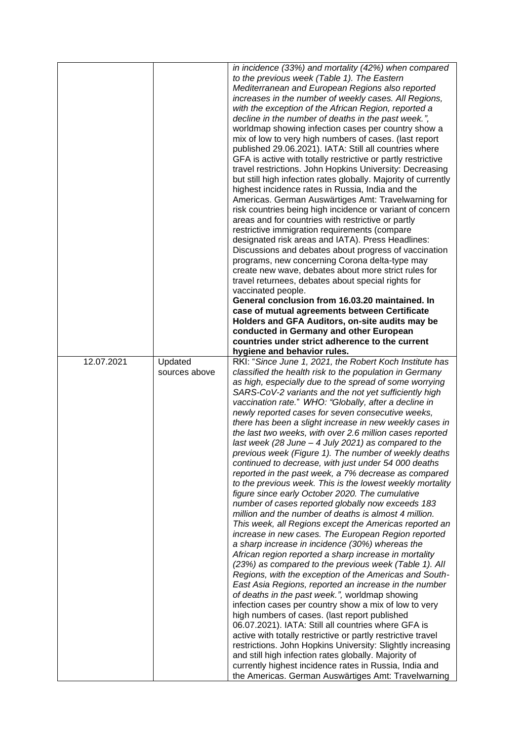|  |  | *in incidence (33%) and mortality (42%) when compared to the previous week (Table 1). The Eastern Mediterranean and European Regions also reported increases in the number of weekly cases. All Regions, with the exception of the African Region, reported a decline in the number of deaths in the past week."*, worldmap showing infection cases per country show a mix of low to very high numbers of cases. (last report published 29.06.2021). IATA: Still all countries where GFA is active with totally restrictive or partly restrictive travel restrictions. John Hopkins University: Decreasing but still high infection rates globally. Majority of currently highest incidence rates in Russia, India and the Americas. German Auswärtiges Amt: Travelwarning for risk countries being high incidence or variant of concern areas and for countries with restrictive or partly restrictive immigration requirements (compare designated risk areas and IATA). Press Headlines: Discussions and debates about progress of vaccination programs, new concerning Corona delta-type may create new wave, debates about more strict rules for travel returnees, debates about special rights for vaccinated people.<br>**General conclusion from 16.03.20 maintained. In case of mutual agreements between Certificate Holders and GFA Auditors, on-site audits may be conducted in Germany and other European countries under strict adherence to the current hygiene and behavior rules.** |
|---|---|---|
| 12.07.2021 | Updated sources above | RKI: "*Since June 1, 2021, the Robert Koch Institute has classified the health risk to the population in Germany as high, especially due to the spread of some worrying SARS-CoV-2 variants and the not yet sufficiently high vaccination rate.*" WHO: *"Globally, after a decline in newly reported cases for seven consecutive weeks, there has been a slight increase in new weekly cases in the last two weeks, with over 2.6 million cases reported last week (28 June – 4 July 2021) as compared to the previous week (Figure 1). The number of weekly deaths continued to decrease, with just under 54 000 deaths reported in the past week, a 7% decrease as compared to the previous week. This is the lowest weekly mortality figure since early October 2020. The cumulative number of cases reported globally now exceeds 183 million and the number of deaths is almost 4 million. This week, all Regions except the Americas reported an increase in new cases. The European Region reported a sharp increase in incidence (30%) whereas the African region reported a sharp increase in mortality (23%) as compared to the previous week (Table 1). All Regions, with the exception of the Americas and South-East Asia Regions, reported an increase in the number of deaths in the past week."*, worldmap showing infection cases per country show a mix of low to very high numbers of cases. (last report published 06.07.2021). IATA: Still all countries where GFA is active with totally restrictive or partly restrictive travel restrictions. John Hopkins University: Slightly increasing and still high infection rates globally. Majority of currently highest incidence rates in Russia, India and the Americas. German Auswärtiges Amt: Travelwarning |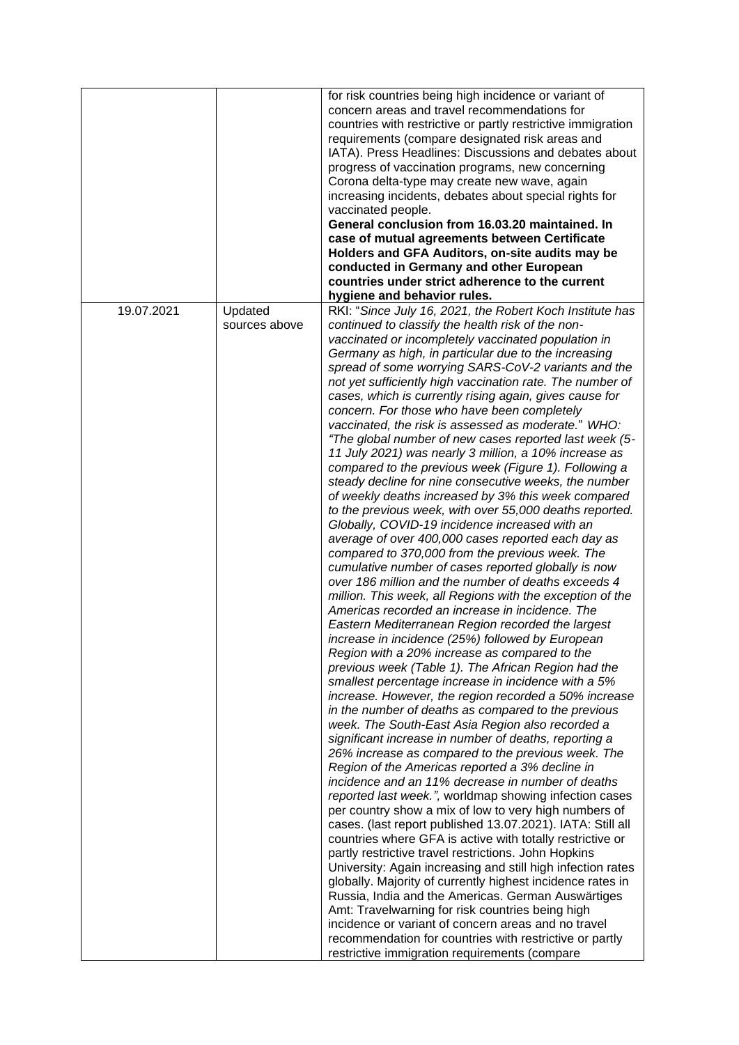| | | |
|---|---|---|
| | | for risk countries being high incidence or variant of concern areas and travel recommendations for countries with restrictive or partly restrictive immigration requirements (compare designated risk areas and IATA). Press Headlines: Discussions and debates about progress of vaccination programs, new concerning Corona delta-type may create new wave, again increasing incidents, debates about special rights for vaccinated people. **General conclusion from 16.03.20 maintained. In case of mutual agreements between Certificate Holders and GFA Auditors, on-site audits may be conducted in Germany and other European countries under strict adherence to the current hygiene and behavior rules.** |
| 19.07.2021 | Updated sources above | RKI: "*Since July 16, 2021, the Robert Koch Institute has continued to classify the health risk of the non-vaccinated or incompletely vaccinated population in Germany as high, in particular due to the increasing spread of some worrying SARS-CoV-2 variants and the not yet sufficiently high vaccination rate. The number of cases, which is currently rising again, gives cause for concern. For those who have been completely vaccinated, the risk is assessed as moderate.*" *WHO: "The global number of new cases reported last week (5-11 July 2021) was nearly 3 million, a 10% increase as compared to the previous week (Figure 1). Following a steady decline for nine consecutive weeks, the number of weekly deaths increased by 3% this week compared to the previous week, with over 55,000 deaths reported. Globally, COVID-19 incidence increased with an average of over 400,000 cases reported each day as compared to 370,000 from the previous week. The cumulative number of cases reported globally is now over 186 million and the number of deaths exceeds 4 million. This week, all Regions with the exception of the Americas recorded an increase in incidence. The Eastern Mediterranean Region recorded the largest increase in incidence (25%) followed by European Region with a 20% increase as compared to the previous week (Table 1). The African Region had the smallest percentage increase in incidence with a 5% increase. However, the region recorded a 50% increase in the number of deaths as compared to the previous week. The South-East Asia Region also recorded a significant increase in number of deaths, reporting a 26% increase as compared to the previous week. The Region of the Americas reported a 3% decline in incidence and an 11% decrease in number of deaths reported last week.",* worldmap showing infection cases per country show a mix of low to very high numbers of cases. (last report published 13.07.2021). IATA: Still all countries where GFA is active with totally restrictive or partly restrictive travel restrictions. John Hopkins University: Again increasing and still high infection rates globally. Majority of currently highest incidence rates in Russia, India and the Americas. German Auswärtiges Amt: Travelwarning for risk countries being high incidence or variant of concern areas and no travel recommendation for countries with restrictive or partly restrictive immigration requirements (compare |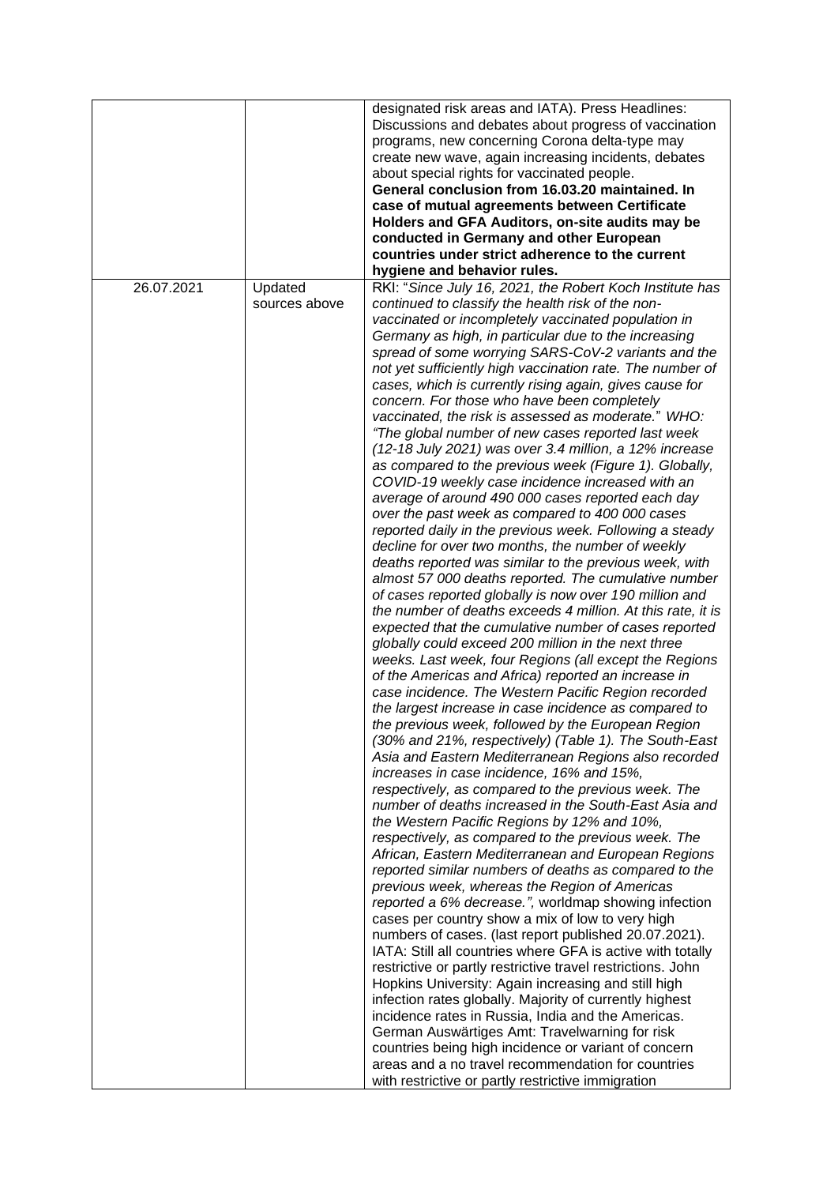|  |  |  |
|---|---|---|
|  |  | designated risk areas and IATA). Press Headlines: Discussions and debates about progress of vaccination programs, new concerning Corona delta-type may create new wave, again increasing incidents, debates about special rights for vaccinated people. **General conclusion from 16.03.20 maintained. In case of mutual agreements between Certificate Holders and GFA Auditors, on-site audits may be conducted in Germany and other European countries under strict adherence to the current hygiene and behavior rules.** |
| 26.07.2021 | Updated sources above | RKI: "*Since July 16, 2021, the Robert Koch Institute has continued to classify the health risk of the non-vaccinated or incompletely vaccinated population in Germany as high, in particular due to the increasing spread of some worrying SARS-CoV-2 variants and the not yet sufficiently high vaccination rate. The number of cases, which is currently rising again, gives cause for concern. For those who have been completely vaccinated, the risk is assessed as moderate.*" *WHO: "The global number of new cases reported last week (12-18 July 2021) was over 3.4 million, a 12% increase as compared to the previous week (Figure 1). Globally, COVID-19 weekly case incidence increased with an average of around 490 000 cases reported each day over the past week as compared to 400 000 cases reported daily in the previous week. Following a steady decline for over two months, the number of weekly deaths reported was similar to the previous week, with almost 57 000 deaths reported. The cumulative number of cases reported globally is now over 190 million and the number of deaths exceeds 4 million. At this rate, it is expected that the cumulative number of cases reported globally could exceed 200 million in the next three weeks. Last week, four Regions (all except the Regions of the Americas and Africa) reported an increase in case incidence. The Western Pacific Region recorded the largest increase in case incidence as compared to the previous week, followed by the European Region (30% and 21%, respectively) (Table 1). The South-East Asia and Eastern Mediterranean Regions also recorded increases in case incidence, 16% and 15%, respectively, as compared to the previous week. The number of deaths increased in the South-East Asia and the Western Pacific Regions by 12% and 10%, respectively, as compared to the previous week. The African, Eastern Mediterranean and European Regions reported similar numbers of deaths as compared to the previous week, whereas the Region of Americas reported a 6% decrease.",* worldmap showing infection cases per country show a mix of low to very high numbers of cases. (last report published 20.07.2021). IATA: Still all countries where GFA is active with totally restrictive or partly restrictive travel restrictions. John Hopkins University: Again increasing and still high infection rates globally. Majority of currently highest incidence rates in Russia, India and the Americas. German Auswärtiges Amt: Travelwarning for risk countries being high incidence or variant of concern areas and a no travel recommendation for countries with restrictive or partly restrictive immigration |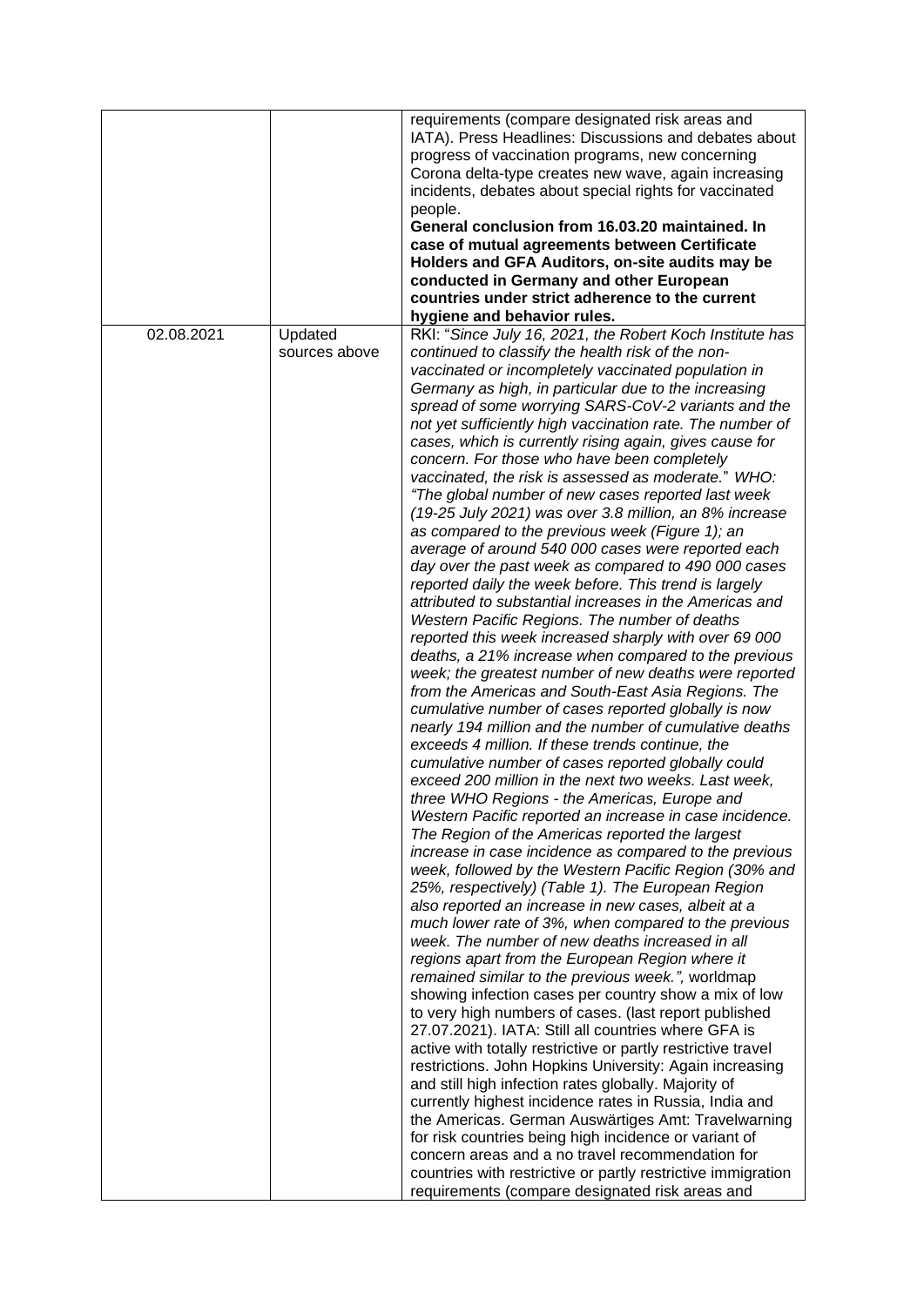| | | |
|---|---|---|
| | | requirements (compare designated risk areas and IATA). Press Headlines: Discussions and debates about progress of vaccination programs, new concerning Corona delta-type creates new wave, again increasing incidents, debates about special rights for vaccinated people. **General conclusion from 16.03.20 maintained. In case of mutual agreements between Certificate Holders and GFA Auditors, on-site audits may be conducted in Germany and other European countries under strict adherence to the current hygiene and behavior rules.** |
| 02.08.2021 | Updated sources above | RKI: "*Since July 16, 2021, the Robert Koch Institute has continued to classify the health risk of the non-vaccinated or incompletely vaccinated population in Germany as high, in particular due to the increasing spread of some worrying SARS-CoV-2 variants and the not yet sufficiently high vaccination rate. The number of cases, which is currently rising again, gives cause for concern. For those who have been completely vaccinated, the risk is assessed as moderate.*" WHO: "*The global number of new cases reported last week (19-25 July 2021) was over 3.8 million, an 8% increase as compared to the previous week (Figure 1); an average of around 540 000 cases were reported each day over the past week as compared to 490 000 cases reported daily the week before. This trend is largely attributed to substantial increases in the Americas and Western Pacific Regions. The number of deaths reported this week increased sharply with over 69 000 deaths, a 21% increase when compared to the previous week; the greatest number of new deaths were reported from the Americas and South-East Asia Regions. The cumulative number of cases reported globally is now nearly 194 million and the number of cumulative deaths exceeds 4 million. If these trends continue, the cumulative number of cases reported globally could exceed 200 million in the next two weeks. Last week, three WHO Regions - the Americas, Europe and Western Pacific reported an increase in case incidence. The Region of the Americas reported the largest increase in case incidence as compared to the previous week, followed by the Western Pacific Region (30% and 25%, respectively) (Table 1). The European Region also reported an increase in new cases, albeit at a much lower rate of 3%, when compared to the previous week. The number of new deaths increased in all regions apart from the European Region where it remained similar to the previous week.*", worldmap showing infection cases per country show a mix of low to very high numbers of cases. (last report published 27.07.2021). IATA: Still all countries where GFA is active with totally restrictive or partly restrictive travel restrictions. John Hopkins University: Again increasing and still high infection rates globally. Majority of currently highest incidence rates in Russia, India and the Americas. German Auswärtiges Amt: Travelwarning for risk countries being high incidence or variant of concern areas and a no travel recommendation for countries with restrictive or partly restrictive immigration requirements (compare designated risk areas and |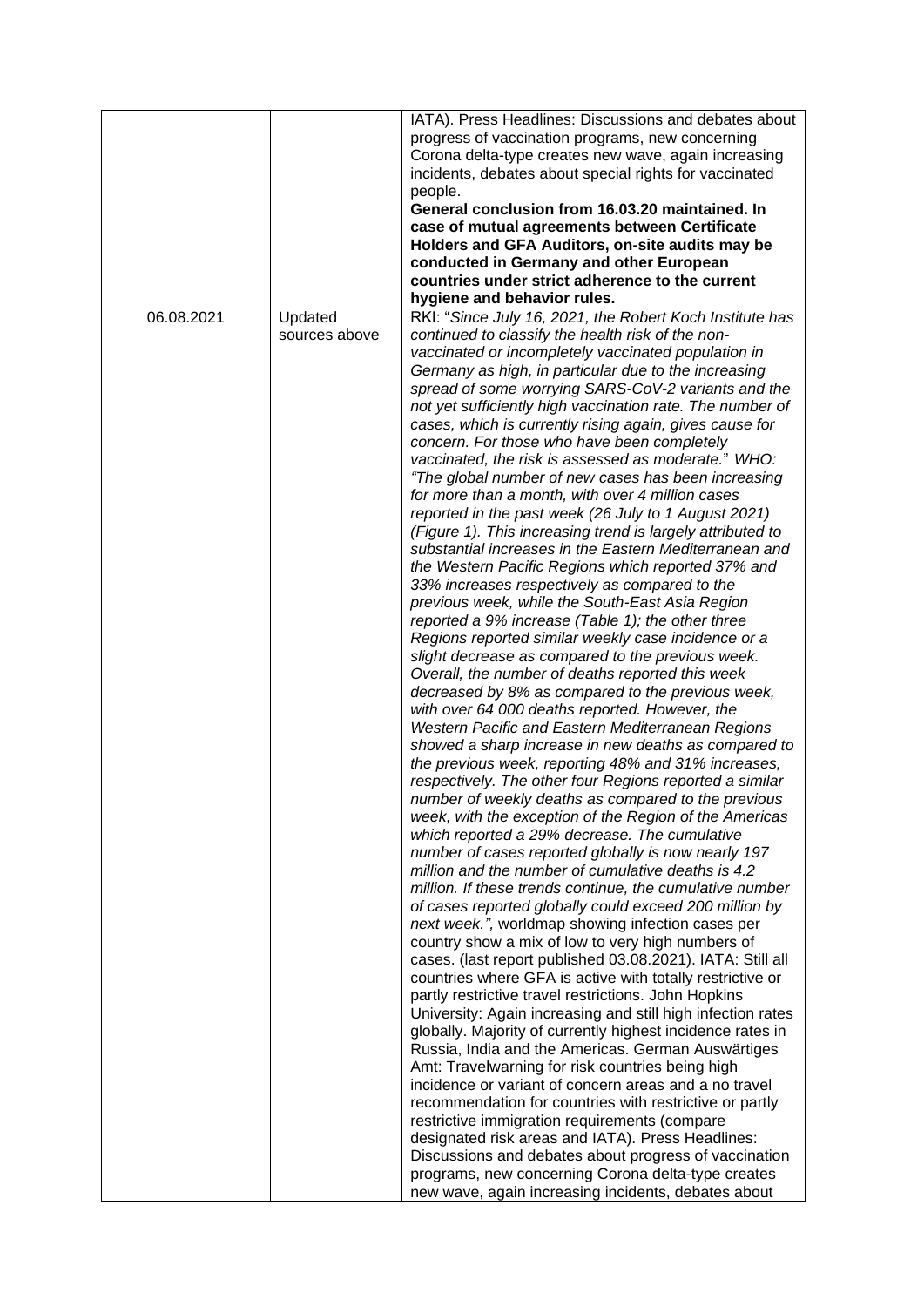| | | |
|---|---|---|
| | | IATA). Press Headlines: Discussions and debates about progress of vaccination programs, new concerning Corona delta-type creates new wave, again increasing incidents, debates about special rights for vaccinated people. **General conclusion from 16.03.20 maintained. In case of mutual agreements between Certificate Holders and GFA Auditors, on-site audits may be conducted in Germany and other European countries under strict adherence to the current hygiene and behavior rules.** |
| 06.08.2021 | Updated sources above | RKI: "*Since July 16, 2021, the Robert Koch Institute has continued to classify the health risk of the non-vaccinated or incompletely vaccinated population in Germany as high, in particular due to the increasing spread of some worrying SARS-CoV-2 variants and the not yet sufficiently high vaccination rate. The number of cases, which is currently rising again, gives cause for concern. For those who have been completely vaccinated, the risk is assessed as moderate.*" *WHO: "The global number of new cases has been increasing for more than a month, with over 4 million cases reported in the past week (26 July to 1 August 2021) (Figure 1). This increasing trend is largely attributed to substantial increases in the Eastern Mediterranean and the Western Pacific Regions which reported 37% and 33% increases respectively as compared to the previous week, while the South-East Asia Region reported a 9% increase (Table 1); the other three Regions reported similar weekly case incidence or a slight decrease as compared to the previous week. Overall, the number of deaths reported this week decreased by 8% as compared to the previous week, with over 64 000 deaths reported. However, the Western Pacific and Eastern Mediterranean Regions showed a sharp increase in new deaths as compared to the previous week, reporting 48% and 31% increases, respectively. The other four Regions reported a similar number of weekly deaths as compared to the previous week, with the exception of the Region of the Americas which reported a 29% decrease. The cumulative number of cases reported globally is now nearly 197 million and the number of cumulative deaths is 4.2 million. If these trends continue, the cumulative number of cases reported globally could exceed 200 million by next week.",* worldmap showing infection cases per country show a mix of low to very high numbers of cases. (last report published 03.08.2021). IATA: Still all countries where GFA is active with totally restrictive or partly restrictive travel restrictions. John Hopkins University: Again increasing and still high infection rates globally. Majority of currently highest incidence rates in Russia, India and the Americas. German Auswärtiges Amt: Travelwarning for risk countries being high incidence or variant of concern areas and a no travel recommendation for countries with restrictive or partly restrictive immigration requirements (compare designated risk areas and IATA). Press Headlines: Discussions and debates about progress of vaccination programs, new concerning Corona delta-type creates new wave, again increasing incidents, debates about |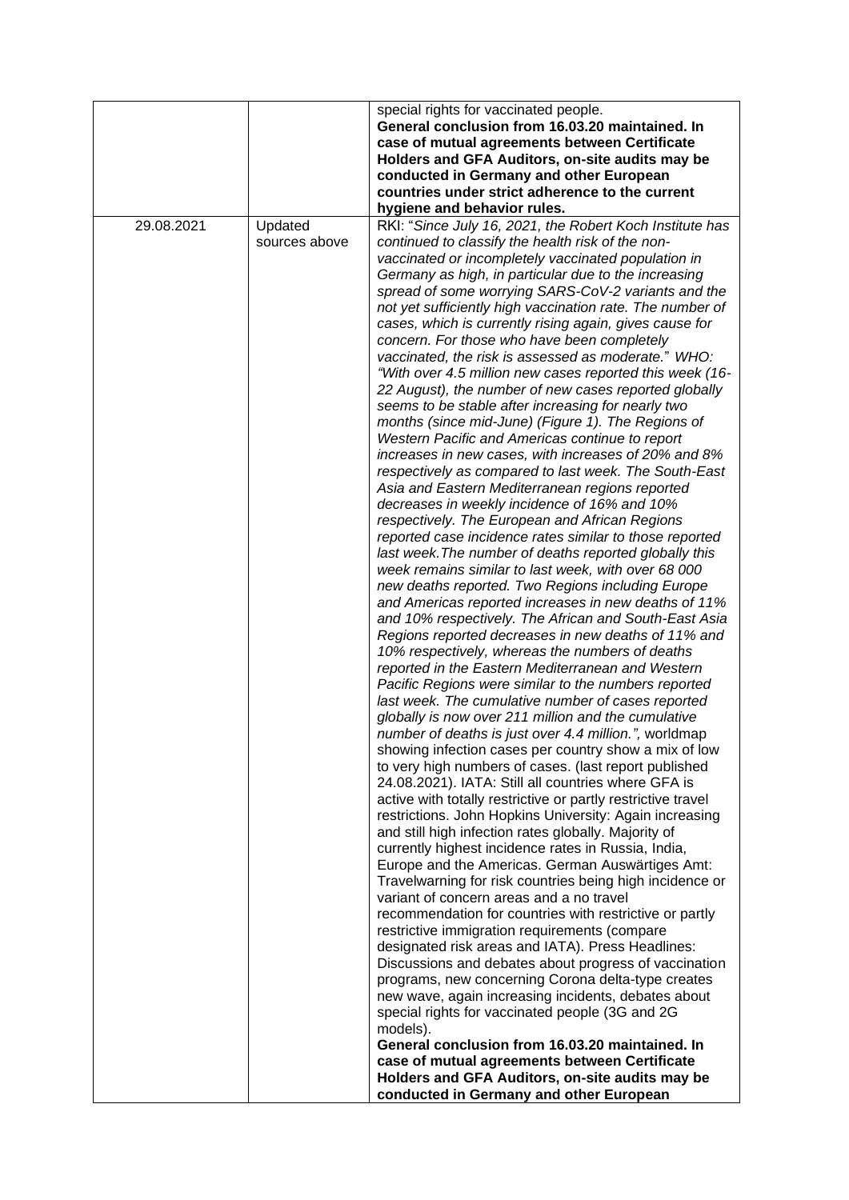|  |  |  |
|---|---|---|
|  |  | special rights for vaccinated people. **General conclusion from 16.03.20 maintained. In case of mutual agreements between Certificate Holders and GFA Auditors, on-site audits may be conducted in Germany and other European countries under strict adherence to the current hygiene and behavior rules.** |
| 29.08.2021 | Updated sources above | RKI: "*Since July 16, 2021, the Robert Koch Institute has continued to classify the health risk of the non-vaccinated or incompletely vaccinated population in Germany as high, in particular due to the increasing spread of some worrying SARS-CoV-2 variants and the not yet sufficiently high vaccination rate. The number of cases, which is currently rising again, gives cause for concern. For those who have been completely vaccinated, the risk is assessed as moderate.*" WHO: *"With over 4.5 million new cases reported this week (16-22 August), the number of new cases reported globally seems to be stable after increasing for nearly two months (since mid-June) (Figure 1). The Regions of Western Pacific and Americas continue to report increases in new cases, with increases of 20% and 8% respectively as compared to last week. The South-East Asia and Eastern Mediterranean regions reported decreases in weekly incidence of 16% and 10% respectively. The European and African Regions reported case incidence rates similar to those reported last week.The number of deaths reported globally this week remains similar to last week, with over 68 000 new deaths reported. Two Regions including Europe and Americas reported increases in new deaths of 11% and 10% respectively. The African and South-East Asia Regions reported decreases in new deaths of 11% and 10% respectively, whereas the numbers of deaths reported in the Eastern Mediterranean and Western Pacific Regions were similar to the numbers reported last week. The cumulative number of cases reported globally is now over 211 million and the cumulative number of deaths is just over 4.4 million.",* worldmap showing infection cases per country show a mix of low to very high numbers of cases. (last report published 24.08.2021). IATA: Still all countries where GFA is active with totally restrictive or partly restrictive travel restrictions. John Hopkins University: Again increasing and still high infection rates globally. Majority of currently highest incidence rates in Russia, India, Europe and the Americas. German Auswärtiges Amt: Travelwarning for risk countries being high incidence or variant of concern areas and a no travel recommendation for countries with restrictive or partly restrictive immigration requirements (compare designated risk areas and IATA). Press Headlines: Discussions and debates about progress of vaccination programs, new concerning Corona delta-type creates new wave, again increasing incidents, debates about special rights for vaccinated people (3G and 2G models). **General conclusion from 16.03.20 maintained. In case of mutual agreements between Certificate Holders and GFA Auditors, on-site audits may be conducted in Germany and other European** |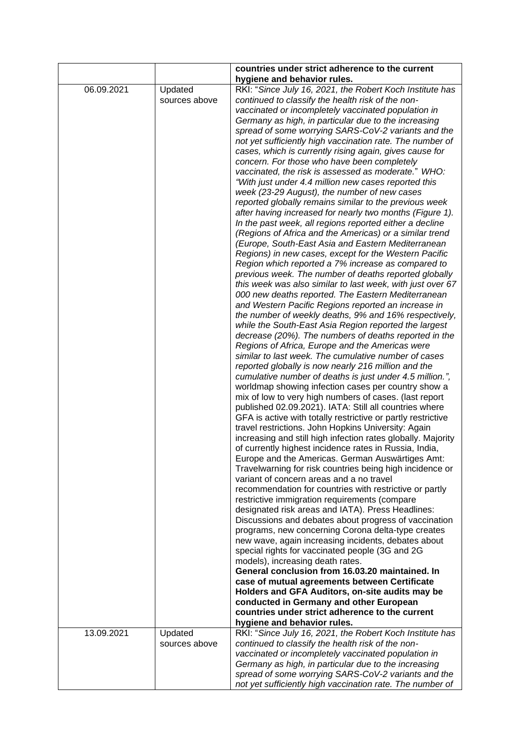| | | |
|---|---|---|
| | | **countries under strict adherence to the current hygiene and behavior rules.** |
| 06.09.2021 | Updated sources above | RKI: "*Since July 16, 2021, the Robert Koch Institute has continued to classify the health risk of the non-vaccinated or incompletely vaccinated population in Germany as high, in particular due to the increasing spread of some worrying SARS-CoV-2 variants and the not yet sufficiently high vaccination rate. The number of cases, which is currently rising again, gives cause for concern. For those who have been completely vaccinated, the risk is assessed as moderate.*" *WHO: "With just under 4.4 million new cases reported this week (23-29 August), the number of new cases reported globally remains similar to the previous week after having increased for nearly two months (Figure 1). In the past week, all regions reported either a decline (Regions of Africa and the Americas) or a similar trend (Europe, South-East Asia and Eastern Mediterranean Regions) in new cases, except for the Western Pacific Region which reported a 7% increase as compared to previous week. The number of deaths reported globally this week was also similar to last week, with just over 67 000 new deaths reported. The Eastern Mediterranean and Western Pacific Regions reported an increase in the number of weekly deaths, 9% and 16% respectively, while the South-East Asia Region reported the largest decrease (20%). The numbers of deaths reported in the Regions of Africa, Europe and the Americas were similar to last week. The cumulative number of cases reported globally is now nearly 216 million and the cumulative number of deaths is just under 4.5 million.",* worldmap showing infection cases per country show a mix of low to very high numbers of cases. (last report published 02.09.2021). IATA: Still all countries where GFA is active with totally restrictive or partly restrictive travel restrictions. John Hopkins University: Again increasing and still high infection rates globally. Majority of currently highest incidence rates in Russia, India, Europe and the Americas. German Auswärtiges Amt: Travelwarning for risk countries being high incidence or variant of concern areas and a no travel recommendation for countries with restrictive or partly restrictive immigration requirements (compare designated risk areas and IATA). Press Headlines: Discussions and debates about progress of vaccination programs, new concerning Corona delta-type creates new wave, again increasing incidents, debates about special rights for vaccinated people (3G and 2G models), increasing death rates.<br>**General conclusion from 16.03.20 maintained. In case of mutual agreements between Certificate Holders and GFA Auditors, on-site audits may be conducted in Germany and other European countries under strict adherence to the current hygiene and behavior rules.** |
| 13.09.2021 | Updated sources above | RKI: "*Since July 16, 2021, the Robert Koch Institute has continued to classify the health risk of the non-vaccinated or incompletely vaccinated population in Germany as high, in particular due to the increasing spread of some worrying SARS-CoV-2 variants and the not yet sufficiently high vaccination rate. The number of* |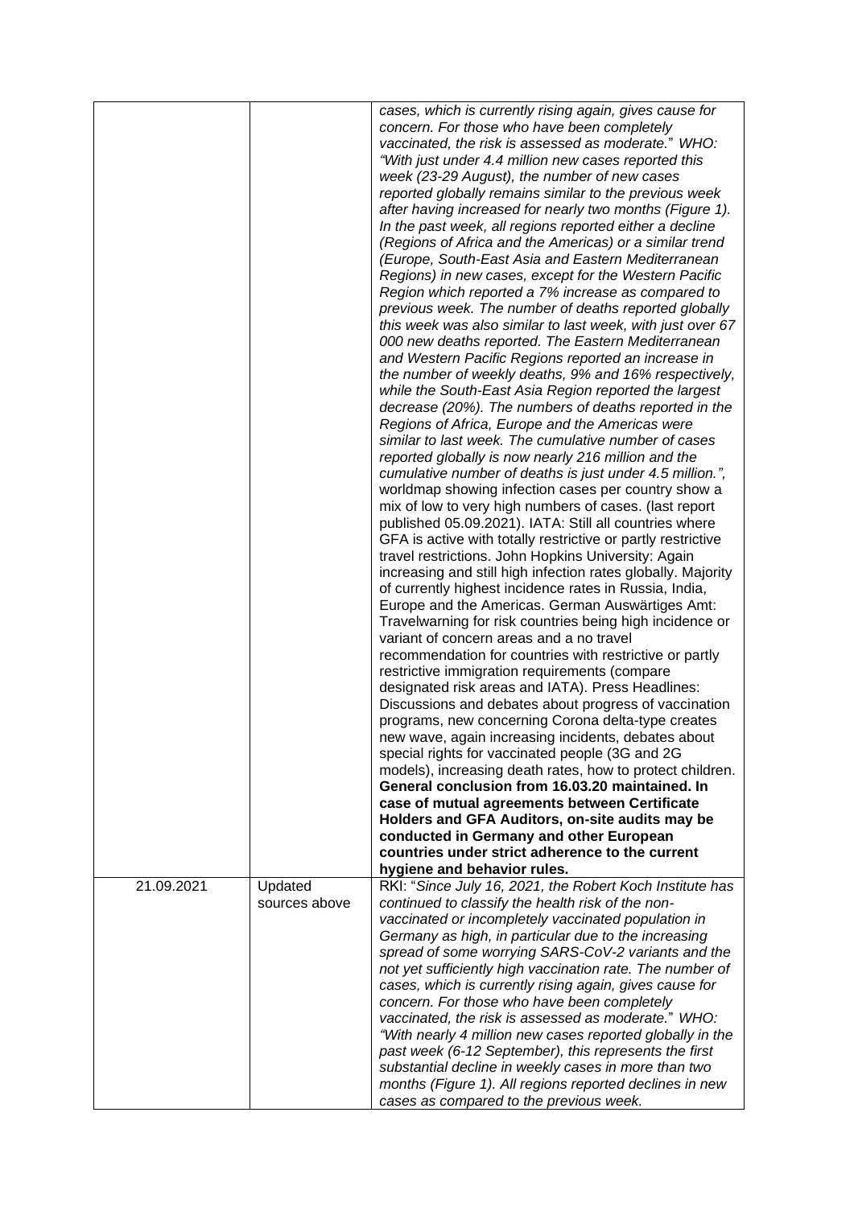|  |  | *cases, which is currently rising again, gives cause for concern. For those who have been completely vaccinated, the risk is assessed as moderate.*" *WHO: "With just under 4.4 million new cases reported this week (23-29 August), the number of new cases reported globally remains similar to the previous week after having increased for nearly two months (Figure 1). In the past week, all regions reported either a decline (Regions of Africa and the Americas) or a similar trend (Europe, South-East Asia and Eastern Mediterranean Regions) in new cases, except for the Western Pacific Region which reported a 7% increase as compared to previous week. The number of deaths reported globally this week was also similar to last week, with just over 67 000 new deaths reported. The Eastern Mediterranean and Western Pacific Regions reported an increase in the number of weekly deaths, 9% and 16% respectively, while the South-East Asia Region reported the largest decrease (20%). The numbers of deaths reported in the Regions of Africa, Europe and the Americas were similar to last week. The cumulative number of cases reported globally is now nearly 216 million and the cumulative number of deaths is just under 4.5 million.",* worldmap showing infection cases per country show a mix of low to very high numbers of cases. (last report published 05.09.2021). IATA: Still all countries where GFA is active with totally restrictive or partly restrictive travel restrictions. John Hopkins University: Again increasing and still high infection rates globally. Majority of currently highest incidence rates in Russia, India, Europe and the Americas. German Auswärtiges Amt: Travelwarning for risk countries being high incidence or variant of concern areas and a no travel recommendation for countries with restrictive or partly restrictive immigration requirements (compare designated risk areas and IATA). Press Headlines: Discussions and debates about progress of vaccination programs, new concerning Corona delta-type creates new wave, again increasing incidents, debates about special rights for vaccinated people (3G and 2G models), increasing death rates, how to protect children. **General conclusion from 16.03.20 maintained. In case of mutual agreements between Certificate Holders and GFA Auditors, on-site audits may be conducted in Germany and other European countries under strict adherence to the current hygiene and behavior rules.** |
| 21.09.2021 | Updated sources above | RKI: "*Since July 16, 2021, the Robert Koch Institute has continued to classify the health risk of the non-vaccinated or incompletely vaccinated population in Germany as high, in particular due to the increasing spread of some worrying SARS-CoV-2 variants and the not yet sufficiently high vaccination rate. The number of cases, which is currently rising again, gives cause for concern. For those who have been completely vaccinated, the risk is assessed as moderate.*" *WHO: "With nearly 4 million new cases reported globally in the past week (6-12 September), this represents the first substantial decline in weekly cases in more than two months (Figure 1). All regions reported declines in new cases as compared to the previous week.* |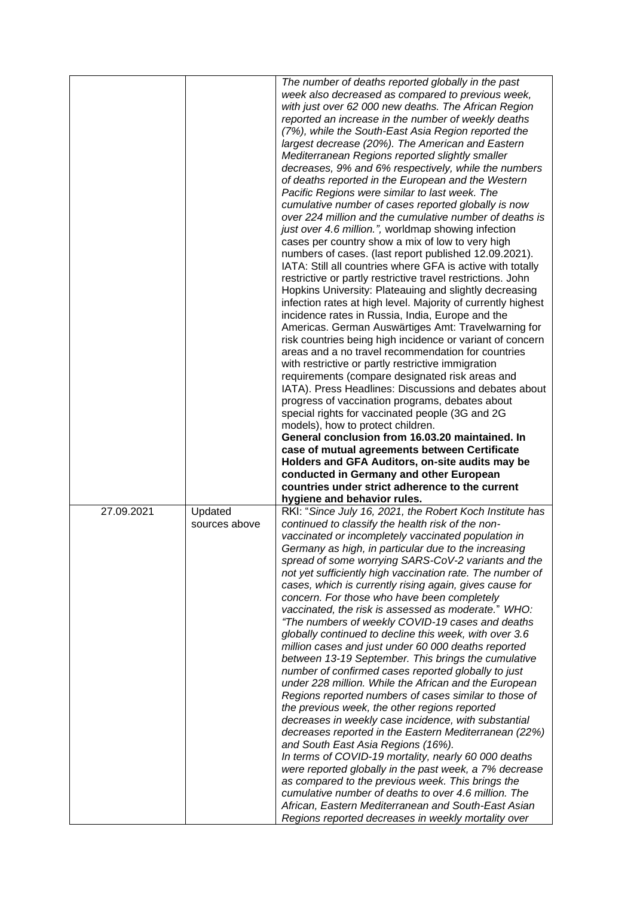| | | |
|---|---|---|
| | | *The number of deaths reported globally in the past week also decreased as compared to previous week, with just over 62 000 new deaths. The African Region reported an increase in the number of weekly deaths (7%), while the South-East Asia Region reported the largest decrease (20%). The American and Eastern Mediterranean Regions reported slightly smaller decreases, 9% and 6% respectively, while the numbers of deaths reported in the European and the Western Pacific Regions were similar to last week. The cumulative number of cases reported globally is now over 224 million and the cumulative number of deaths is just over 4.6 million.",* worldmap showing infection cases per country show a mix of low to very high numbers of cases. (last report published 12.09.2021). IATA: Still all countries where GFA is active with totally restrictive or partly restrictive travel restrictions. John Hopkins University: Plateauing and slightly decreasing infection rates at high level. Majority of currently highest incidence rates in Russia, India, Europe and the Americas. German Auswärtiges Amt: Travelwarning for risk countries being high incidence or variant of concern areas and a no travel recommendation for countries with restrictive or partly restrictive immigration requirements (compare designated risk areas and IATA). Press Headlines: Discussions and debates about progress of vaccination programs, debates about special rights for vaccinated people (3G and 2G models), how to protect children.<br>**General conclusion from 16.03.20 maintained. In case of mutual agreements between Certificate Holders and GFA Auditors, on-site audits may be conducted in Germany and other European countries under strict adherence to the current hygiene and behavior rules.** |
| 27.09.2021 | Updated sources above | RKI: "*Since July 16, 2021, the Robert Koch Institute has continued to classify the health risk of the non-vaccinated or incompletely vaccinated population in Germany as high, in particular due to the increasing spread of some worrying SARS-CoV-2 variants and the not yet sufficiently high vaccination rate. The number of cases, which is currently rising again, gives cause for concern. For those who have been completely vaccinated, the risk is assessed as moderate.*" *WHO: "The numbers of weekly COVID-19 cases and deaths globally continued to decline this week, with over 3.6 million cases and just under 60 000 deaths reported between 13-19 September. This brings the cumulative number of confirmed cases reported globally to just under 228 million. While the African and the European Regions reported numbers of cases similar to those of the previous week, the other regions reported decreases in weekly case incidence, with substantial decreases reported in the Eastern Mediterranean (22%) and South East Asia Regions (16%).<br>In terms of COVID-19 mortality, nearly 60 000 deaths were reported globally in the past week, a 7% decrease as compared to the previous week. This brings the cumulative number of deaths to over 4.6 million. The African, Eastern Mediterranean and South-East Asian Regions reported decreases in weekly mortality over* |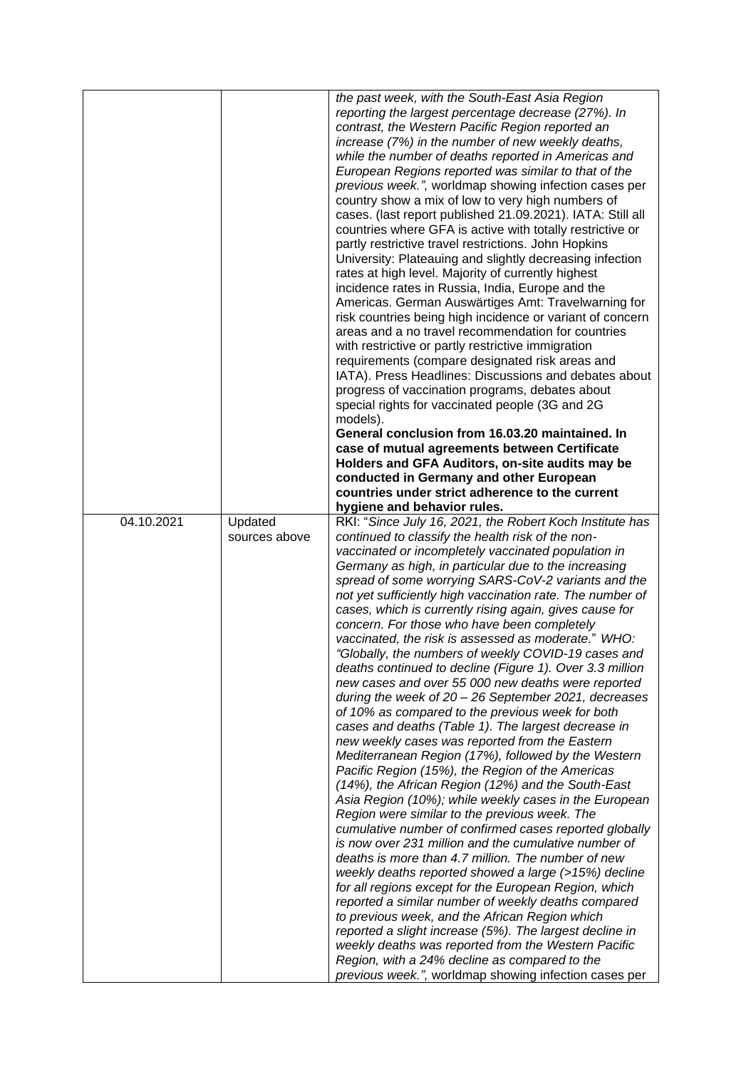| | | |
|---|---|---|
| | | *the past week, with the South-East Asia Region reporting the largest percentage decrease (27%). In contrast, the Western Pacific Region reported an increase (7%) in the number of new weekly deaths, while the number of deaths reported in Americas and European Regions reported was similar to that of the previous week.",* worldmap showing infection cases per country show a mix of low to very high numbers of cases. (last report published 21.09.2021). IATA: Still all countries where GFA is active with totally restrictive or partly restrictive travel restrictions. John Hopkins University: Plateauing and slightly decreasing infection rates at high level. Majority of currently highest incidence rates in Russia, India, Europe and the Americas. German Auswärtiges Amt: Travelwarning for risk countries being high incidence or variant of concern areas and a no travel recommendation for countries with restrictive or partly restrictive immigration requirements (compare designated risk areas and IATA). Press Headlines: Discussions and debates about progress of vaccination programs, debates about special rights for vaccinated people (3G and 2G models).<br>**General conclusion from 16.03.20 maintained. In case of mutual agreements between Certificate Holders and GFA Auditors, on-site audits may be conducted in Germany and other European countries under strict adherence to the current hygiene and behavior rules.** |
| 04.10.2021 | Updated sources above | RKI: "*Since July 16, 2021, the Robert Koch Institute has continued to classify the health risk of the non-vaccinated or incompletely vaccinated population in Germany as high, in particular due to the increasing spread of some worrying SARS-CoV-2 variants and the not yet sufficiently high vaccination rate. The number of cases, which is currently rising again, gives cause for concern. For those who have been completely vaccinated, the risk is assessed as moderate.*" *WHO: "Globally, the numbers of weekly COVID-19 cases and deaths continued to decline (Figure 1). Over 3.3 million new cases and over 55 000 new deaths were reported during the week of 20 – 26 September 2021, decreases of 10% as compared to the previous week for both cases and deaths (Table 1). The largest decrease in new weekly cases was reported from the Eastern Mediterranean Region (17%), followed by the Western Pacific Region (15%), the Region of the Americas (14%), the African Region (12%) and the South-East Asia Region (10%); while weekly cases in the European Region were similar to the previous week. The cumulative number of confirmed cases reported globally is now over 231 million and the cumulative number of deaths is more than 4.7 million. The number of new weekly deaths reported showed a large (>15%) decline for all regions except for the European Region, which reported a similar number of weekly deaths compared to previous week, and the African Region which reported a slight increase (5%). The largest decline in weekly deaths was reported from the Western Pacific Region, with a 24% decline as compared to the previous week.",* worldmap showing infection cases per |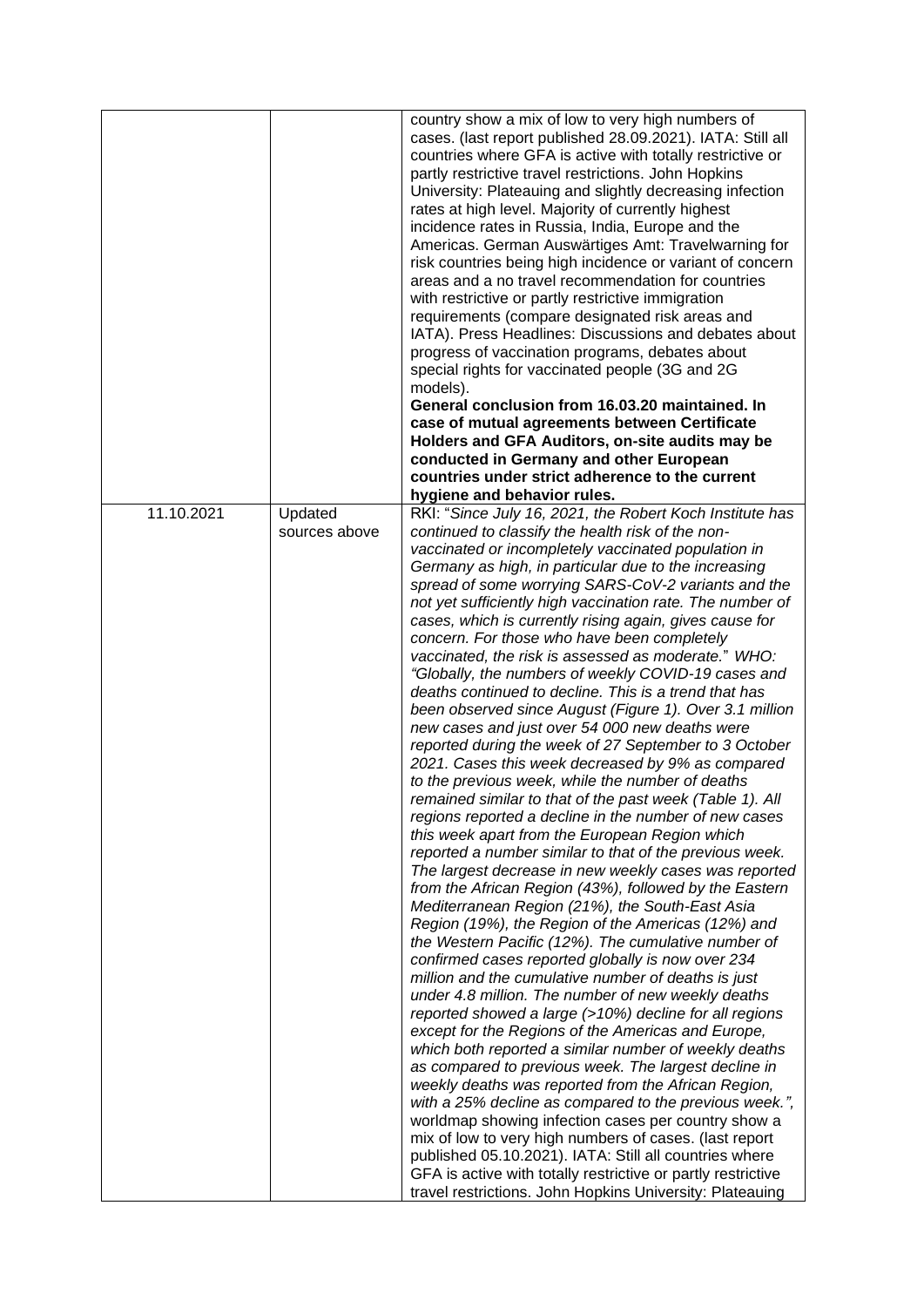|  |  |  |
| --- | --- | --- |
|  |  | country show a mix of low to very high numbers of cases. (last report published 28.09.2021). IATA: Still all countries where GFA is active with totally restrictive or partly restrictive travel restrictions. John Hopkins University: Plateauing and slightly decreasing infection rates at high level. Majority of currently highest incidence rates in Russia, India, Europe and the Americas. German Auswärtiges Amt: Travelwarning for risk countries being high incidence or variant of concern areas and a no travel recommendation for countries with restrictive or partly restrictive immigration requirements (compare designated risk areas and IATA). Press Headlines: Discussions and debates about progress of vaccination programs, debates about special rights for vaccinated people (3G and 2G models). **General conclusion from 16.03.20 maintained. In case of mutual agreements between Certificate Holders and GFA Auditors, on-site audits may be conducted in Germany and other European countries under strict adherence to the current hygiene and behavior rules.** |
| 11.10.2021 | Updated sources above | RKI: "*Since July 16, 2021, the Robert Koch Institute has continued to classify the health risk of the non-vaccinated or incompletely vaccinated population in Germany as high, in particular due to the increasing spread of some worrying SARS-CoV-2 variants and the not yet sufficiently high vaccination rate. The number of cases, which is currently rising again, gives cause for concern. For those who have been completely vaccinated, the risk is assessed as moderate.*" WHO: *"Globally, the numbers of weekly COVID-19 cases and deaths continued to decline. This is a trend that has been observed since August (Figure 1). Over 3.1 million new cases and just over 54 000 new deaths were reported during the week of 27 September to 3 October 2021. Cases this week decreased by 9% as compared to the previous week, while the number of deaths remained similar to that of the past week (Table 1). All regions reported a decline in the number of new cases this week apart from the European Region which reported a number similar to that of the previous week. The largest decrease in new weekly cases was reported from the African Region (43%), followed by the Eastern Mediterranean Region (21%), the South-East Asia Region (19%), the Region of the Americas (12%) and the Western Pacific (12%). The cumulative number of confirmed cases reported globally is now over 234 million and the cumulative number of deaths is just under 4.8 million. The number of new weekly deaths reported showed a large (>10%) decline for all regions except for the Regions of the Americas and Europe, which both reported a similar number of weekly deaths as compared to previous week. The largest decline in weekly deaths was reported from the African Region, with a 25% decline as compared to the previous week."*, worldmap showing infection cases per country show a mix of low to very high numbers of cases. (last report published 05.10.2021). IATA: Still all countries where GFA is active with totally restrictive or partly restrictive travel restrictions. John Hopkins University: Plateauing |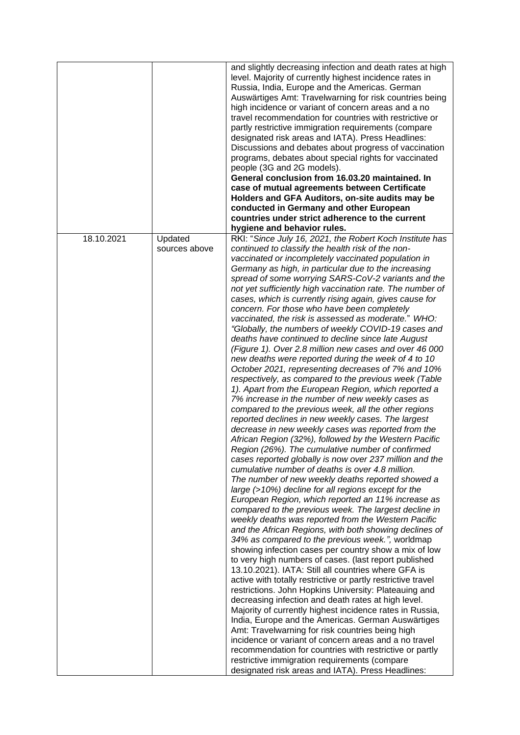|  |  |  |
|---|---|---|
|  |  | and slightly decreasing infection and death rates at high level. Majority of currently highest incidence rates in Russia, India, Europe and the Americas. German Auswärtiges Amt: Travelwarning for risk countries being high incidence or variant of concern areas and a no travel recommendation for countries with restrictive or partly restrictive immigration requirements (compare designated risk areas and IATA). Press Headlines: Discussions and debates about progress of vaccination programs, debates about special rights for vaccinated people (3G and 2G models). **General conclusion from 16.03.20 maintained. In case of mutual agreements between Certificate Holders and GFA Auditors, on-site audits may be conducted in Germany and other European countries under strict adherence to the current hygiene and behavior rules.** |
| 18.10.2021 | Updated sources above | RKI: "*Since July 16, 2021, the Robert Koch Institute has continued to classify the health risk of the non-vaccinated or incompletely vaccinated population in Germany as high, in particular due to the increasing spread of some worrying SARS-CoV-2 variants and the not yet sufficiently high vaccination rate. The number of cases, which is currently rising again, gives cause for concern. For those who have been completely vaccinated, the risk is assessed as moderate.*" *WHO: "Globally, the numbers of weekly COVID-19 cases and deaths have continued to decline since late August (Figure 1). Over 2.8 million new cases and over 46 000 new deaths were reported during the week of 4 to 10 October 2021, representing decreases of 7% and 10% respectively, as compared to the previous week (Table 1). Apart from the European Region, which reported a 7% increase in the number of new weekly cases as compared to the previous week, all the other regions reported declines in new weekly cases. The largest decrease in new weekly cases was reported from the African Region (32%), followed by the Western Pacific Region (26%). The cumulative number of confirmed cases reported globally is now over 237 million and the cumulative number of deaths is over 4.8 million. The number of new weekly deaths reported showed a large (>10%) decline for all regions except for the European Region, which reported an 11% increase as compared to the previous week. The largest decline in weekly deaths was reported from the Western Pacific and the African Regions, with both showing declines of 34% as compared to the previous week.",* worldmap showing infection cases per country show a mix of low to very high numbers of cases. (last report published 13.10.2021). IATA: Still all countries where GFA is active with totally restrictive or partly restrictive travel restrictions. John Hopkins University: Plateauing and decreasing infection and death rates at high level. Majority of currently highest incidence rates in Russia, India, Europe and the Americas. German Auswärtiges Amt: Travelwarning for risk countries being high incidence or variant of concern areas and a no travel recommendation for countries with restrictive or partly restrictive immigration requirements (compare designated risk areas and IATA). Press Headlines: |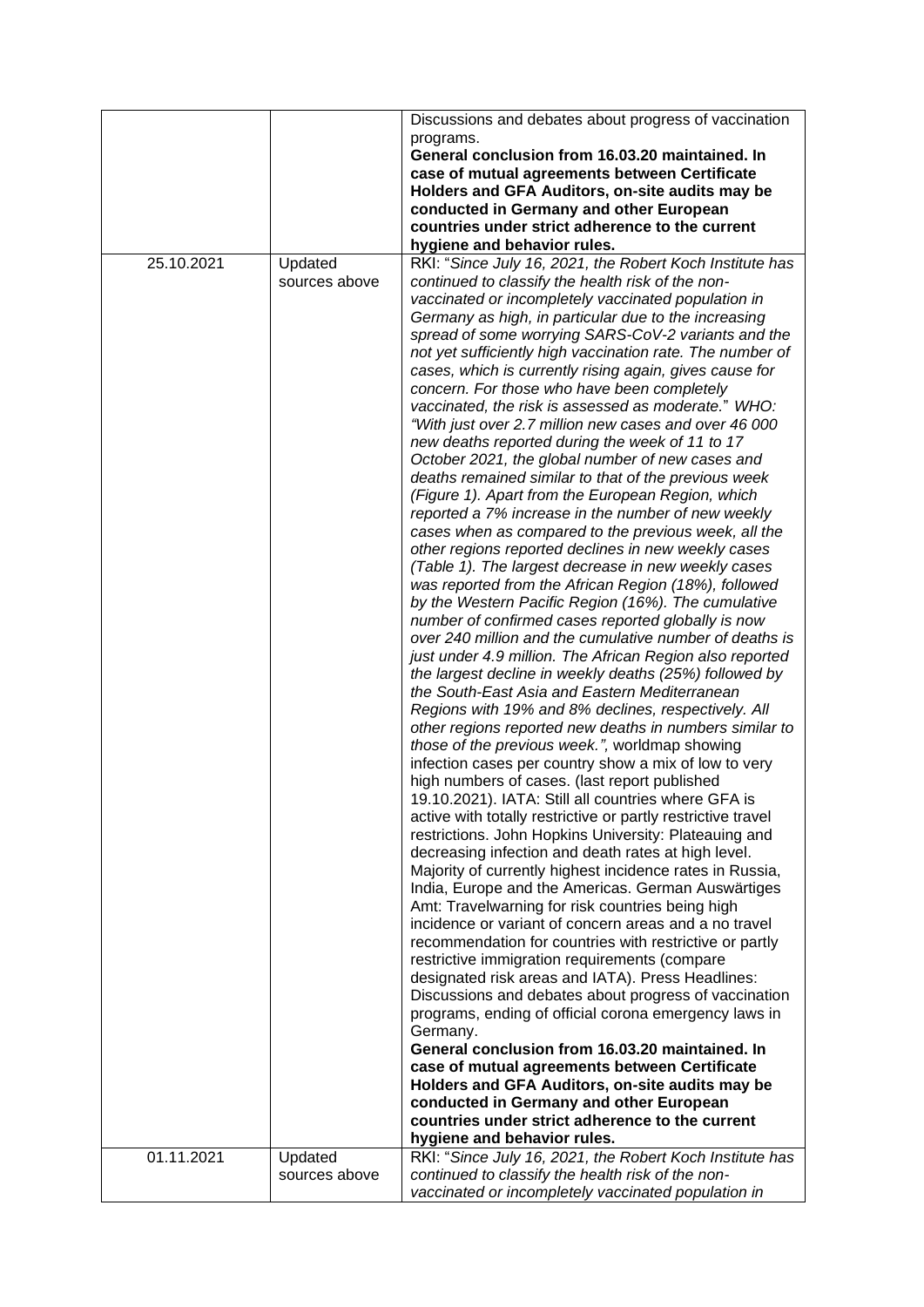| | | |
|---|---|---|
| | | Discussions and debates about progress of vaccination programs.<br>**General conclusion from 16.03.20 maintained. In case of mutual agreements between Certificate Holders and GFA Auditors, on-site audits may be conducted in Germany and other European countries under strict adherence to the current hygiene and behavior rules.** |
| 25.10.2021 | Updated sources above | RKI: "*Since July 16, 2021, the Robert Koch Institute has continued to classify the health risk of the non-vaccinated or incompletely vaccinated population in Germany as high, in particular due to the increasing spread of some worrying SARS-CoV-2 variants and the not yet sufficiently high vaccination rate. The number of cases, which is currently rising again, gives cause for concern. For those who have been completely vaccinated, the risk is assessed as moderate.*" WHO: *"With just over 2.7 million new cases and over 46 000 new deaths reported during the week of 11 to 17 October 2021, the global number of new cases and deaths remained similar to that of the previous week (Figure 1). Apart from the European Region, which reported a 7% increase in the number of new weekly cases when as compared to the previous week, all the other regions reported declines in new weekly cases (Table 1). The largest decrease in new weekly cases was reported from the African Region (18%), followed by the Western Pacific Region (16%). The cumulative number of confirmed cases reported globally is now over 240 million and the cumulative number of deaths is just under 4.9 million. The African Region also reported the largest decline in weekly deaths (25%) followed by the South-East Asia and Eastern Mediterranean Regions with 19% and 8% declines, respectively. All other regions reported new deaths in numbers similar to those of the previous week.",* worldmap showing infection cases per country show a mix of low to very high numbers of cases. (last report published 19.10.2021). IATA: Still all countries where GFA is active with totally restrictive or partly restrictive travel restrictions. John Hopkins University: Plateauing and decreasing infection and death rates at high level. Majority of currently highest incidence rates in Russia, India, Europe and the Americas. German Auswärtiges Amt: Travelwarning for risk countries being high incidence or variant of concern areas and a no travel recommendation for countries with restrictive or partly restrictive immigration requirements (compare designated risk areas and IATA). Press Headlines: Discussions and debates about progress of vaccination programs, ending of official corona emergency laws in Germany.<br>**General conclusion from 16.03.20 maintained. In case of mutual agreements between Certificate Holders and GFA Auditors, on-site audits may be conducted in Germany and other European countries under strict adherence to the current hygiene and behavior rules.** |
| 01.11.2021 | Updated sources above | RKI: "*Since July 16, 2021, the Robert Koch Institute has continued to classify the health risk of the non-vaccinated or incompletely vaccinated population in* |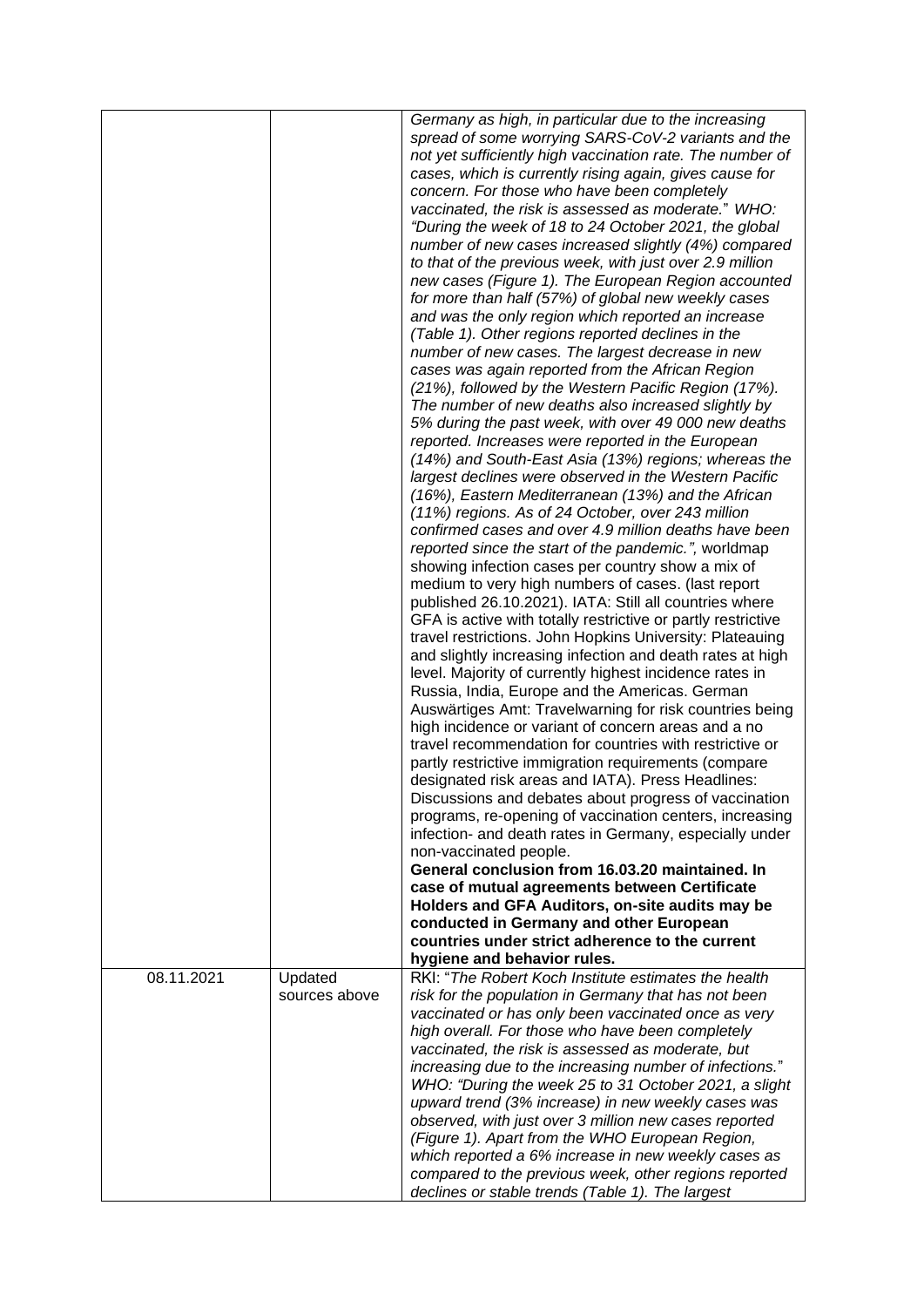|  |  |  |
|---|---|---|
|  |  | *Germany as high, in particular due to the increasing spread of some worrying SARS-CoV-2 variants and the not yet sufficiently high vaccination rate. The number of cases, which is currently rising again, gives cause for concern. For those who have been completely vaccinated, the risk is assessed as moderate.*" WHO: *"During the week of 18 to 24 October 2021, the global number of new cases increased slightly (4%) compared to that of the previous week, with just over 2.9 million new cases (Figure 1). The European Region accounted for more than half (57%) of global new weekly cases and was the only region which reported an increase (Table 1). Other regions reported declines in the number of new cases. The largest decrease in new cases was again reported from the African Region (21%), followed by the Western Pacific Region (17%). The number of new deaths also increased slightly by 5% during the past week, with over 49 000 new deaths reported. Increases were reported in the European (14%) and South-East Asia (13%) regions; whereas the largest declines were observed in the Western Pacific (16%), Eastern Mediterranean (13%) and the African (11%) regions. As of 24 October, over 243 million confirmed cases and over 4.9 million deaths have been reported since the start of the pandemic.",* worldmap showing infection cases per country show a mix of medium to very high numbers of cases. (last report published 26.10.2021). IATA: Still all countries where GFA is active with totally restrictive or partly restrictive travel restrictions. John Hopkins University: Plateauing and slightly increasing infection and death rates at high level. Majority of currently highest incidence rates in Russia, India, Europe and the Americas. German Auswärtiges Amt: Travelwarning for risk countries being high incidence or variant of concern areas and a no travel recommendation for countries with restrictive or partly restrictive immigration requirements (compare designated risk areas and IATA). Press Headlines: Discussions and debates about progress of vaccination programs, re-opening of vaccination centers, increasing infection- and death rates in Germany, especially under non-vaccinated people.<br>**General conclusion from 16.03.20 maintained. In case of mutual agreements between Certificate Holders and GFA Auditors, on-site audits may be conducted in Germany and other European countries under strict adherence to the current hygiene and behavior rules.** |
| 08.11.2021 | Updated sources above | RKI: "*The Robert Koch Institute estimates the health risk for the population in Germany that has not been vaccinated or has only been vaccinated once as very high overall. For those who have been completely vaccinated, the risk is assessed as moderate, but increasing due to the increasing number of infections.*" *WHO: "During the week 25 to 31 October 2021, a slight upward trend (3% increase) in new weekly cases was observed, with just over 3 million new cases reported (Figure 1). Apart from the WHO European Region, which reported a 6% increase in new weekly cases as compared to the previous week, other regions reported declines or stable trends (Table 1). The largest* |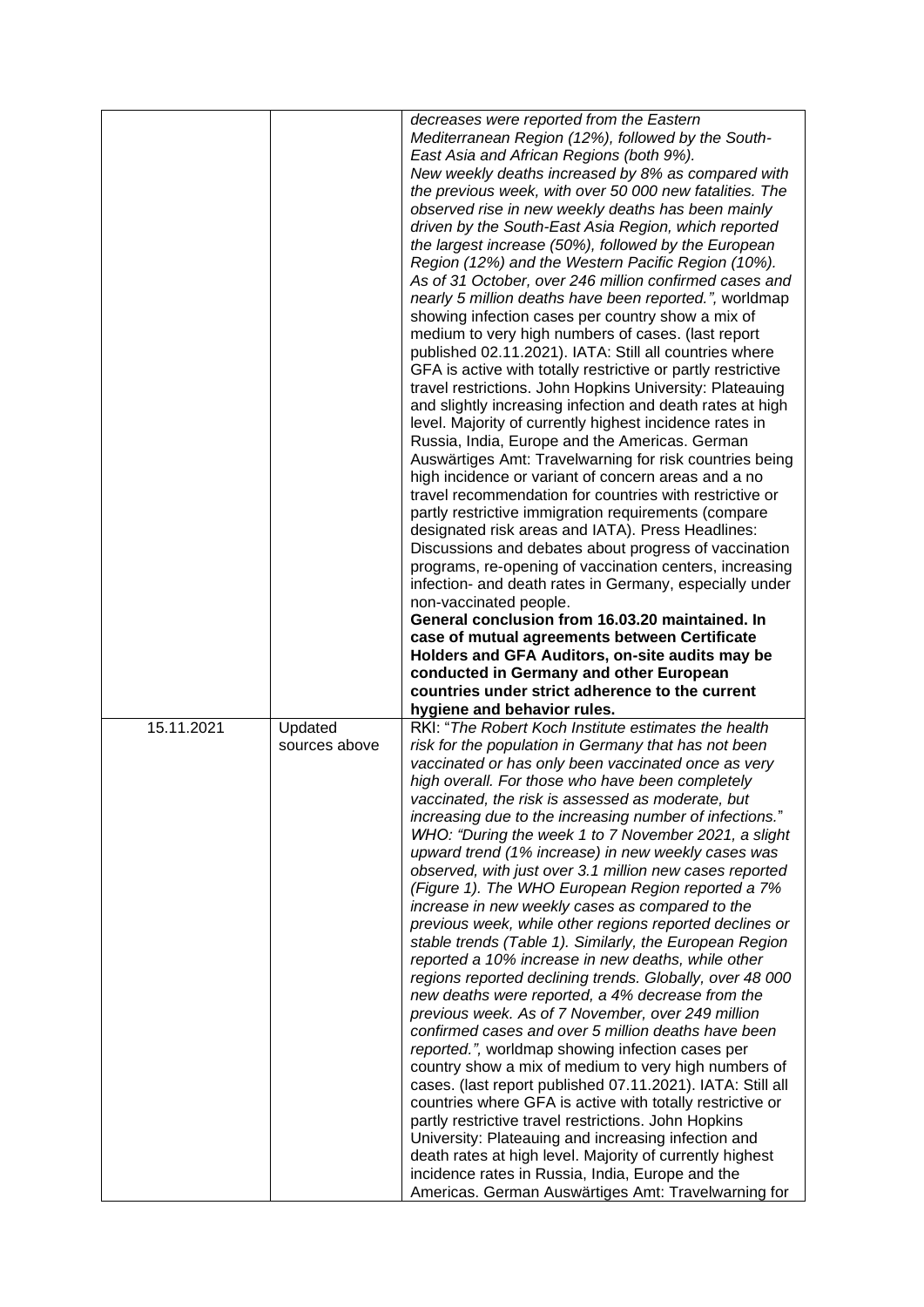|  |  |  |
|---|---|---|
|  |  | *decreases were reported from the Eastern Mediterranean Region (12%), followed by the South-East Asia and African Regions (both 9%). New weekly deaths increased by 8% as compared with the previous week, with over 50 000 new fatalities. The observed rise in new weekly deaths has been mainly driven by the South-East Asia Region, which reported the largest increase (50%), followed by the European Region (12%) and the Western Pacific Region (10%). As of 31 October, over 246 million confirmed cases and nearly 5 million deaths have been reported.",* worldmap showing infection cases per country show a mix of medium to very high numbers of cases. (last report published 02.11.2021). IATA: Still all countries where GFA is active with totally restrictive or partly restrictive travel restrictions. John Hopkins University: Plateauing and slightly increasing infection and death rates at high level. Majority of currently highest incidence rates in Russia, India, Europe and the Americas. German Auswärtiges Amt: Travelwarning for risk countries being high incidence or variant of concern areas and a no travel recommendation for countries with restrictive or partly restrictive immigration requirements (compare designated risk areas and IATA). Press Headlines: Discussions and debates about progress of vaccination programs, re-opening of vaccination centers, increasing infection- and death rates in Germany, especially under non-vaccinated people. **General conclusion from 16.03.20 maintained. In case of mutual agreements between Certificate Holders and GFA Auditors, on-site audits may be conducted in Germany and other European countries under strict adherence to the current hygiene and behavior rules.** |
| 15.11.2021 | Updated sources above | RKI: "*The Robert Koch Institute estimates the health risk for the population in Germany that has not been vaccinated or has only been vaccinated once as very high overall. For those who have been completely vaccinated, the risk is assessed as moderate, but increasing due to the increasing number of infections.*" WHO: "*During the week 1 to 7 November 2021, a slight upward trend (1% increase) in new weekly cases was observed, with just over 3.1 million new cases reported (Figure 1). The WHO European Region reported a 7% increase in new weekly cases as compared to the previous week, while other regions reported declines or stable trends (Table 1). Similarly, the European Region reported a 10% increase in new deaths, while other regions reported declining trends. Globally, over 48 000 new deaths were reported, a 4% decrease from the previous week. As of 7 November, over 249 million confirmed cases and over 5 million deaths have been reported.",* worldmap showing infection cases per country show a mix of medium to very high numbers of cases. (last report published 07.11.2021). IATA: Still all countries where GFA is active with totally restrictive or partly restrictive travel restrictions. John Hopkins University: Plateauing and increasing infection and death rates at high level. Majority of currently highest incidence rates in Russia, India, Europe and the Americas. German Auswärtiges Amt: Travelwarning for |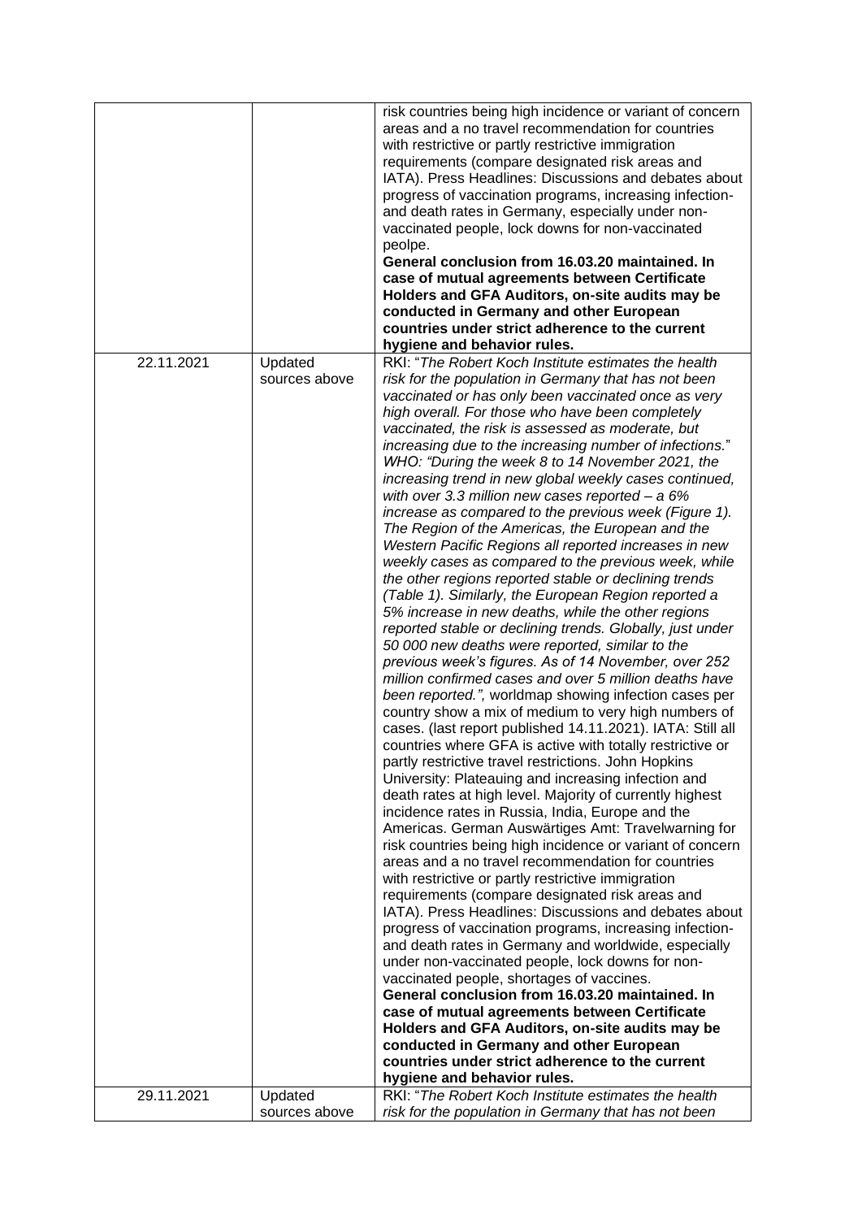| | | |
|---|---|---|
| | | risk countries being high incidence or variant of concern areas and a no travel recommendation for countries with restrictive or partly restrictive immigration requirements (compare designated risk areas and IATA). Press Headlines: Discussions and debates about progress of vaccination programs, increasing infection- and death rates in Germany, especially under non-vaccinated people, lock downs for non-vaccinated peolpe.<br>**General conclusion from 16.03.20 maintained. In case of mutual agreements between Certificate Holders and GFA Auditors, on-site audits may be conducted in Germany and other European countries under strict adherence to the current hygiene and behavior rules.** |
| 22.11.2021 | Updated sources above | RKI: "*The Robert Koch Institute estimates the health risk for the population in Germany that has not been vaccinated or has only been vaccinated once as very high overall. For those who have been completely vaccinated, the risk is assessed as moderate, but increasing due to the increasing number of infections.*" WHO: *"During the week 8 to 14 November 2021, the increasing trend in new global weekly cases continued, with over 3.3 million new cases reported – a 6% increase as compared to the previous week (Figure 1). The Region of the Americas, the European and the Western Pacific Regions all reported increases in new weekly cases as compared to the previous week, while the other regions reported stable or declining trends (Table 1). Similarly, the European Region reported a 5% increase in new deaths, while the other regions reported stable or declining trends. Globally, just under 50 000 new deaths were reported, similar to the previous week's figures. As of 14 November, over 252 million confirmed cases and over 5 million deaths have been reported.",* worldmap showing infection cases per country show a mix of medium to very high numbers of cases. (last report published 14.11.2021). IATA: Still all countries where GFA is active with totally restrictive or partly restrictive travel restrictions. John Hopkins University: Plateauing and increasing infection and death rates at high level. Majority of currently highest incidence rates in Russia, India, Europe and the Americas. German Auswärtiges Amt: Travelwarning for risk countries being high incidence or variant of concern areas and a no travel recommendation for countries with restrictive or partly restrictive immigration requirements (compare designated risk areas and IATA). Press Headlines: Discussions and debates about progress of vaccination programs, increasing infection- and death rates in Germany and worldwide, especially under non-vaccinated people, lock downs for non-vaccinated people, shortages of vaccines.<br>**General conclusion from 16.03.20 maintained. In case of mutual agreements between Certificate Holders and GFA Auditors, on-site audits may be conducted in Germany and other European countries under strict adherence to the current hygiene and behavior rules.** |
| 29.11.2021 | Updated sources above | RKI: "*The Robert Koch Institute estimates the health risk for the population in Germany that has not been* |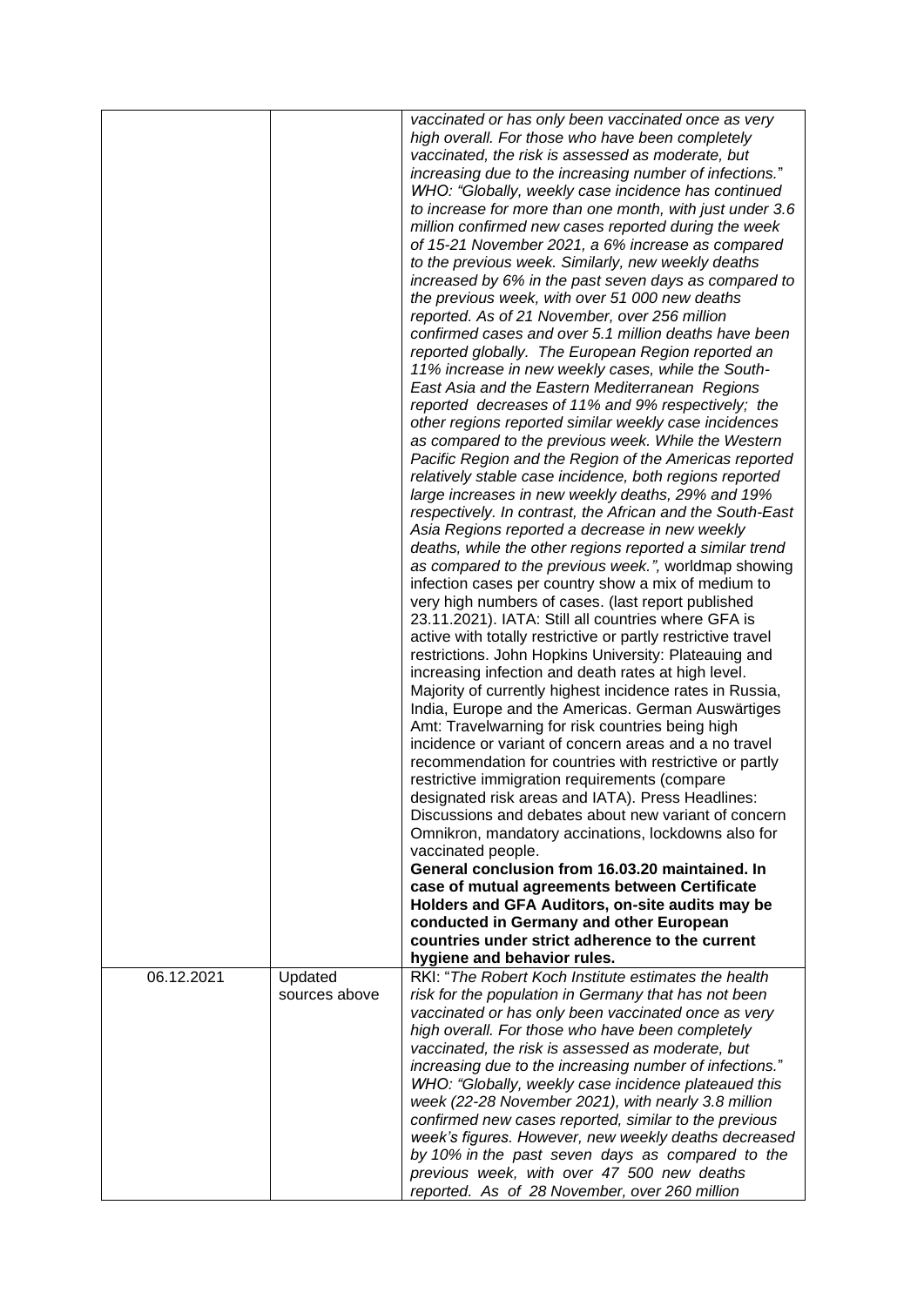| | | |
|---|---|---|
| | | *vaccinated or has only been vaccinated once as very high overall. For those who have been completely vaccinated, the risk is assessed as moderate, but increasing due to the increasing number of infections.*" *WHO: "Globally, weekly case incidence has continued to increase for more than one month, with just under 3.6 million confirmed new cases reported during the week of 15-21 November 2021, a 6% increase as compared to the previous week. Similarly, new weekly deaths increased by 6% in the past seven days as compared to the previous week, with over 51 000 new deaths reported. As of 21 November, over 256 million confirmed cases and over 5.1 million deaths have been reported globally. The European Region reported an 11% increase in new weekly cases, while the South-East Asia and the Eastern Mediterranean Regions reported decreases of 11% and 9% respectively; the other regions reported similar weekly case incidences as compared to the previous week. While the Western Pacific Region and the Region of the Americas reported relatively stable case incidence, both regions reported large increases in new weekly deaths, 29% and 19% respectively. In contrast, the African and the South-East Asia Regions reported a decrease in new weekly deaths, while the other regions reported a similar trend as compared to the previous week.",* worldmap showing infection cases per country show a mix of medium to very high numbers of cases. (last report published 23.11.2021). IATA: Still all countries where GFA is active with totally restrictive or partly restrictive travel restrictions. John Hopkins University: Plateauing and increasing infection and death rates at high level. Majority of currently highest incidence rates in Russia, India, Europe and the Americas. German Auswärtiges Amt: Travelwarning for risk countries being high incidence or variant of concern areas and a no travel recommendation for countries with restrictive or partly restrictive immigration requirements (compare designated risk areas and IATA). Press Headlines: Discussions and debates about new variant of concern Omnikron, mandatory accinations, lockdowns also for vaccinated people. **General conclusion from 16.03.20 maintained. In case of mutual agreements between Certificate Holders and GFA Auditors, on-site audits may be conducted in Germany and other European countries under strict adherence to the current hygiene and behavior rules.** |
| 06.12.2021 | Updated sources above | RKI: "*The Robert Koch Institute estimates the health risk for the population in Germany that has not been vaccinated or has only been vaccinated once as very high overall. For those who have been completely vaccinated, the risk is assessed as moderate, but increasing due to the increasing number of infections.*" *WHO: "Globally, weekly case incidence plateaued this week (22-28 November 2021), with nearly 3.8 million confirmed new cases reported, similar to the previous week's figures. However, new weekly deaths decreased by 10% in the past seven days as compared to the previous week, with over 47 500 new deaths reported. As of 28 November, over 260 million* |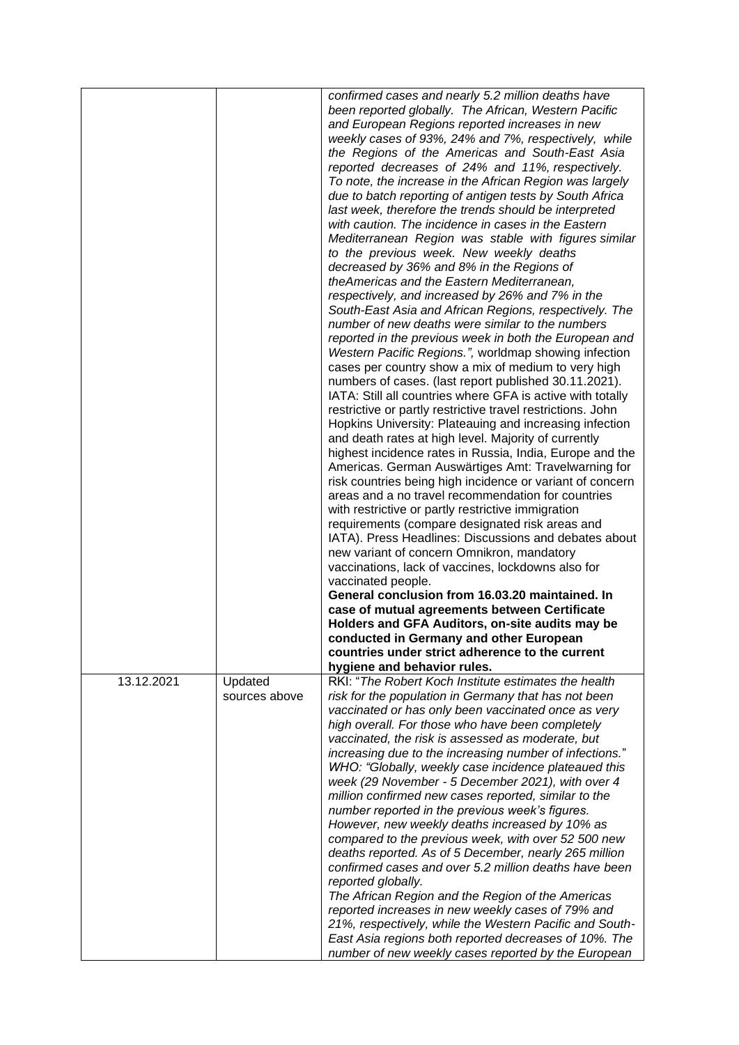| | | *confirmed cases and nearly 5.2 million deaths have been reported globally. The African, Western Pacific and European Regions reported increases in new weekly cases of 93%, 24% and 7%, respectively, while the Regions of the Americas and South-East Asia reported decreases of 24% and 11%, respectively. To note, the increase in the African Region was largely due to batch reporting of antigen tests by South Africa last week, therefore the trends should be interpreted with caution. The incidence in cases in the Eastern Mediterranean Region was stable with figures similar to the previous week. New weekly deaths decreased by 36% and 8% in the Regions of theAmericas and the Eastern Mediterranean, respectively, and increased by 26% and 7% in the South-East Asia and African Regions, respectively. The number of new deaths were similar to the numbers reported in the previous week in both the European and Western Pacific Regions.",* worldmap showing infection cases per country show a mix of medium to very high numbers of cases. (last report published 30.11.2021). IATA: Still all countries where GFA is active with totally restrictive or partly restrictive travel restrictions. John Hopkins University: Plateauing and increasing infection and death rates at high level. Majority of currently highest incidence rates in Russia, India, Europe and the Americas. German Auswärtiges Amt: Travelwarning for risk countries being high incidence or variant of concern areas and a no travel recommendation for countries with restrictive or partly restrictive immigration requirements (compare designated risk areas and IATA). Press Headlines: Discussions and debates about new variant of concern Omnikron, mandatory vaccinations, lack of vaccines, lockdowns also for vaccinated people.<br>**General conclusion from 16.03.20 maintained. In case of mutual agreements between Certificate Holders and GFA Auditors, on-site audits may be conducted in Germany and other European countries under strict adherence to the current hygiene and behavior rules.** |
|---|---|---|
| 13.12.2021 | Updated sources above | RKI: "*The Robert Koch Institute estimates the health risk for the population in Germany that has not been vaccinated or has only been vaccinated once as very high overall. For those who have been completely vaccinated, the risk is assessed as moderate, but increasing due to the increasing number of infections.*"<br>*WHO: "Globally, weekly case incidence plateaued this week (29 November - 5 December 2021), with over 4 million confirmed new cases reported, similar to the number reported in the previous week's figures. However, new weekly deaths increased by 10% as compared to the previous week, with over 52 500 new deaths reported. As of 5 December, nearly 265 million confirmed cases and over 5.2 million deaths have been reported globally.*<br>*The African Region and the Region of the Americas reported increases in new weekly cases of 79% and 21%, respectively, while the Western Pacific and South-East Asia regions both reported decreases of 10%. The number of new weekly cases reported by the European* |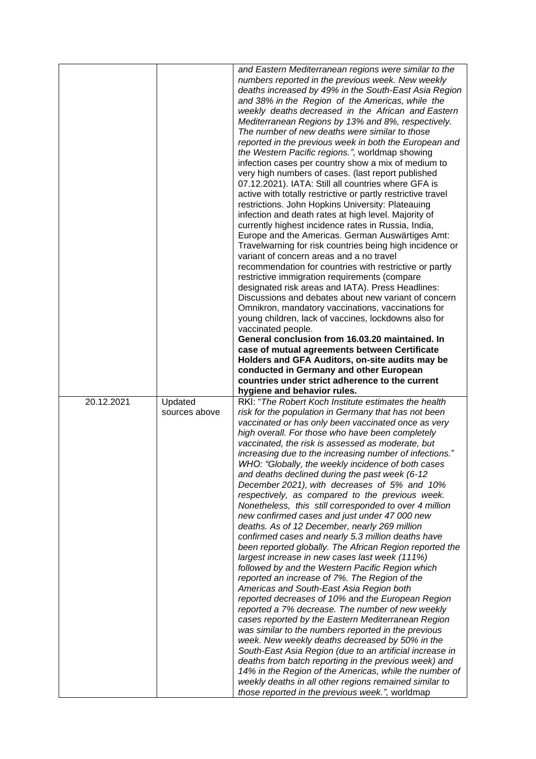| | | |
|---|---|---|
| | | *and Eastern Mediterranean regions were similar to the numbers reported in the previous week. New weekly deaths increased by 49% in the South-East Asia Region and 38% in the Region of the Americas, while the weekly deaths decreased in the African and Eastern Mediterranean Regions by 13% and 8%, respectively. The number of new deaths were similar to those reported in the previous week in both the European and the Western Pacific regions.",* worldmap showing infection cases per country show a mix of medium to very high numbers of cases. (last report published 07.12.2021). IATA: Still all countries where GFA is active with totally restrictive or partly restrictive travel restrictions. John Hopkins University: Plateauing infection and death rates at high level. Majority of currently highest incidence rates in Russia, India, Europe and the Americas. German Auswärtiges Amt: Travelwarning for risk countries being high incidence or variant of concern areas and a no travel recommendation for countries with restrictive or partly restrictive immigration requirements (compare designated risk areas and IATA). Press Headlines: Discussions and debates about new variant of concern Omnikron, mandatory vaccinations, vaccinations for young children, lack of vaccines, lockdowns also for vaccinated people. **General conclusion from 16.03.20 maintained. In case of mutual agreements between Certificate Holders and GFA Auditors, on-site audits may be conducted in Germany and other European countries under strict adherence to the current hygiene and behavior rules.** |
| 20.12.2021 | Updated sources above | RKI: "*The Robert Koch Institute estimates the health risk for the population in Germany that has not been vaccinated or has only been vaccinated once as very high overall. For those who have been completely vaccinated, the risk is assessed as moderate, but increasing due to the increasing number of infections.*" WHO: "*Globally, the weekly incidence of both cases and deaths declined during the past week (6-12 December 2021), with decreases of 5% and 10% respectively, as compared to the previous week. Nonetheless, this still corresponded to over 4 million new confirmed cases and just under 47 000 new deaths. As of 12 December, nearly 269 million confirmed cases and nearly 5.3 million deaths have been reported globally. The African Region reported the largest increase in new cases last week (111%) followed by and the Western Pacific Region which reported an increase of 7%. The Region of the Americas and South-East Asia Region both reported decreases of 10% and the European Region reported a 7% decrease. The number of new weekly cases reported by the Eastern Mediterranean Region was similar to the numbers reported in the previous week. New weekly deaths decreased by 50% in the South-East Asia Region (due to an artificial increase in deaths from batch reporting in the previous week) and 14% in the Region of the Americas, while the number of weekly deaths in all other regions remained similar to those reported in the previous week.",* worldmap |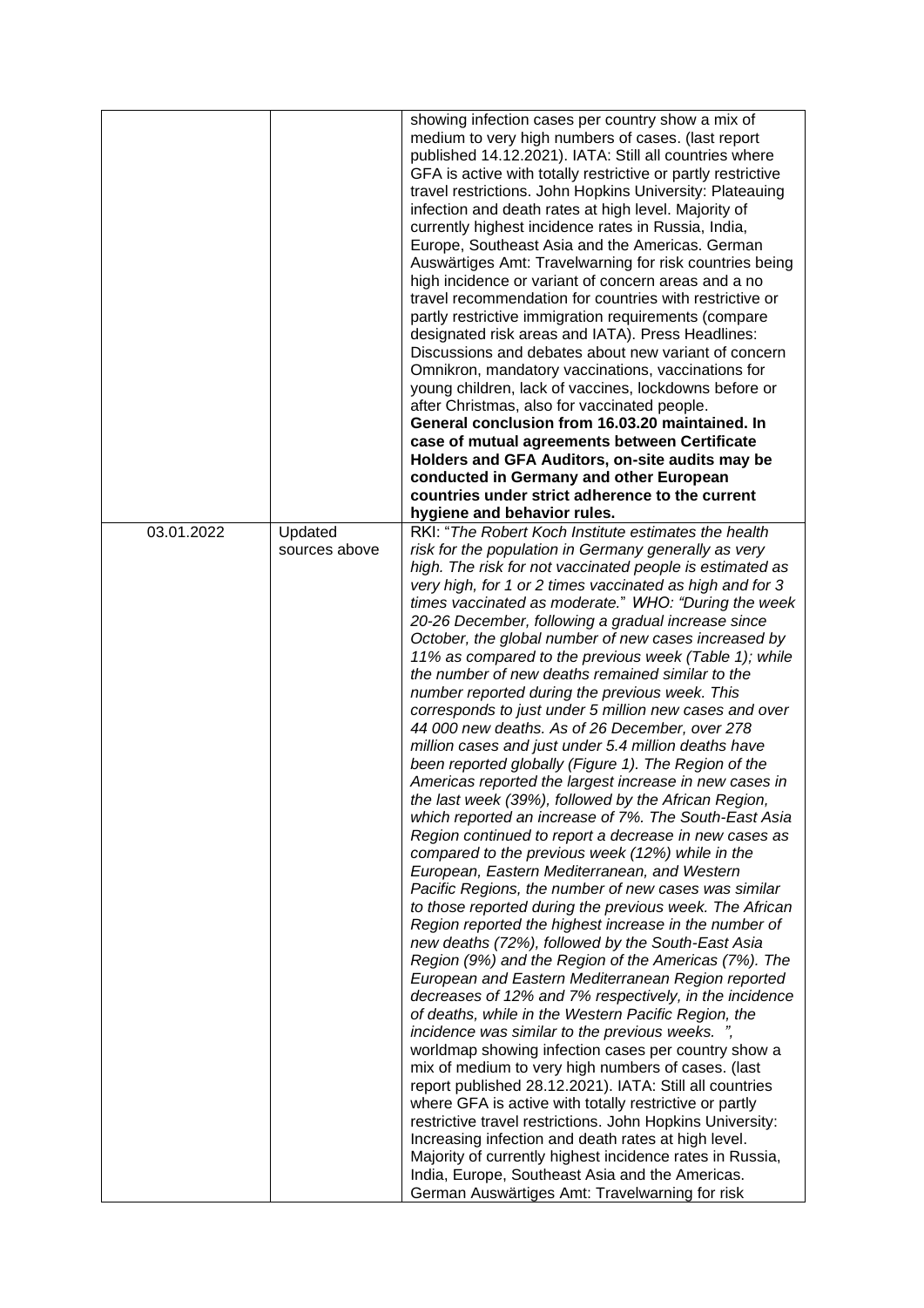|  |  |  |
|---|---|---|
|  |  | showing infection cases per country show a mix of medium to very high numbers of cases. (last report published 14.12.2021). IATA: Still all countries where GFA is active with totally restrictive or partly restrictive travel restrictions. John Hopkins University: Plateauing infection and death rates at high level. Majority of currently highest incidence rates in Russia, India, Europe, Southeast Asia and the Americas. German Auswärtiges Amt: Travelwarning for risk countries being high incidence or variant of concern areas and a no travel recommendation for countries with restrictive or partly restrictive immigration requirements (compare designated risk areas and IATA). Press Headlines: Discussions and debates about new variant of concern Omnikron, mandatory vaccinations, vaccinations for young children, lack of vaccines, lockdowns before or after Christmas, also for vaccinated people. **General conclusion from 16.03.20 maintained. In case of mutual agreements between Certificate Holders and GFA Auditors, on-site audits may be conducted in Germany and other European countries under strict adherence to the current hygiene and behavior rules.** |
| 03.01.2022 | Updated sources above | RKI: "*The Robert Koch Institute estimates the health risk for the population in Germany generally as very high. The risk for not vaccinated people is estimated as very high, for 1 or 2 times vaccinated as high and for 3 times vaccinated as moderate.*" WHO: "*During the week 20-26 December, following a gradual increase since October, the global number of new cases increased by 11% as compared to the previous week (Table 1); while the number of new deaths remained similar to the number reported during the previous week. This corresponds to just under 5 million new cases and over 44 000 new deaths. As of 26 December, over 278 million cases and just under 5.4 million deaths have been reported globally (Figure 1). The Region of the Americas reported the largest increase in new cases in the last week (39%), followed by the African Region, which reported an increase of 7%. The South-East Asia Region continued to report a decrease in new cases as compared to the previous week (12%) while in the European, Eastern Mediterranean, and Western Pacific Regions, the number of new cases was similar to those reported during the previous week. The African Region reported the highest increase in the number of new deaths (72%), followed by the South-East Asia Region (9%) and the Region of the Americas (7%). The European and Eastern Mediterranean Region reported decreases of 12% and 7% respectively, in the incidence of deaths, while in the Western Pacific Region, the incidence was similar to the previous weeks.* ", worldmap showing infection cases per country show a mix of medium to very high numbers of cases. (last report published 28.12.2021). IATA: Still all countries where GFA is active with totally restrictive or partly restrictive travel restrictions. John Hopkins University: Increasing infection and death rates at high level. Majority of currently highest incidence rates in Russia, India, Europe, Southeast Asia and the Americas. German Auswärtiges Amt: Travelwarning for risk |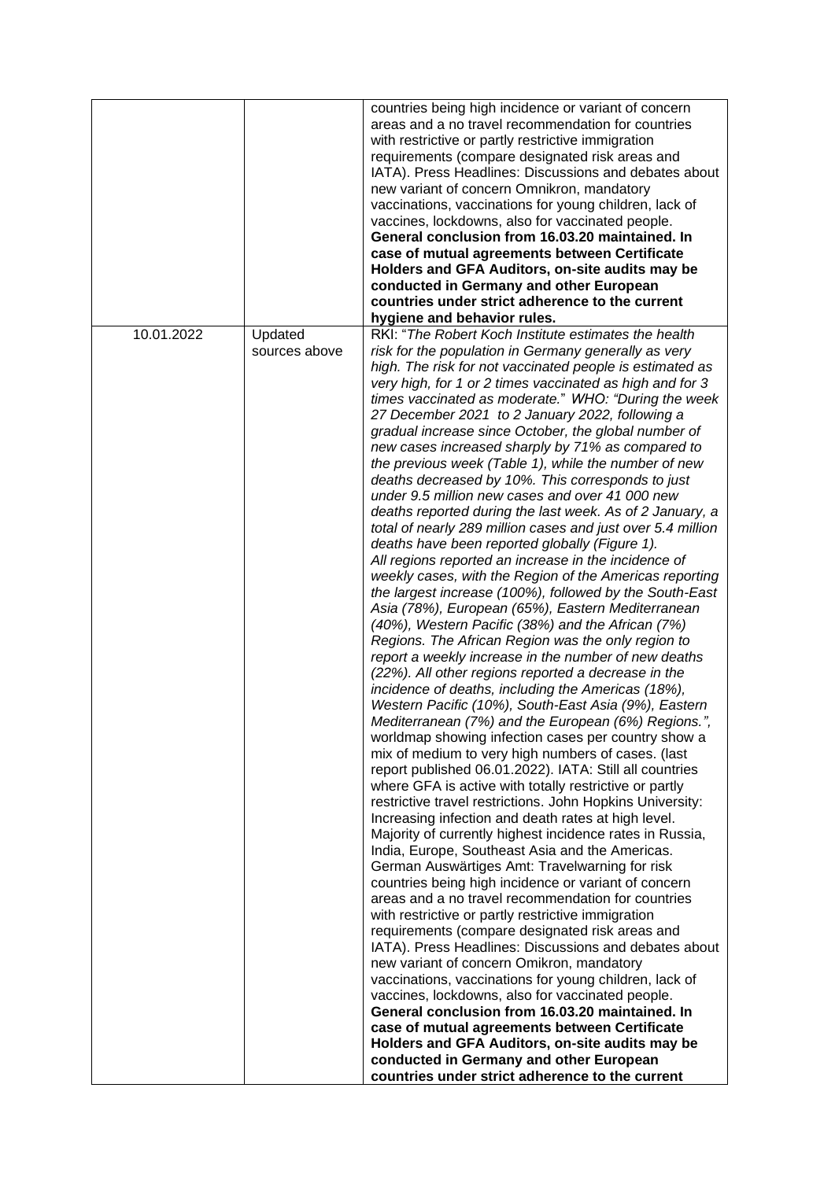| | | |
|---|---|---|
| | | countries being high incidence or variant of concern areas and a no travel recommendation for countries with restrictive or partly restrictive immigration requirements (compare designated risk areas and IATA). Press Headlines: Discussions and debates about new variant of concern Omnikron, mandatory vaccinations, vaccinations for young children, lack of vaccines, lockdowns, also for vaccinated people. **General conclusion from 16.03.20 maintained. In case of mutual agreements between Certificate Holders and GFA Auditors, on-site audits may be conducted in Germany and other European countries under strict adherence to the current hygiene and behavior rules.** |
| 10.01.2022 | Updated sources above | RKI: "*The Robert Koch Institute estimates the health risk for the population in Germany generally as very high. The risk for not vaccinated people is estimated as very high, for 1 or 2 times vaccinated as high and for 3 times vaccinated as moderate.*" WHO: "*During the week 27 December 2021 to 2 January 2022, following a gradual increase since October, the global number of new cases increased sharply by 71% as compared to the previous week (Table 1), while the number of new deaths decreased by 10%. This corresponds to just under 9.5 million new cases and over 41 000 new deaths reported during the last week. As of 2 January, a total of nearly 289 million cases and just over 5.4 million deaths have been reported globally (Figure 1). All regions reported an increase in the incidence of weekly cases, with the Region of the Americas reporting the largest increase (100%), followed by the South-East Asia (78%), European (65%), Eastern Mediterranean (40%), Western Pacific (38%) and the African (7%) Regions. The African Region was the only region to report a weekly increase in the number of new deaths (22%). All other regions reported a decrease in the incidence of deaths, including the Americas (18%), Western Pacific (10%), South-East Asia (9%), Eastern Mediterranean (7%) and the European (6%) Regions.*", worldmap showing infection cases per country show a mix of medium to very high numbers of cases. (last report published 06.01.2022). IATA: Still all countries where GFA is active with totally restrictive or partly restrictive travel restrictions. John Hopkins University: Increasing infection and death rates at high level. Majority of currently highest incidence rates in Russia, India, Europe, Southeast Asia and the Americas. German Auswärtiges Amt: Travelwarning for risk countries being high incidence or variant of concern areas and a no travel recommendation for countries with restrictive or partly restrictive immigration requirements (compare designated risk areas and IATA). Press Headlines: Discussions and debates about new variant of concern Omikron, mandatory vaccinations, vaccinations for young children, lack of vaccines, lockdowns, also for vaccinated people. **General conclusion from 16.03.20 maintained. In case of mutual agreements between Certificate Holders and GFA Auditors, on-site audits may be conducted in Germany and other European countries under strict adherence to the current** |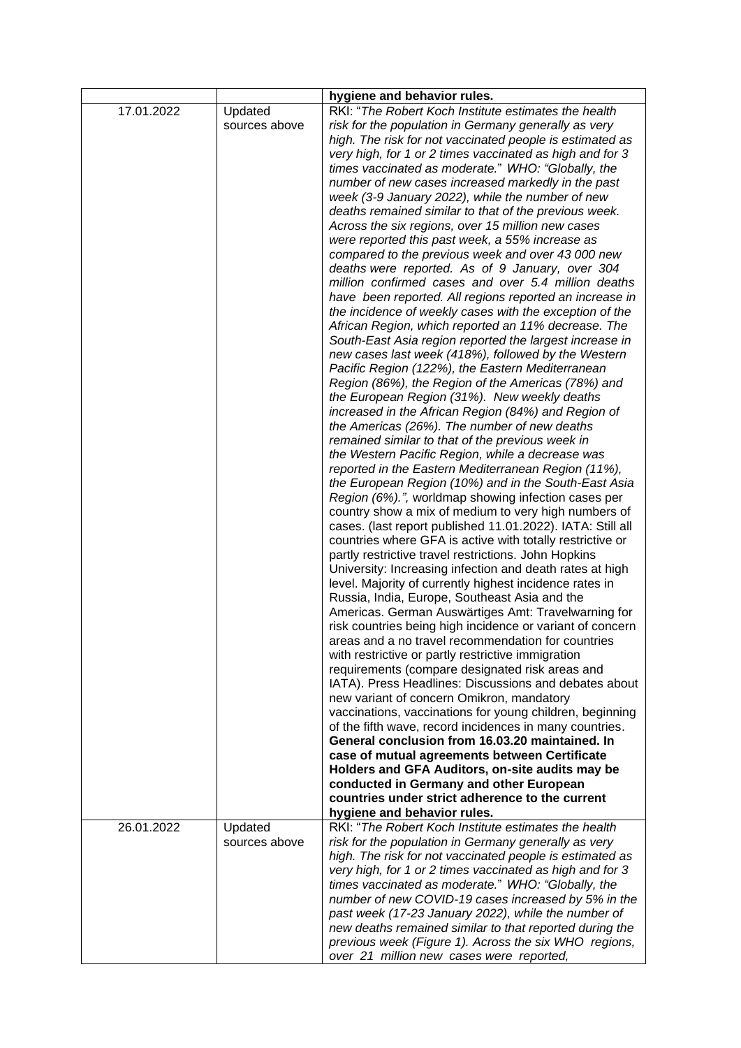| | | |
|---|---|---|
| | | **hygiene and behavior rules.** |
| 17.01.2022 | Updated sources above | RKI: "*The Robert Koch Institute estimates the health risk for the population in Germany generally as very high. The risk for not vaccinated people is estimated as very high, for 1 or 2 times vaccinated as high and for 3 times vaccinated as moderate.*" *WHO: "Globally, the number of new cases increased markedly in the past week (3-9 January 2022), while the number of new deaths remained similar to that of the previous week. Across the six regions, over 15 million new cases were reported this past week, a 55% increase as compared to the previous week and over 43 000 new deaths were reported. As of 9 January, over 304 million confirmed cases and over 5.4 million deaths have been reported. All regions reported an increase in the incidence of weekly cases with the exception of the African Region, which reported an 11% decrease. The South-East Asia region reported the largest increase in new cases last week (418%), followed by the Western Pacific Region (122%), the Eastern Mediterranean Region (86%), the Region of the Americas (78%) and the European Region (31%). New weekly deaths increased in the African Region (84%) and Region of the Americas (26%). The number of new deaths remained similar to that of the previous week in the Western Pacific Region, while a decrease was reported in the Eastern Mediterranean Region (11%), the European Region (10%) and in the South-East Asia Region (6%).",* worldmap showing infection cases per country show a mix of medium to very high numbers of cases. (last report published 11.01.2022). IATA: Still all countries where GFA is active with totally restrictive or partly restrictive travel restrictions. John Hopkins University: Increasing infection and death rates at high level. Majority of currently highest incidence rates in Russia, India, Europe, Southeast Asia and the Americas. German Auswärtiges Amt: Travelwarning for risk countries being high incidence or variant of concern areas and a no travel recommendation for countries with restrictive or partly restrictive immigration requirements (compare designated risk areas and IATA). Press Headlines: Discussions and debates about new variant of concern Omikron, mandatory vaccinations, vaccinations for young children, beginning of the fifth wave, record incidences in many countries. **General conclusion from 16.03.20 maintained. In case of mutual agreements between Certificate Holders and GFA Auditors, on-site audits may be conducted in Germany and other European countries under strict adherence to the current hygiene and behavior rules.** |
| 26.01.2022 | Updated sources above | RKI: "*The Robert Koch Institute estimates the health risk for the population in Germany generally as very high. The risk for not vaccinated people is estimated as very high, for 1 or 2 times vaccinated as high and for 3 times vaccinated as moderate.*" *WHO: "Globally, the number of new COVID-19 cases increased by 5% in the past week (17-23 January 2022), while the number of new deaths remained similar to that reported during the previous week (Figure 1). Across the six WHO regions, over 21 million new cases were reported,* |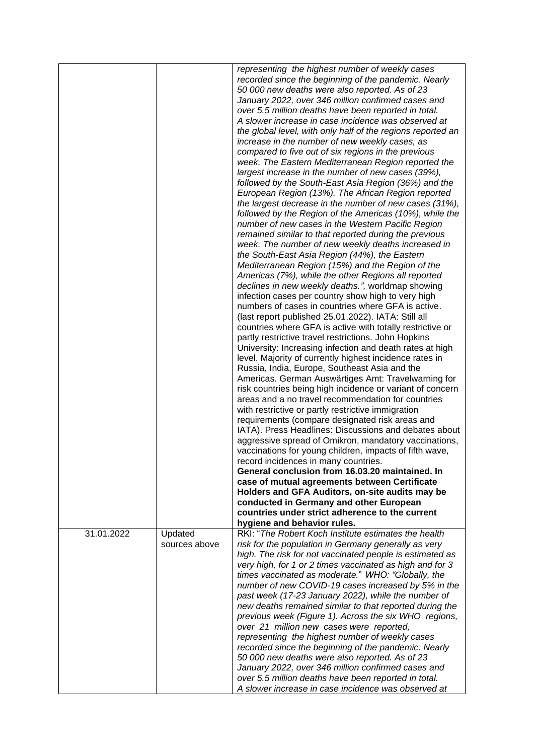| | | |
|---|---|---|
| | | *representing the highest number of weekly cases recorded since the beginning of the pandemic. Nearly 50 000 new deaths were also reported. As of 23 January 2022, over 346 million confirmed cases and over 5.5 million deaths have been reported in total. A slower increase in case incidence was observed at the global level, with only half of the regions reported an increase in the number of new weekly cases, as compared to five out of six regions in the previous week. The Eastern Mediterranean Region reported the largest increase in the number of new cases (39%), followed by the South-East Asia Region (36%) and the European Region (13%). The African Region reported the largest decrease in the number of new cases (31%), followed by the Region of the Americas (10%), while the number of new cases in the Western Pacific Region remained similar to that reported during the previous week. The number of new weekly deaths increased in the South-East Asia Region (44%), the Eastern Mediterranean Region (15%) and the Region of the Americas (7%), while the other Regions all reported declines in new weekly deaths.",* worldmap showing infection cases per country show high to very high numbers of cases in countries where GFA is active. (last report published 25.01.2022). IATA: Still all countries where GFA is active with totally restrictive or partly restrictive travel restrictions. John Hopkins University: Increasing infection and death rates at high level. Majority of currently highest incidence rates in Russia, India, Europe, Southeast Asia and the Americas. German Auswärtiges Amt: Travelwarning for risk countries being high incidence or variant of concern areas and a no travel recommendation for countries with restrictive or partly restrictive immigration requirements (compare designated risk areas and IATA). Press Headlines: Discussions and debates about aggressive spread of Omikron, mandatory vaccinations, vaccinations for young children, impacts of fifth wave, record incidences in many countries. **General conclusion from 16.03.20 maintained. In case of mutual agreements between Certificate Holders and GFA Auditors, on-site audits may be conducted in Germany and other European countries under strict adherence to the current hygiene and behavior rules.** |
| 31.01.2022 | Updated sources above | RKI: "*The Robert Koch Institute estimates the health risk for the population in Germany generally as very high. The risk for not vaccinated people is estimated as very high, for 1 or 2 times vaccinated as high and for 3 times vaccinated as moderate.*" WHO: *"Globally, the number of new COVID-19 cases increased by 5% in the past week (17-23 January 2022), while the number of new deaths remained similar to that reported during the previous week (Figure 1). Across the six WHO regions, over 21 million new cases were reported, representing the highest number of weekly cases recorded since the beginning of the pandemic. Nearly 50 000 new deaths were also reported. As of 23 January 2022, over 346 million confirmed cases and over 5.5 million deaths have been reported in total. A slower increase in case incidence was observed at* |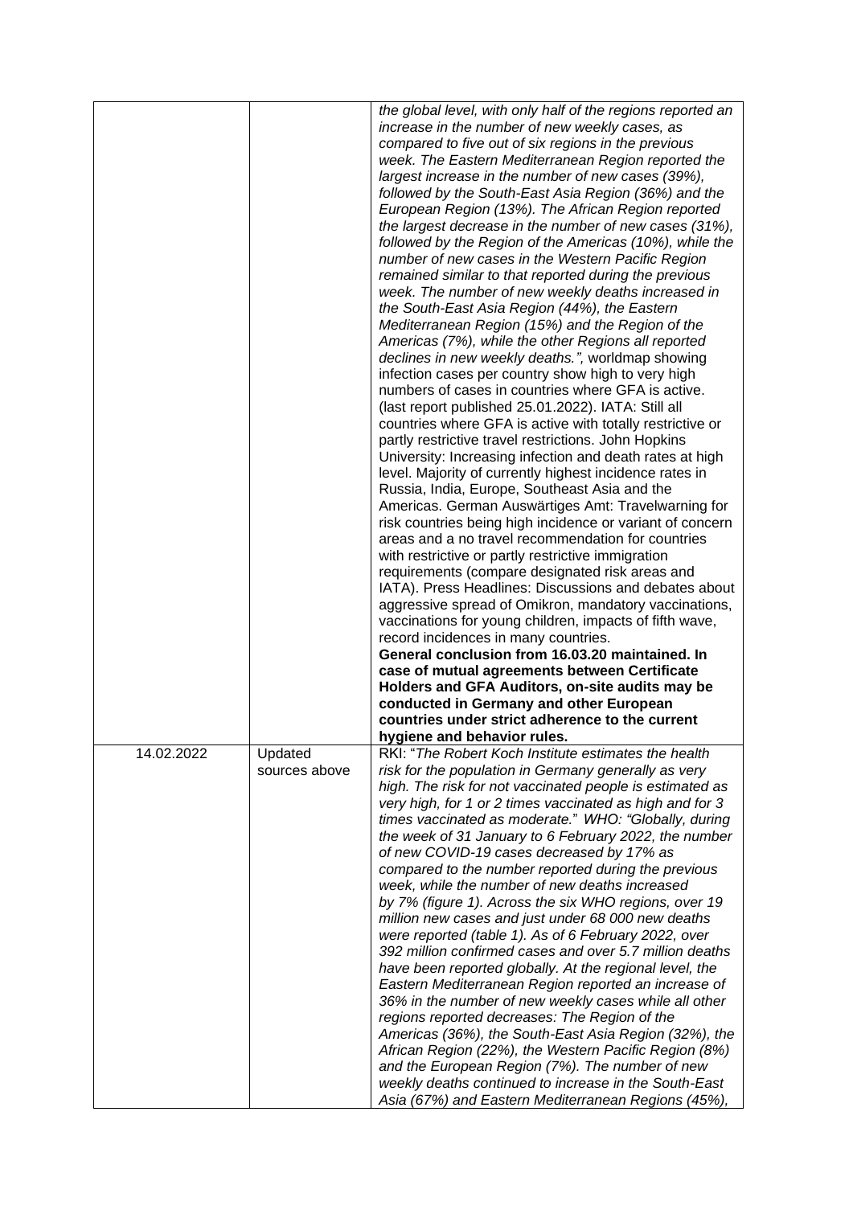|  |  | *the global level, with only half of the regions reported an increase in the number of new weekly cases, as compared to five out of six regions in the previous week. The Eastern Mediterranean Region reported the largest increase in the number of new cases (39%), followed by the South-East Asia Region (36%) and the European Region (13%). The African Region reported the largest decrease in the number of new cases (31%), followed by the Region of the Americas (10%), while the number of new cases in the Western Pacific Region remained similar to that reported during the previous week. The number of new weekly deaths increased in the South-East Asia Region (44%), the Eastern Mediterranean Region (15%) and the Region of the Americas (7%), while the other Regions all reported declines in new weekly deaths.",* worldmap showing infection cases per country show high to very high numbers of cases in countries where GFA is active. (last report published 25.01.2022). IATA: Still all countries where GFA is active with totally restrictive or partly restrictive travel restrictions. John Hopkins University: Increasing infection and death rates at high level. Majority of currently highest incidence rates in Russia, India, Europe, Southeast Asia and the Americas. German Auswärtiges Amt: Travelwarning for risk countries being high incidence or variant of concern areas and a no travel recommendation for countries with restrictive or partly restrictive immigration requirements (compare designated risk areas and IATA). Press Headlines: Discussions and debates about aggressive spread of Omikron, mandatory vaccinations, vaccinations for young children, impacts of fifth wave, record incidences in many countries. **General conclusion from 16.03.20 maintained. In case of mutual agreements between Certificate Holders and GFA Auditors, on-site audits may be conducted in Germany and other European countries under strict adherence to the current hygiene and behavior rules.** |
| 14.02.2022 | Updated sources above | RKI: "*The Robert Koch Institute estimates the health risk for the population in Germany generally as very high. The risk for not vaccinated people is estimated as very high, for 1 or 2 times vaccinated as high and for 3 times vaccinated as moderate.*" WHO: *"Globally, during the week of 31 January to 6 February 2022, the number of new COVID-19 cases decreased by 17% as compared to the number reported during the previous week, while the number of new deaths increased by 7% (figure 1). Across the six WHO regions, over 19 million new cases and just under 68 000 new deaths were reported (table 1). As of 6 February 2022, over 392 million confirmed cases and over 5.7 million deaths have been reported globally. At the regional level, the Eastern Mediterranean Region reported an increase of 36% in the number of new weekly cases while all other regions reported decreases: The Region of the Americas (36%), the South-East Asia Region (32%), the African Region (22%), the Western Pacific Region (8%) and the European Region (7%). The number of new weekly deaths continued to increase in the South-East Asia (67%) and Eastern Mediterranean Regions (45%),* |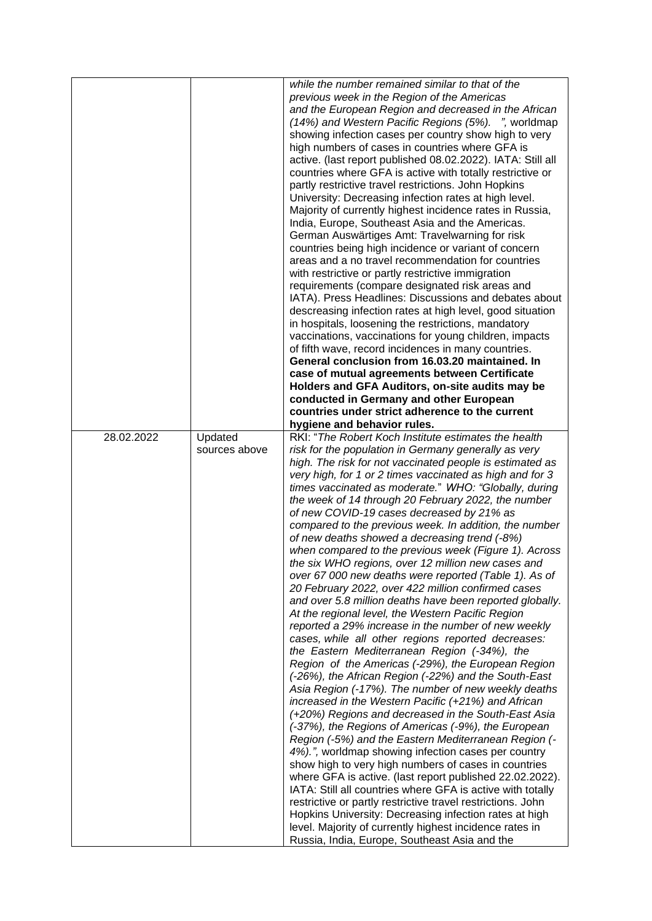|  |  | *while the number remained similar to that of the previous week in the Region of the Americas and the European Region and decreased in the African (14%) and Western Pacific Regions (5%). "*, worldmap showing infection cases per country show high to very high numbers of cases in countries where GFA is active. (last report published 08.02.2022). IATA: Still all countries where GFA is active with totally restrictive or partly restrictive travel restrictions. John Hopkins University: Decreasing infection rates at high level. Majority of currently highest incidence rates in Russia, India, Europe, Southeast Asia and the Americas. German Auswärtiges Amt: Travelwarning for risk countries being high incidence or variant of concern areas and a no travel recommendation for countries with restrictive or partly restrictive immigration requirements (compare designated risk areas and IATA). Press Headlines: Discussions and debates about descreasing infection rates at high level, good situation in hospitals, loosening the restrictions, mandatory vaccinations, vaccinations for young children, impacts of fifth wave, record incidences in many countries. **General conclusion from 16.03.20 maintained. In case of mutual agreements between Certificate Holders and GFA Auditors, on-site audits may be conducted in Germany and other European countries under strict adherence to the current hygiene and behavior rules.** |
|---|---|---|
| 28.02.2022 | Updated sources above | RKI: "*The Robert Koch Institute estimates the health risk for the population in Germany generally as very high. The risk for not vaccinated people is estimated as very high, for 1 or 2 times vaccinated as high and for 3 times vaccinated as moderate.*" WHO: *"Globally, during the week of 14 through 20 February 2022, the number of new COVID-19 cases decreased by 21% as compared to the previous week. In addition, the number of new deaths showed a decreasing trend (-8%) when compared to the previous week (Figure 1). Across the six WHO regions, over 12 million new cases and over 67 000 new deaths were reported (Table 1). As of 20 February 2022, over 422 million confirmed cases and over 5.8 million deaths have been reported globally. At the regional level, the Western Pacific Region reported a 29% increase in the number of new weekly cases, while all other regions reported decreases: the Eastern Mediterranean Region (-34%), the Region of the Americas (-29%), the European Region (-26%), the African Region (-22%) and the South-East Asia Region (-17%). The number of new weekly deaths increased in the Western Pacific (+21%) and African (+20%) Regions and decreased in the South-East Asia (-37%), the Regions of Americas (-9%), the European Region (-5%) and the Eastern Mediterranean Region (-4%).",* worldmap showing infection cases per country show high to very high numbers of cases in countries where GFA is active. (last report published 22.02.2022). IATA: Still all countries where GFA is active with totally restrictive or partly restrictive travel restrictions. John Hopkins University: Decreasing infection rates at high level. Majority of currently highest incidence rates in Russia, India, Europe, Southeast Asia and the |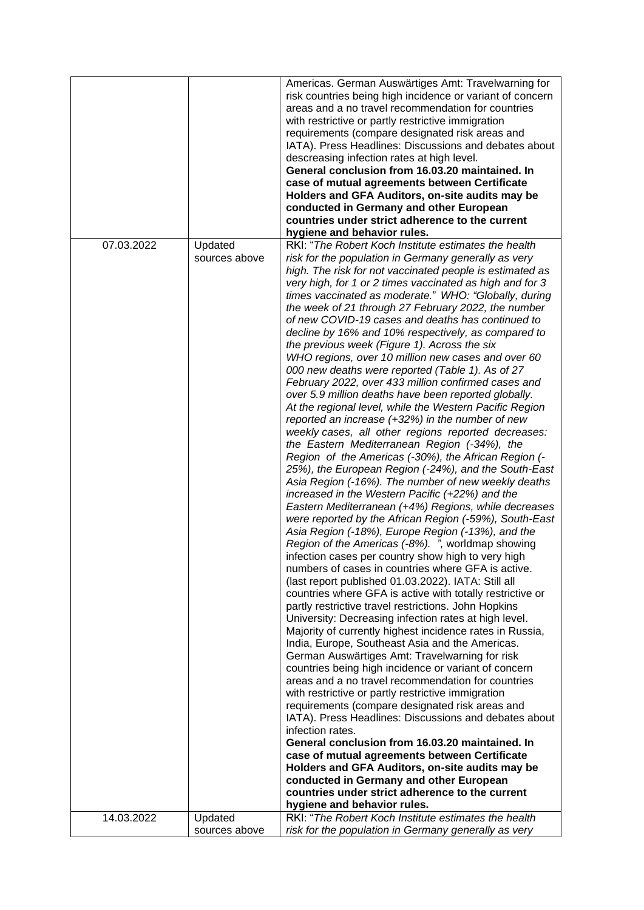| | | |
|---|---|---|
| | | Americas. German Auswärtiges Amt: Travelwarning for risk countries being high incidence or variant of concern areas and a no travel recommendation for countries with restrictive or partly restrictive immigration requirements (compare designated risk areas and IATA). Press Headlines: Discussions and debates about descreasing infection rates at high level. **General conclusion from 16.03.20 maintained. In case of mutual agreements between Certificate Holders and GFA Auditors, on-site audits may be conducted in Germany and other European countries under strict adherence to the current hygiene and behavior rules.** |
| 07.03.2022 | Updated sources above | RKI: "*The Robert Koch Institute estimates the health risk for the population in Germany generally as very high. The risk for not vaccinated people is estimated as very high, for 1 or 2 times vaccinated as high and for 3 times vaccinated as moderate.*" WHO: *"Globally, during the week of 21 through 27 February 2022, the number of new COVID-19 cases and deaths has continued to decline by 16% and 10% respectively, as compared to the previous week (Figure 1). Across the six WHO regions, over 10 million new cases and over 60 000 new deaths were reported (Table 1). As of 27 February 2022, over 433 million confirmed cases and over 5.9 million deaths have been reported globally. At the regional level, while the Western Pacific Region reported an increase (+32%) in the number of new weekly cases, all other regions reported decreases: the Eastern Mediterranean Region (-34%), the Region of the Americas (-30%), the African Region (-25%), the European Region (-24%), and the South-East Asia Region (-16%). The number of new weekly deaths increased in the Western Pacific (+22%) and the Eastern Mediterranean (+4%) Regions, while decreases were reported by the African Region (-59%), South-East Asia Region (-18%), Europe Region (-13%), and the Region of the Americas (-8%). "*, worldmap showing infection cases per country show high to very high numbers of cases in countries where GFA is active. (last report published 01.03.2022). IATA: Still all countries where GFA is active with totally restrictive or partly restrictive travel restrictions. John Hopkins University: Decreasing infection rates at high level. Majority of currently highest incidence rates in Russia, India, Europe, Southeast Asia and the Americas. German Auswärtiges Amt: Travelwarning for risk countries being high incidence or variant of concern areas and a no travel recommendation for countries with restrictive or partly restrictive immigration requirements (compare designated risk areas and IATA). Press Headlines: Discussions and debates about infection rates. **General conclusion from 16.03.20 maintained. In case of mutual agreements between Certificate Holders and GFA Auditors, on-site audits may be conducted in Germany and other European countries under strict adherence to the current hygiene and behavior rules.** |
| 14.03.2022 | Updated sources above | RKI: "*The Robert Koch Institute estimates the health risk for the population in Germany generally as very* |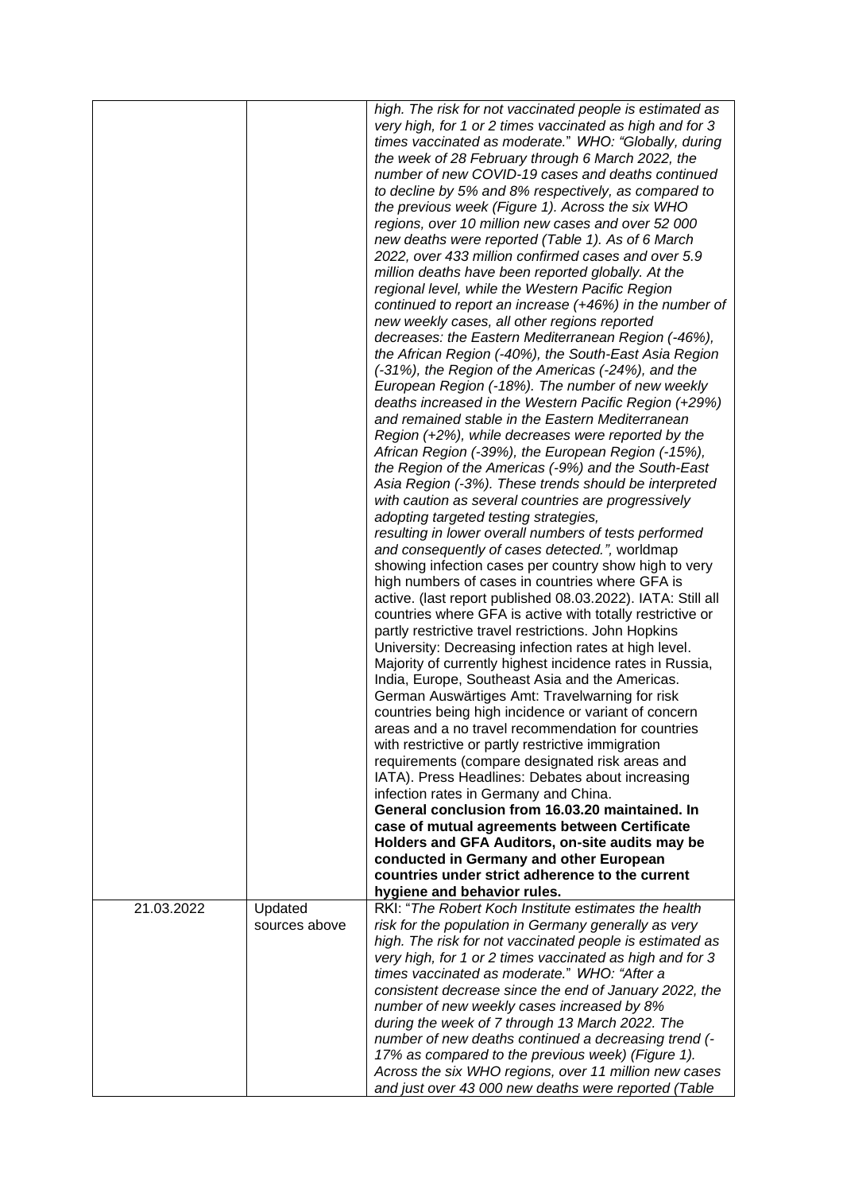| | | |
|---|---|---|
| | | *high. The risk for not vaccinated people is estimated as very high, for 1 or 2 times vaccinated as high and for 3 times vaccinated as moderate.*" WHO: "*Globally, during the week of 28 February through 6 March 2022, the number of new COVID-19 cases and deaths continued to decline by 5% and 8% respectively, as compared to the previous week (Figure 1). Across the six WHO regions, over 10 million new cases and over 52 000 new deaths were reported (Table 1). As of 6 March 2022, over 433 million confirmed cases and over 5.9 million deaths have been reported globally. At the regional level, while the Western Pacific Region continued to report an increase (+46%) in the number of new weekly cases, all other regions reported decreases: the Eastern Mediterranean Region (-46%), the African Region (-40%), the South-East Asia Region (-31%), the Region of the Americas (-24%), and the European Region (-18%). The number of new weekly deaths increased in the Western Pacific Region (+29%) and remained stable in the Eastern Mediterranean Region (+2%), while decreases were reported by the African Region (-39%), the European Region (-15%), the Region of the Americas (-9%) and the South-East Asia Region (-3%). These trends should be interpreted with caution as several countries are progressively adopting targeted testing strategies, resulting in lower overall numbers of tests performed and consequently of cases detected.*", worldmap showing infection cases per country show high to very high numbers of cases in countries where GFA is active. (last report published 08.03.2022). IATA: Still all countries where GFA is active with totally restrictive or partly restrictive travel restrictions. John Hopkins University: Decreasing infection rates at high level. Majority of currently highest incidence rates in Russia, India, Europe, Southeast Asia and the Americas. German Auswärtiges Amt: Travelwarning for risk countries being high incidence or variant of concern areas and a no travel recommendation for countries with restrictive or partly restrictive immigration requirements (compare designated risk areas and IATA). Press Headlines: Debates about increasing infection rates in Germany and China. **General conclusion from 16.03.20 maintained. In case of mutual agreements between Certificate Holders and GFA Auditors, on-site audits may be conducted in Germany and other European countries under strict adherence to the current hygiene and behavior rules.** |
| 21.03.2022 | Updated sources above | RKI: "*The Robert Koch Institute estimates the health risk for the population in Germany generally as very high. The risk for not vaccinated people is estimated as very high, for 1 or 2 times vaccinated as high and for 3 times vaccinated as moderate.*" WHO: "*After a consistent decrease since the end of January 2022, the number of new weekly cases increased by 8% during the week of 7 through 13 March 2022. The number of new deaths continued a decreasing trend (-17% as compared to the previous week) (Figure 1). Across the six WHO regions, over 11 million new cases and just over 43 000 new deaths were reported (Table* |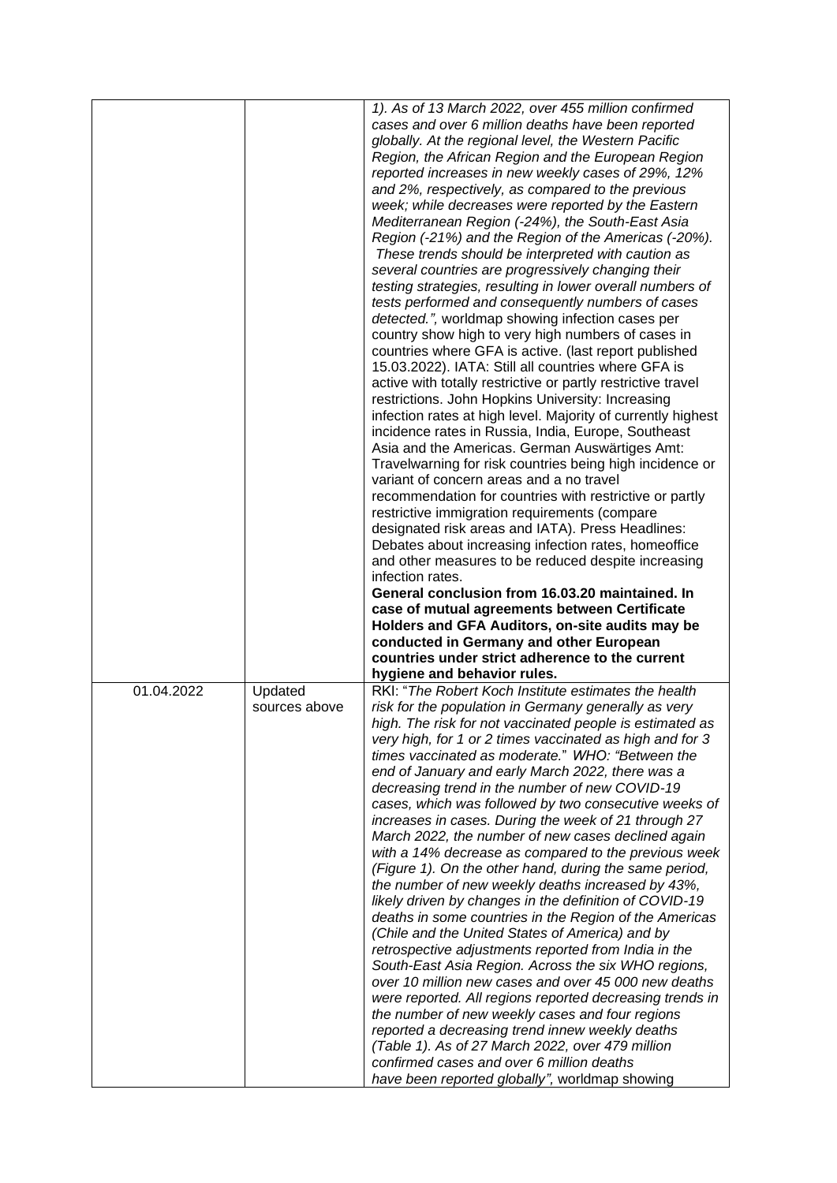| | | |
|---|---|---|
| | | *1). As of 13 March 2022, over 455 million confirmed cases and over 6 million deaths have been reported globally. At the regional level, the Western Pacific Region, the African Region and the European Region reported increases in new weekly cases of 29%, 12% and 2%, respectively, as compared to the previous week; while decreases were reported by the Eastern Mediterranean Region (-24%), the South-East Asia Region (-21%) and the Region of the Americas (-20%). These trends should be interpreted with caution as several countries are progressively changing their testing strategies, resulting in lower overall numbers of tests performed and consequently numbers of cases detected.",* worldmap showing infection cases per country show high to very high numbers of cases in countries where GFA is active. (last report published 15.03.2022). IATA: Still all countries where GFA is active with totally restrictive or partly restrictive travel restrictions. John Hopkins University: Increasing infection rates at high level. Majority of currently highest incidence rates in Russia, India, Europe, Southeast Asia and the Americas. German Auswärtiges Amt: Travelwarning for risk countries being high incidence or variant of concern areas and a no travel recommendation for countries with restrictive or partly restrictive immigration requirements (compare designated risk areas and IATA). Press Headlines: Debates about increasing infection rates, homeoffice and other measures to be reduced despite increasing infection rates. **General conclusion from 16.03.20 maintained. In case of mutual agreements between Certificate Holders and GFA Auditors, on-site audits may be conducted in Germany and other European countries under strict adherence to the current hygiene and behavior rules.** |
| 01.04.2022 | Updated sources above | RKI: "*The Robert Koch Institute estimates the health risk for the population in Germany generally as very high. The risk for not vaccinated people is estimated as very high, for 1 or 2 times vaccinated as high and for 3 times vaccinated as moderate.*" *WHO: "Between the end of January and early March 2022, there was a decreasing trend in the number of new COVID-19 cases, which was followed by two consecutive weeks of increases in cases. During the week of 21 through 27 March 2022, the number of new cases declined again with a 14% decrease as compared to the previous week (Figure 1). On the other hand, during the same period, the number of new weekly deaths increased by 43%, likely driven by changes in the definition of COVID-19 deaths in some countries in the Region of the Americas (Chile and the United States of America) and by retrospective adjustments reported from India in the South-East Asia Region. Across the six WHO regions, over 10 million new cases and over 45 000 new deaths were reported. All regions reported decreasing trends in the number of new weekly cases and four regions reported a decreasing trend innew weekly deaths (Table 1). As of 27 March 2022, over 479 million confirmed cases and over 6 million deaths have been reported globally",* worldmap showing |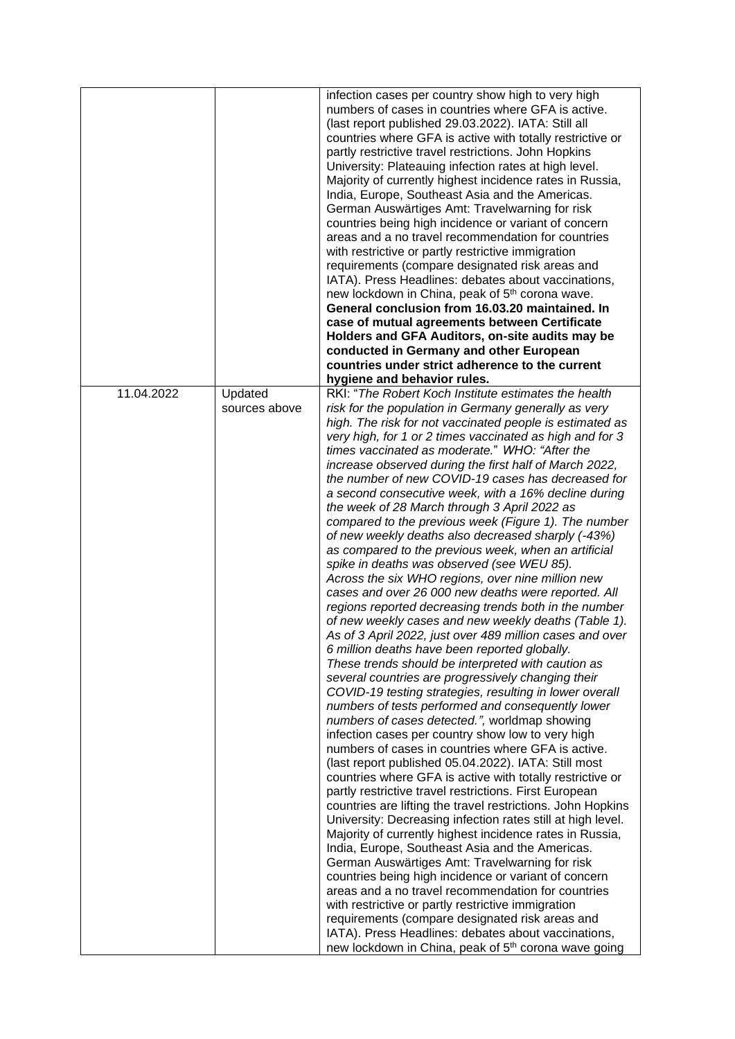| | | |
|---|---|---|
| | | infection cases per country show high to very high numbers of cases in countries where GFA is active. (last report published 29.03.2022). IATA: Still all countries where GFA is active with totally restrictive or partly restrictive travel restrictions. John Hopkins University: Plateauing infection rates at high level. Majority of currently highest incidence rates in Russia, India, Europe, Southeast Asia and the Americas. German Auswärtiges Amt: Travelwarning for risk countries being high incidence or variant of concern areas and a no travel recommendation for countries with restrictive or partly restrictive immigration requirements (compare designated risk areas and IATA). Press Headlines: debates about vaccinations, new lockdown in China, peak of 5th corona wave. **General conclusion from 16.03.20 maintained. In case of mutual agreements between Certificate Holders and GFA Auditors, on-site audits may be conducted in Germany and other European countries under strict adherence to the current hygiene and behavior rules.** |
| 11.04.2022 | Updated sources above | RKI: "*The Robert Koch Institute estimates the health risk for the population in Germany generally as very high. The risk for not vaccinated people is estimated as very high, for 1 or 2 times vaccinated as high and for 3 times vaccinated as moderate.*" WHO: "*After the increase observed during the first half of March 2022, the number of new COVID-19 cases has decreased for a second consecutive week, with a 16% decline during the week of 28 March through 3 April 2022 as compared to the previous week (Figure 1). The number of new weekly deaths also decreased sharply (-43%) as compared to the previous week, when an artificial spike in deaths was observed (see WEU 85). Across the six WHO regions, over nine million new cases and over 26 000 new deaths were reported. All regions reported decreasing trends both in the number of new weekly cases and new weekly deaths (Table 1). As of 3 April 2022, just over 489 million cases and over 6 million deaths have been reported globally. These trends should be interpreted with caution as several countries are progressively changing their COVID-19 testing strategies, resulting in lower overall numbers of tests performed and consequently lower numbers of cases detected.*", worldmap showing infection cases per country show low to very high numbers of cases in countries where GFA is active. (last report published 05.04.2022). IATA: Still most countries where GFA is active with totally restrictive or partly restrictive travel restrictions. First European countries are lifting the travel restrictions. John Hopkins University: Decreasing infection rates still at high level. Majority of currently highest incidence rates in Russia, India, Europe, Southeast Asia and the Americas. German Auswärtiges Amt: Travelwarning for risk countries being high incidence or variant of concern areas and a no travel recommendation for countries with restrictive or partly restrictive immigration requirements (compare designated risk areas and IATA). Press Headlines: debates about vaccinations, new lockdown in China, peak of 5th corona wave going |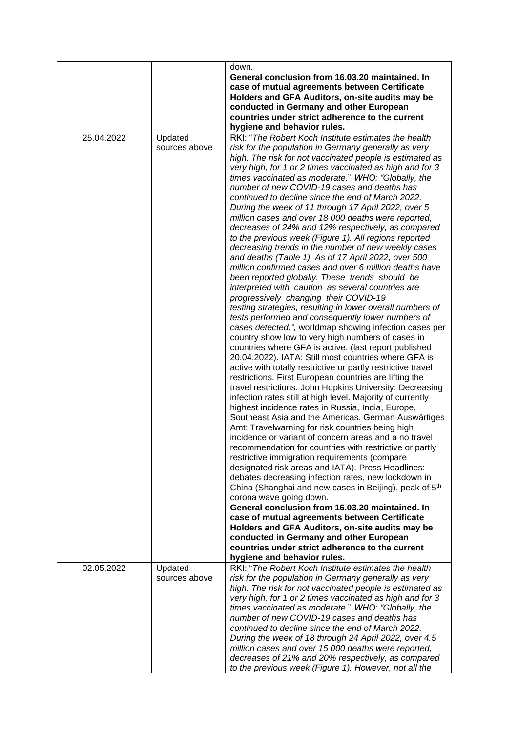| | | |
|---|---|---|
| | | down.<br>**General conclusion from 16.03.20 maintained. In case of mutual agreements between Certificate Holders and GFA Auditors, on-site audits may be conducted in Germany and other European countries under strict adherence to the current hygiene and behavior rules.** |
| 25.04.2022 | Updated sources above | RKI: "*The Robert Koch Institute estimates the health risk for the population in Germany generally as very high. The risk for not vaccinated people is estimated as very high, for 1 or 2 times vaccinated as high and for 3 times vaccinated as moderate.*" *WHO: "Globally, the number of new COVID-19 cases and deaths has continued to decline since the end of March 2022. During the week of 11 through 17 April 2022, over 5 million cases and over 18 000 deaths were reported, decreases of 24% and 12% respectively, as compared to the previous week (Figure 1). All regions reported decreasing trends in the number of new weekly cases and deaths (Table 1). As of 17 April 2022, over 500 million confirmed cases and over 6 million deaths have been reported globally. These trends should be interpreted with caution as several countries are progressively changing their COVID-19 testing strategies, resulting in lower overall numbers of tests performed and consequently lower numbers of cases detected.",* worldmap showing infection cases per country show low to very high numbers of cases in countries where GFA is active. (last report published 20.04.2022). IATA: Still most countries where GFA is active with totally restrictive or partly restrictive travel restrictions. First European countries are lifting the travel restrictions. John Hopkins University: Decreasing infection rates still at high level. Majority of currently highest incidence rates in Russia, India, Europe, Southeast Asia and the Americas. German Auswärtiges Amt: Travelwarning for risk countries being high incidence or variant of concern areas and a no travel recommendation for countries with restrictive or partly restrictive immigration requirements (compare designated risk areas and IATA). Press Headlines: debates decreasing infection rates, new lockdown in China (Shanghai and new cases in Beijing), peak of 5th corona wave going down.<br>**General conclusion from 16.03.20 maintained. In case of mutual agreements between Certificate Holders and GFA Auditors, on-site audits may be conducted in Germany and other European countries under strict adherence to the current hygiene and behavior rules.** |
| 02.05.2022 | Updated sources above | RKI: "*The Robert Koch Institute estimates the health risk for the population in Germany generally as very high. The risk for not vaccinated people is estimated as very high, for 1 or 2 times vaccinated as high and for 3 times vaccinated as moderate.*" *WHO: "Globally, the number of new COVID-19 cases and deaths has continued to decline since the end of March 2022. During the week of 18 through 24 April 2022, over 4.5 million cases and over 15 000 deaths were reported, decreases of 21% and 20% respectively, as compared to the previous week (Figure 1). However, not all the* |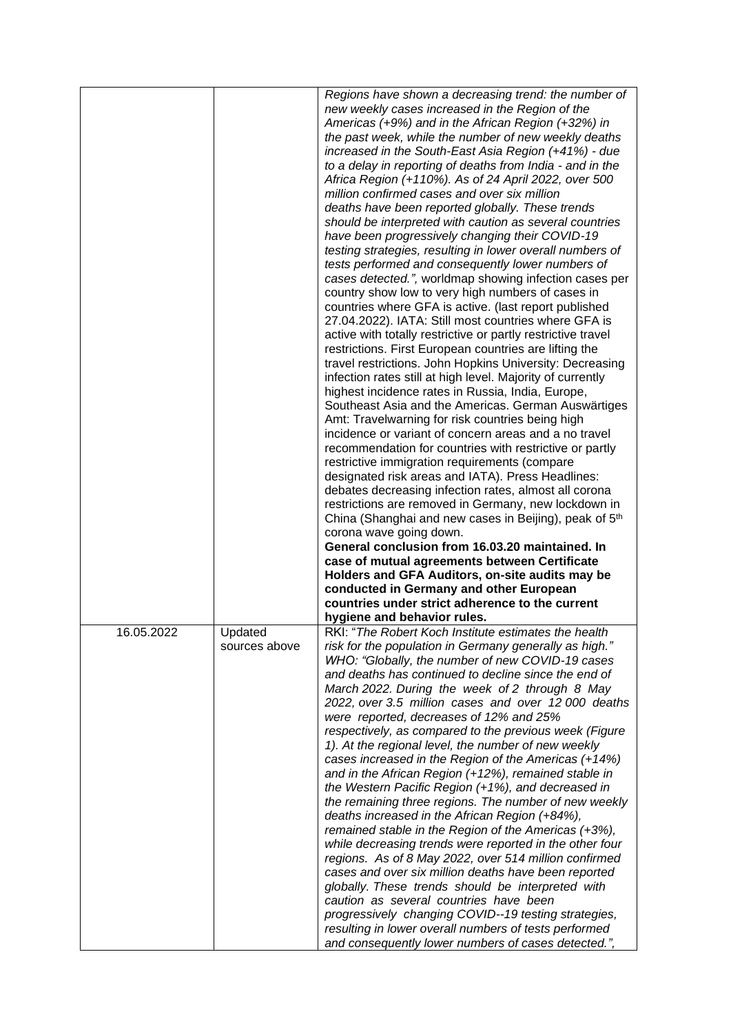|  |  | *Regions have shown a decreasing trend: the number of new weekly cases increased in the Region of the Americas (+9%) and in the African Region (+32%) in the past week, while the number of new weekly deaths increased in the South-East Asia Region (+41%) - due to a delay in reporting of deaths from India - and in the Africa Region (+110%). As of 24 April 2022, over 500 million confirmed cases and over six million deaths have been reported globally. These trends should be interpreted with caution as several countries have been progressively changing their COVID-19 testing strategies, resulting in lower overall numbers of tests performed and consequently lower numbers of cases detected.",* worldmap showing infection cases per country show low to very high numbers of cases in countries where GFA is active. (last report published 27.04.2022). IATA: Still most countries where GFA is active with totally restrictive or partly restrictive travel restrictions. First European countries are lifting the travel restrictions. John Hopkins University: Decreasing infection rates still at high level. Majority of currently highest incidence rates in Russia, India, Europe, Southeast Asia and the Americas. German Auswärtiges Amt: Travelwarning for risk countries being high incidence or variant of concern areas and a no travel recommendation for countries with restrictive or partly restrictive immigration requirements (compare designated risk areas and IATA). Press Headlines: debates decreasing infection rates, almost all corona restrictions are removed in Germany, new lockdown in China (Shanghai and new cases in Beijing), peak of 5th corona wave going down. **General conclusion from 16.03.20 maintained. In case of mutual agreements between Certificate Holders and GFA Auditors, on-site audits may be conducted in Germany and other European countries under strict adherence to the current hygiene and behavior rules.** |
|---|---|---|
| 16.05.2022 | Updated sources above | RKI: "*The Robert Koch Institute estimates the health risk for the population in Germany generally as high."* WHO: *"Globally, the number of new COVID-19 cases and deaths has continued to decline since the end of March 2022. During the week of 2 through 8 May 2022, over 3.5 million cases and over 12 000 deaths were reported, decreases of 12% and 25% respectively, as compared to the previous week (Figure 1). At the regional level, the number of new weekly cases increased in the Region of the Americas (+14%) and in the African Region (+12%), remained stable in the Western Pacific Region (+1%), and decreased in the remaining three regions. The number of new weekly deaths increased in the African Region (+84%), remained stable in the Region of the Americas (+3%), while decreasing trends were reported in the other four regions. As of 8 May 2022, over 514 million confirmed cases and over six million deaths have been reported globally. These trends should be interpreted with caution as several countries have been progressively changing COVID--19 testing strategies, resulting in lower overall numbers of tests performed and consequently lower numbers of cases detected.",* |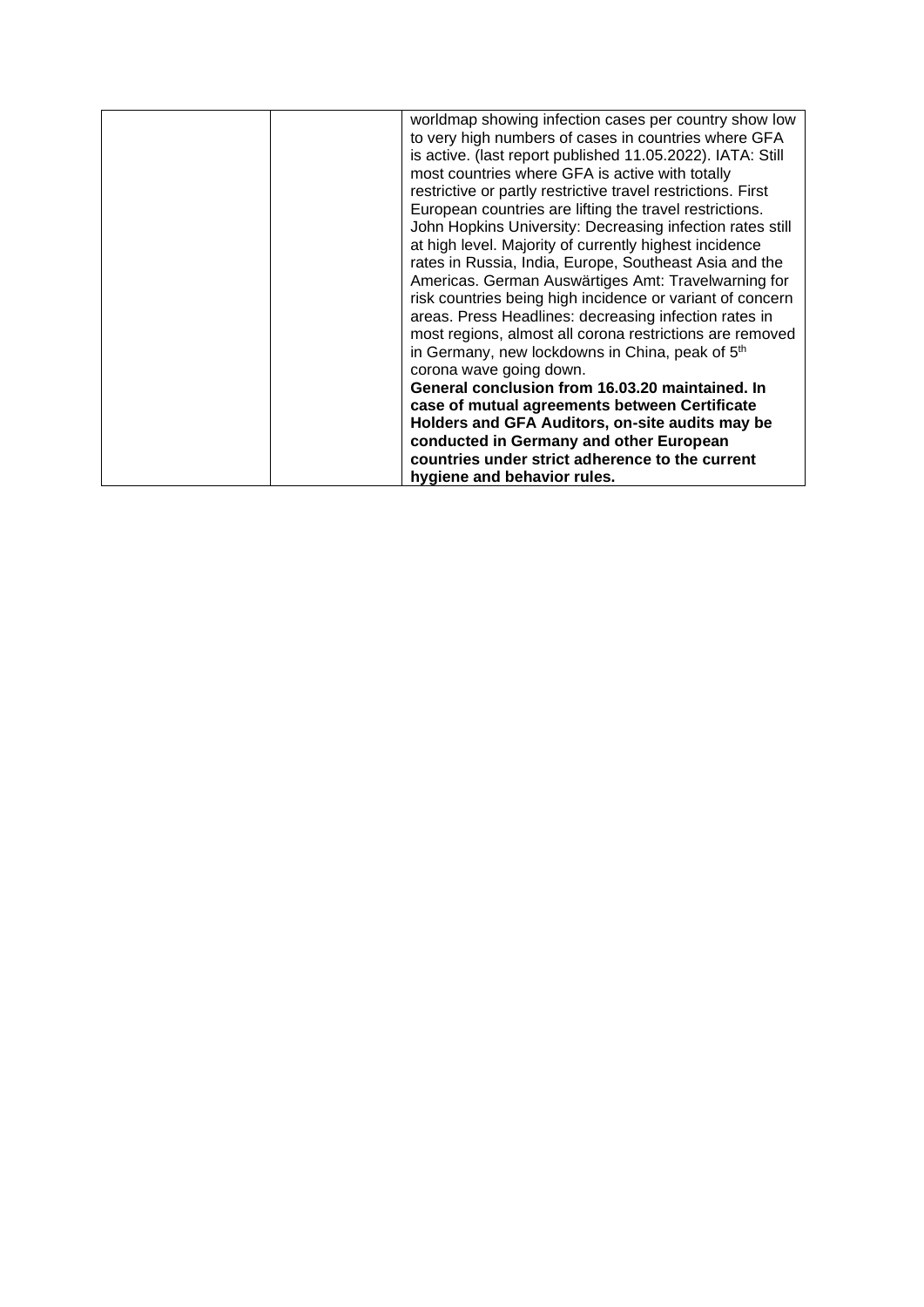|  |  |  |
|---|---|---|
|  |  | worldmap showing infection cases per country show low to very high numbers of cases in countries where GFA is active. (last report published 11.05.2022). IATA: Still most countries where GFA is active with totally restrictive or partly restrictive travel restrictions. First European countries are lifting the travel restrictions. John Hopkins University: Decreasing infection rates still at high level. Majority of currently highest incidence rates in Russia, India, Europe, Southeast Asia and the Americas. German Auswärtiges Amt: Travelwarning for risk countries being high incidence or variant of concern areas. Press Headlines: decreasing infection rates in most regions, almost all corona restrictions are removed in Germany, new lockdowns in China, peak of 5th corona wave going down. **General conclusion from 16.03.20 maintained. In case of mutual agreements between Certificate Holders and GFA Auditors, on-site audits may be conducted in Germany and other European countries under strict adherence to the current hygiene and behavior rules.** |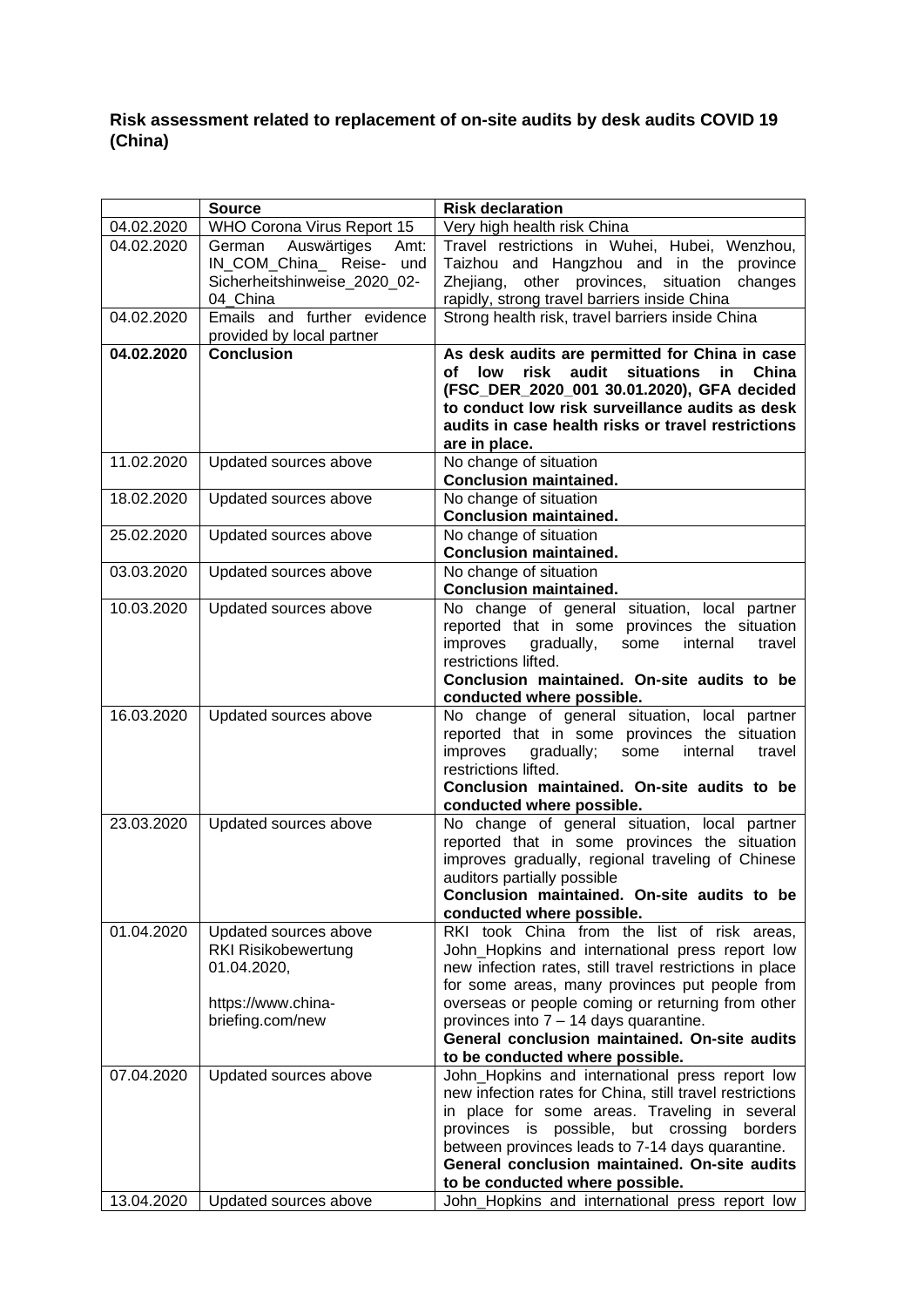**Risk assessment related to replacement of on-site audits by desk audits COVID 19 (China)**

| | Source | Risk declaration |
|---|---|---|
| 04.02.2020 | WHO Corona Virus Report 15 | Very high health risk China |
| 04.02.2020 | German Auswärtiges Amt: IN_COM_China_ Reise- und Sicherheitshinweise_2020_02-04_China | Travel restrictions in Wuhei, Hubei, Wenzhou, Taizhou and Hangzhou and in the province Zhejiang, other provinces, situation changes rapidly, strong travel barriers inside China |
| 04.02.2020 | Emails and further evidence provided by local partner | Strong health risk, travel barriers inside China |
| **04.02.2020** | **Conclusion** | **As desk audits are permitted for China in case of low risk audit situations in China (FSC_DER_2020_001 30.01.2020), GFA decided to conduct low risk surveillance audits as desk audits in case health risks or travel restrictions are in place.** |
| 11.02.2020 | Updated sources above | No change of situation<br>**Conclusion maintained.** |
| 18.02.2020 | Updated sources above | No change of situation<br>**Conclusion maintained.** |
| 25.02.2020 | Updated sources above | No change of situation<br>**Conclusion maintained.** |
| 03.03.2020 | Updated sources above | No change of situation<br>**Conclusion maintained.** |
| 10.03.2020 | Updated sources above | No change of general situation, local partner reported that in some provinces the situation improves gradually, some internal travel restrictions lifted.<br>**Conclusion maintained. On-site audits to be conducted where possible.** |
| 16.03.2020 | Updated sources above | No change of general situation, local partner reported that in some provinces the situation improves gradually; some internal travel restrictions lifted.<br>**Conclusion maintained. On-site audits to be conducted where possible.** |
| 23.03.2020 | Updated sources above | No change of general situation, local partner reported that in some provinces the situation improves gradually, regional traveling of Chinese auditors partially possible<br>**Conclusion maintained. On-site audits to be conducted where possible.** |
| 01.04.2020 | Updated sources above<br>RKI Risikobewertung 01.04.2020,<br><br>https://www.china-briefing.com/new | RKI took China from the list of risk areas, John_Hopkins and international press report low new infection rates, still travel restrictions in place for some areas, many provinces put people from overseas or people coming or returning from other provinces into 7 – 14 days quarantine.<br>**General conclusion maintained. On-site audits to be conducted where possible.** |
| 07.04.2020 | Updated sources above | John_Hopkins and international press report low new infection rates for China, still travel restrictions in place for some areas. Traveling in several provinces is possible, but crossing borders between provinces leads to 7-14 days quarantine.<br>**General conclusion maintained. On-site audits to be conducted where possible.** |
| 13.04.2020 | Updated sources above | John_Hopkins and international press report low |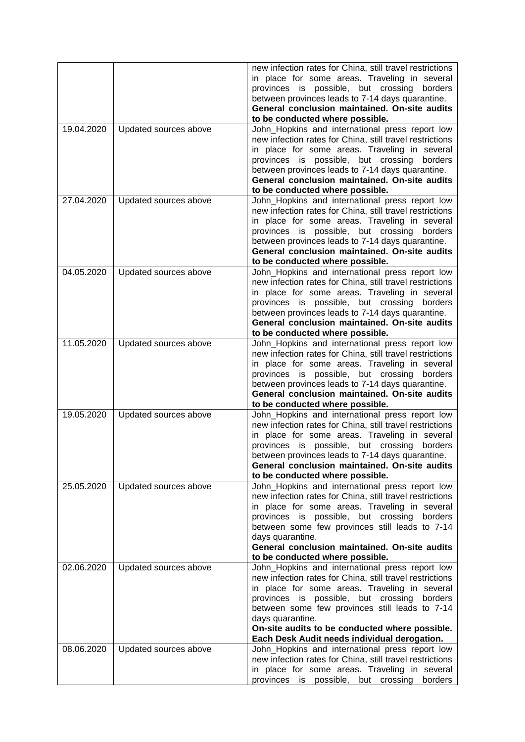| | | |
|---|---|---|
| | | new infection rates for China, still travel restrictions in place for some areas. Traveling in several provinces is possible, but crossing borders between provinces leads to 7-14 days quarantine. **General conclusion maintained. On-site audits to be conducted where possible.** |
| 19.04.2020 | Updated sources above | John_Hopkins and international press report low new infection rates for China, still travel restrictions in place for some areas. Traveling in several provinces is possible, but crossing borders between provinces leads to 7-14 days quarantine. **General conclusion maintained. On-site audits to be conducted where possible.** |
| 27.04.2020 | Updated sources above | John_Hopkins and international press report low new infection rates for China, still travel restrictions in place for some areas. Traveling in several provinces is possible, but crossing borders between provinces leads to 7-14 days quarantine. **General conclusion maintained. On-site audits to be conducted where possible.** |
| 04.05.2020 | Updated sources above | John_Hopkins and international press report low new infection rates for China, still travel restrictions in place for some areas. Traveling in several provinces is possible, but crossing borders between provinces leads to 7-14 days quarantine. **General conclusion maintained. On-site audits to be conducted where possible.** |
| 11.05.2020 | Updated sources above | John_Hopkins and international press report low new infection rates for China, still travel restrictions in place for some areas. Traveling in several provinces is possible, but crossing borders between provinces leads to 7-14 days quarantine. **General conclusion maintained. On-site audits to be conducted where possible.** |
| 19.05.2020 | Updated sources above | John_Hopkins and international press report low new infection rates for China, still travel restrictions in place for some areas. Traveling in several provinces is possible, but crossing borders between provinces leads to 7-14 days quarantine. **General conclusion maintained. On-site audits to be conducted where possible.** |
| 25.05.2020 | Updated sources above | John_Hopkins and international press report low new infection rates for China, still travel restrictions in place for some areas. Traveling in several provinces is possible, but crossing borders between some few provinces still leads to 7-14 days quarantine. **General conclusion maintained. On-site audits to be conducted where possible.** |
| 02.06.2020 | Updated sources above | John_Hopkins and international press report low new infection rates for China, still travel restrictions in place for some areas. Traveling in several provinces is possible, but crossing borders between some few provinces still leads to 7-14 days quarantine. **On-site audits to be conducted where possible. Each Desk Audit needs individual derogation.** |
| 08.06.2020 | Updated sources above | John_Hopkins and international press report low new infection rates for China, still travel restrictions in place for some areas. Traveling in several provinces is possible, but crossing borders |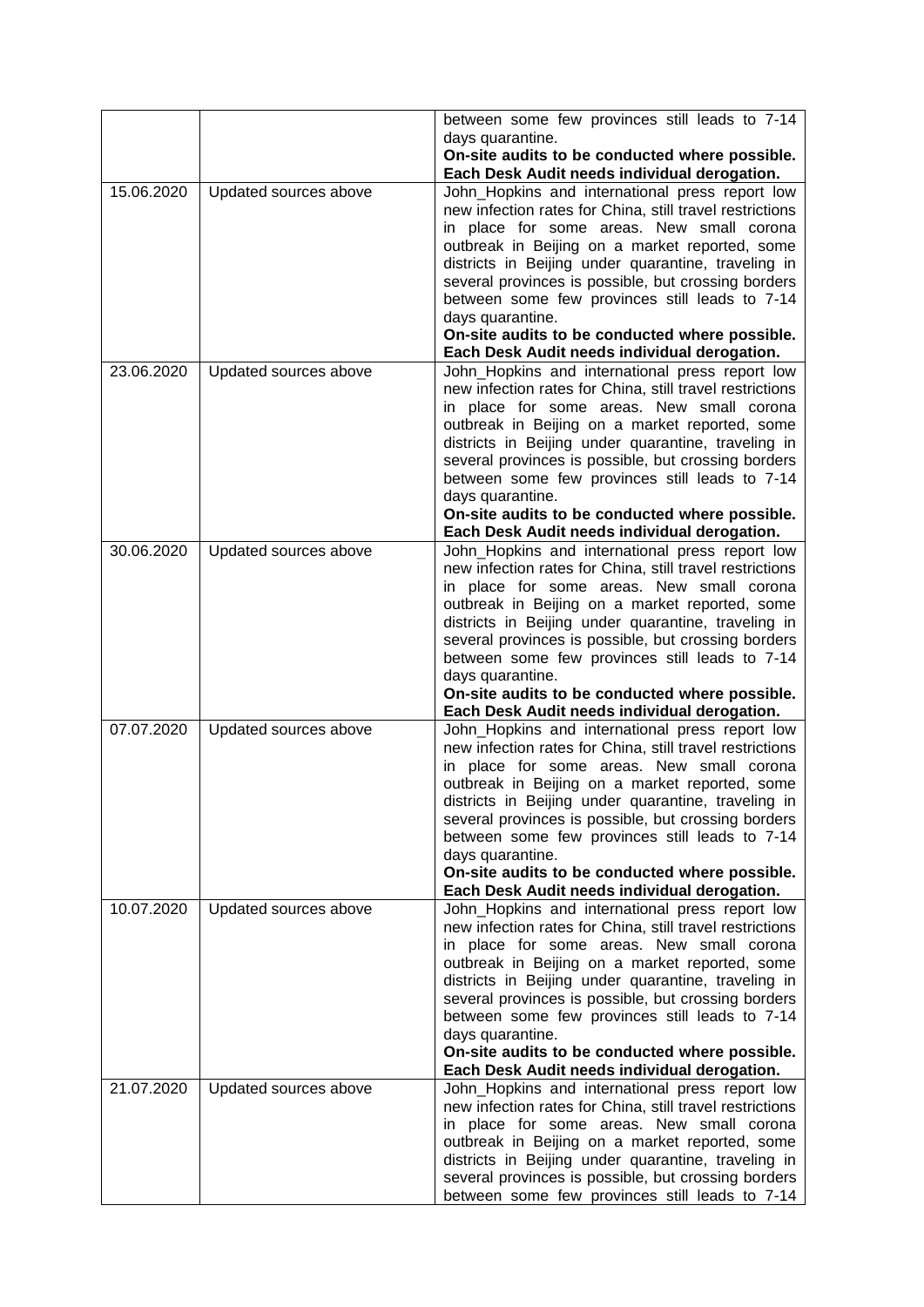| | | |
|---|---|---|
| | | between some few provinces still leads to 7-14 days quarantine.<br>**On-site audits to be conducted where possible. Each Desk Audit needs individual derogation.** |
| 15.06.2020 | Updated sources above | John_Hopkins and international press report low new infection rates for China, still travel restrictions in place for some areas. New small corona outbreak in Beijing on a market reported, some districts in Beijing under quarantine, traveling in several provinces is possible, but crossing borders between some few provinces still leads to 7-14 days quarantine.<br>**On-site audits to be conducted where possible. Each Desk Audit needs individual derogation.** |
| 23.06.2020 | Updated sources above | John_Hopkins and international press report low new infection rates for China, still travel restrictions in place for some areas. New small corona outbreak in Beijing on a market reported, some districts in Beijing under quarantine, traveling in several provinces is possible, but crossing borders between some few provinces still leads to 7-14 days quarantine.<br>**On-site audits to be conducted where possible. Each Desk Audit needs individual derogation.** |
| 30.06.2020 | Updated sources above | John_Hopkins and international press report low new infection rates for China, still travel restrictions in place for some areas. New small corona outbreak in Beijing on a market reported, some districts in Beijing under quarantine, traveling in several provinces is possible, but crossing borders between some few provinces still leads to 7-14 days quarantine.<br>**On-site audits to be conducted where possible. Each Desk Audit needs individual derogation.** |
| 07.07.2020 | Updated sources above | John_Hopkins and international press report low new infection rates for China, still travel restrictions in place for some areas. New small corona outbreak in Beijing on a market reported, some districts in Beijing under quarantine, traveling in several provinces is possible, but crossing borders between some few provinces still leads to 7-14 days quarantine.<br>**On-site audits to be conducted where possible. Each Desk Audit needs individual derogation.** |
| 10.07.2020 | Updated sources above | John_Hopkins and international press report low new infection rates for China, still travel restrictions in place for some areas. New small corona outbreak in Beijing on a market reported, some districts in Beijing under quarantine, traveling in several provinces is possible, but crossing borders between some few provinces still leads to 7-14 days quarantine.<br>**On-site audits to be conducted where possible. Each Desk Audit needs individual derogation.** |
| 21.07.2020 | Updated sources above | John_Hopkins and international press report low new infection rates for China, still travel restrictions in place for some areas. New small corona outbreak in Beijing on a market reported, some districts in Beijing under quarantine, traveling in several provinces is possible, but crossing borders between some few provinces still leads to 7-14 |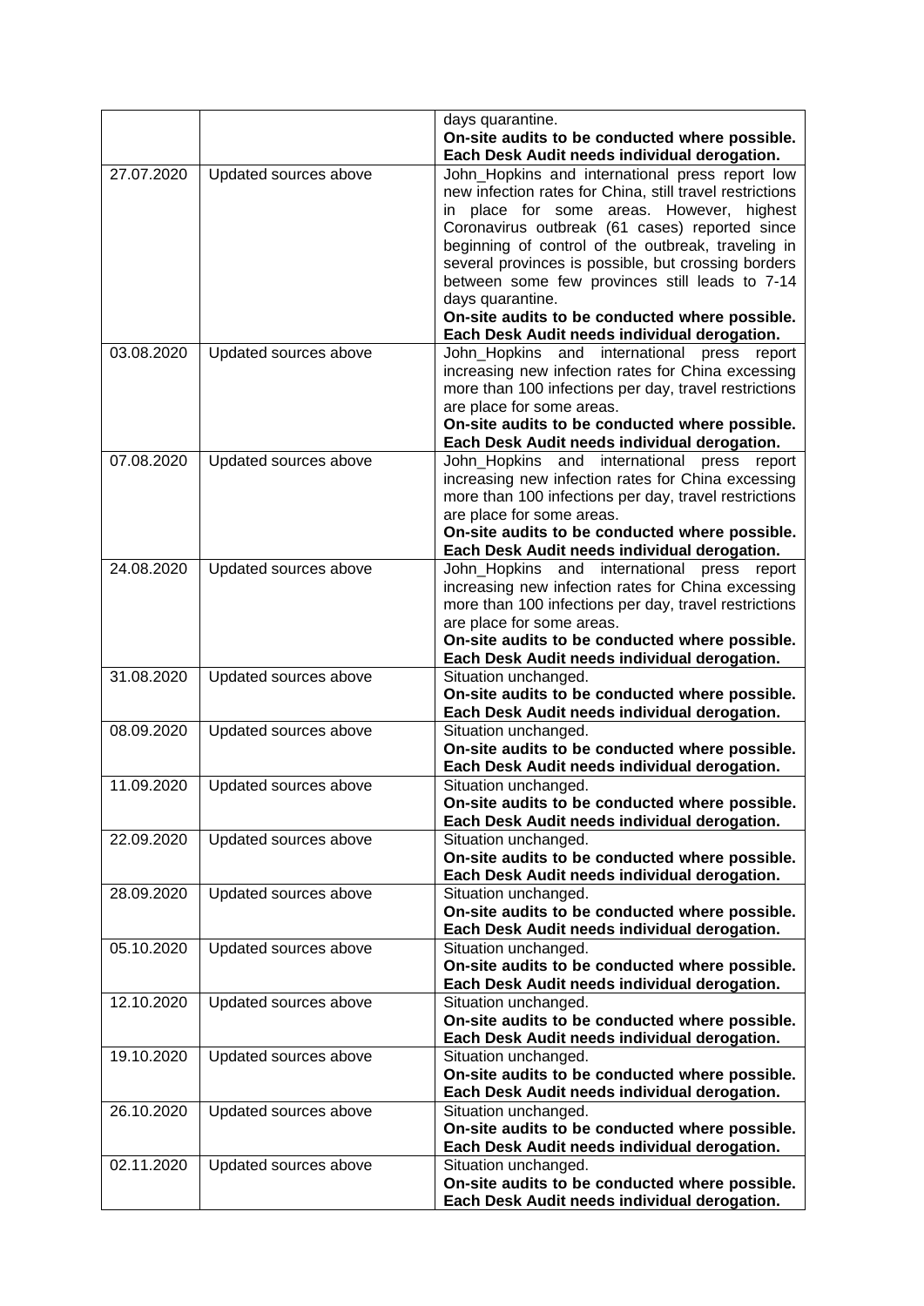| | | |
|---|---|---|
| | | days quarantine.<br>**On-site audits to be conducted where possible. Each Desk Audit needs individual derogation.** |
| 27.07.2020 | Updated sources above | John_Hopkins and international press report low new infection rates for China, still travel restrictions in place for some areas. However, highest Coronavirus outbreak (61 cases) reported since beginning of control of the outbreak, traveling in several provinces is possible, but crossing borders between some few provinces still leads to 7-14 days quarantine.<br>**On-site audits to be conducted where possible. Each Desk Audit needs individual derogation.** |
| 03.08.2020 | Updated sources above | John_Hopkins and international press report increasing new infection rates for China excessing more than 100 infections per day, travel restrictions are place for some areas.<br>**On-site audits to be conducted where possible. Each Desk Audit needs individual derogation.** |
| 07.08.2020 | Updated sources above | John_Hopkins and international press report increasing new infection rates for China excessing more than 100 infections per day, travel restrictions are place for some areas.<br>**On-site audits to be conducted where possible. Each Desk Audit needs individual derogation.** |
| 24.08.2020 | Updated sources above | John_Hopkins and international press report increasing new infection rates for China excessing more than 100 infections per day, travel restrictions are place for some areas.<br>**On-site audits to be conducted where possible. Each Desk Audit needs individual derogation.** |
| 31.08.2020 | Updated sources above | Situation unchanged.<br>**On-site audits to be conducted where possible. Each Desk Audit needs individual derogation.** |
| 08.09.2020 | Updated sources above | Situation unchanged.<br>**On-site audits to be conducted where possible. Each Desk Audit needs individual derogation.** |
| 11.09.2020 | Updated sources above | Situation unchanged.<br>**On-site audits to be conducted where possible. Each Desk Audit needs individual derogation.** |
| 22.09.2020 | Updated sources above | Situation unchanged.<br>**On-site audits to be conducted where possible. Each Desk Audit needs individual derogation.** |
| 28.09.2020 | Updated sources above | Situation unchanged.<br>**On-site audits to be conducted where possible. Each Desk Audit needs individual derogation.** |
| 05.10.2020 | Updated sources above | Situation unchanged.<br>**On-site audits to be conducted where possible. Each Desk Audit needs individual derogation.** |
| 12.10.2020 | Updated sources above | Situation unchanged.<br>**On-site audits to be conducted where possible. Each Desk Audit needs individual derogation.** |
| 19.10.2020 | Updated sources above | Situation unchanged.<br>**On-site audits to be conducted where possible. Each Desk Audit needs individual derogation.** |
| 26.10.2020 | Updated sources above | Situation unchanged.<br>**On-site audits to be conducted where possible. Each Desk Audit needs individual derogation.** |
| 02.11.2020 | Updated sources above | Situation unchanged.<br>**On-site audits to be conducted where possible. Each Desk Audit needs individual derogation.** |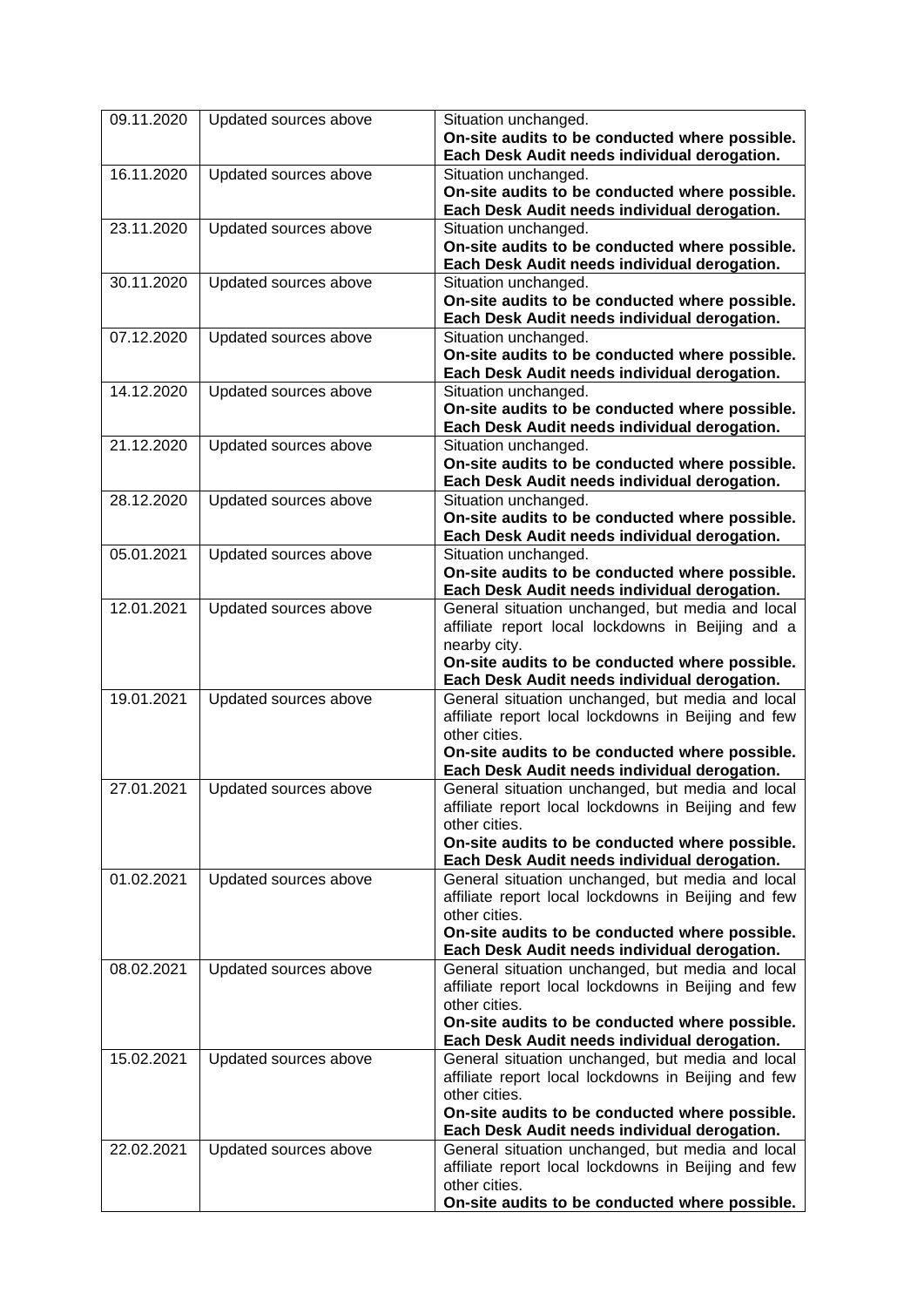| | | |
|---|---|---|
| 09.11.2020 | Updated sources above | Situation unchanged.<br>**On-site audits to be conducted where possible. Each Desk Audit needs individual derogation.** |
| 16.11.2020 | Updated sources above | Situation unchanged.<br>**On-site audits to be conducted where possible. Each Desk Audit needs individual derogation.** |
| 23.11.2020 | Updated sources above | Situation unchanged.<br>**On-site audits to be conducted where possible. Each Desk Audit needs individual derogation.** |
| 30.11.2020 | Updated sources above | Situation unchanged.<br>**On-site audits to be conducted where possible. Each Desk Audit needs individual derogation.** |
| 07.12.2020 | Updated sources above | Situation unchanged.<br>**On-site audits to be conducted where possible. Each Desk Audit needs individual derogation.** |
| 14.12.2020 | Updated sources above | Situation unchanged.<br>**On-site audits to be conducted where possible. Each Desk Audit needs individual derogation.** |
| 21.12.2020 | Updated sources above | Situation unchanged.<br>**On-site audits to be conducted where possible. Each Desk Audit needs individual derogation.** |
| 28.12.2020 | Updated sources above | Situation unchanged.<br>**On-site audits to be conducted where possible. Each Desk Audit needs individual derogation.** |
| 05.01.2021 | Updated sources above | Situation unchanged.<br>**On-site audits to be conducted where possible. Each Desk Audit needs individual derogation.** |
| 12.01.2021 | Updated sources above | General situation unchanged, but media and local affiliate report local lockdowns in Beijing and a nearby city.<br>**On-site audits to be conducted where possible. Each Desk Audit needs individual derogation.** |
| 19.01.2021 | Updated sources above | General situation unchanged, but media and local affiliate report local lockdowns in Beijing and few other cities.<br>**On-site audits to be conducted where possible. Each Desk Audit needs individual derogation.** |
| 27.01.2021 | Updated sources above | General situation unchanged, but media and local affiliate report local lockdowns in Beijing and few other cities.<br>**On-site audits to be conducted where possible. Each Desk Audit needs individual derogation.** |
| 01.02.2021 | Updated sources above | General situation unchanged, but media and local affiliate report local lockdowns in Beijing and few other cities.<br>**On-site audits to be conducted where possible. Each Desk Audit needs individual derogation.** |
| 08.02.2021 | Updated sources above | General situation unchanged, but media and local affiliate report local lockdowns in Beijing and few other cities.<br>**On-site audits to be conducted where possible. Each Desk Audit needs individual derogation.** |
| 15.02.2021 | Updated sources above | General situation unchanged, but media and local affiliate report local lockdowns in Beijing and few other cities.<br>**On-site audits to be conducted where possible. Each Desk Audit needs individual derogation.** |
| 22.02.2021 | Updated sources above | General situation unchanged, but media and local affiliate report local lockdowns in Beijing and few other cities.<br>**On-site audits to be conducted where possible.** |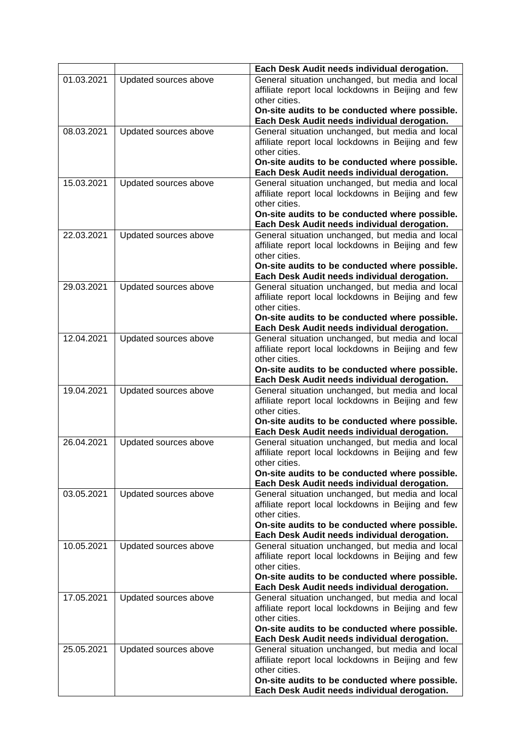|  |  | **Each Desk Audit needs individual derogation.** |
|---|---|---|
| 01.03.2021 | Updated sources above | General situation unchanged, but media and local affiliate report local lockdowns in Beijing and few other cities. **On-site audits to be conducted where possible. Each Desk Audit needs individual derogation.** |
| 08.03.2021 | Updated sources above | General situation unchanged, but media and local affiliate report local lockdowns in Beijing and few other cities. **On-site audits to be conducted where possible. Each Desk Audit needs individual derogation.** |
| 15.03.2021 | Updated sources above | General situation unchanged, but media and local affiliate report local lockdowns in Beijing and few other cities. **On-site audits to be conducted where possible. Each Desk Audit needs individual derogation.** |
| 22.03.2021 | Updated sources above | General situation unchanged, but media and local affiliate report local lockdowns in Beijing and few other cities. **On-site audits to be conducted where possible. Each Desk Audit needs individual derogation.** |
| 29.03.2021 | Updated sources above | General situation unchanged, but media and local affiliate report local lockdowns in Beijing and few other cities. **On-site audits to be conducted where possible. Each Desk Audit needs individual derogation.** |
| 12.04.2021 | Updated sources above | General situation unchanged, but media and local affiliate report local lockdowns in Beijing and few other cities. **On-site audits to be conducted where possible. Each Desk Audit needs individual derogation.** |
| 19.04.2021 | Updated sources above | General situation unchanged, but media and local affiliate report local lockdowns in Beijing and few other cities. **On-site audits to be conducted where possible. Each Desk Audit needs individual derogation.** |
| 26.04.2021 | Updated sources above | General situation unchanged, but media and local affiliate report local lockdowns in Beijing and few other cities. **On-site audits to be conducted where possible. Each Desk Audit needs individual derogation.** |
| 03.05.2021 | Updated sources above | General situation unchanged, but media and local affiliate report local lockdowns in Beijing and few other cities. **On-site audits to be conducted where possible. Each Desk Audit needs individual derogation.** |
| 10.05.2021 | Updated sources above | General situation unchanged, but media and local affiliate report local lockdowns in Beijing and few other cities. **On-site audits to be conducted where possible. Each Desk Audit needs individual derogation.** |
| 17.05.2021 | Updated sources above | General situation unchanged, but media and local affiliate report local lockdowns in Beijing and few other cities. **On-site audits to be conducted where possible. Each Desk Audit needs individual derogation.** |
| 25.05.2021 | Updated sources above | General situation unchanged, but media and local affiliate report local lockdowns in Beijing and few other cities. **On-site audits to be conducted where possible. Each Desk Audit needs individual derogation.** |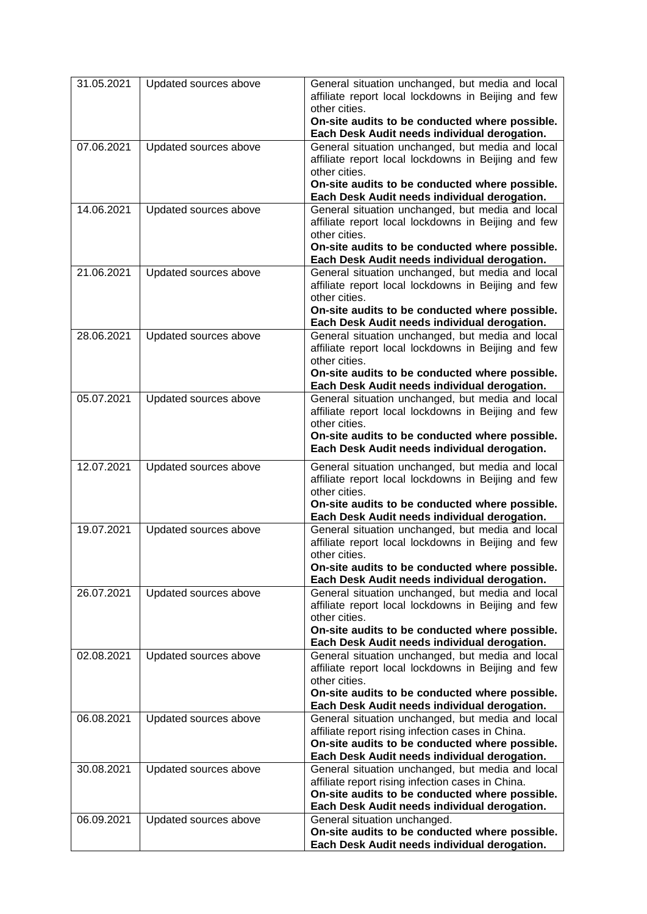| 31.05.2021 | Updated sources above | General situation unchanged, but media and local affiliate report local lockdowns in Beijing and few other cities.<br>**On-site audits to be conducted where possible. Each Desk Audit needs individual derogation.** |
|---|---|---|
| 07.06.2021 | Updated sources above | General situation unchanged, but media and local affiliate report local lockdowns in Beijing and few other cities.<br>**On-site audits to be conducted where possible. Each Desk Audit needs individual derogation.** |
| 14.06.2021 | Updated sources above | General situation unchanged, but media and local affiliate report local lockdowns in Beijing and few other cities.<br>**On-site audits to be conducted where possible. Each Desk Audit needs individual derogation.** |
| 21.06.2021 | Updated sources above | General situation unchanged, but media and local affiliate report local lockdowns in Beijing and few other cities.<br>**On-site audits to be conducted where possible. Each Desk Audit needs individual derogation.** |
| 28.06.2021 | Updated sources above | General situation unchanged, but media and local affiliate report local lockdowns in Beijing and few other cities.<br>**On-site audits to be conducted where possible. Each Desk Audit needs individual derogation.** |
| 05.07.2021 | Updated sources above | General situation unchanged, but media and local affiliate report local lockdowns in Beijing and few other cities.<br>**On-site audits to be conducted where possible. Each Desk Audit needs individual derogation.** |
| 12.07.2021 | Updated sources above | General situation unchanged, but media and local affiliate report local lockdowns in Beijing and few other cities.<br>**On-site audits to be conducted where possible. Each Desk Audit needs individual derogation.** |
| 19.07.2021 | Updated sources above | General situation unchanged, but media and local affiliate report local lockdowns in Beijing and few other cities.<br>**On-site audits to be conducted where possible. Each Desk Audit needs individual derogation.** |
| 26.07.2021 | Updated sources above | General situation unchanged, but media and local affiliate report local lockdowns in Beijing and few other cities.<br>**On-site audits to be conducted where possible. Each Desk Audit needs individual derogation.** |
| 02.08.2021 | Updated sources above | General situation unchanged, but media and local affiliate report local lockdowns in Beijing and few other cities.<br>**On-site audits to be conducted where possible. Each Desk Audit needs individual derogation.** |
| 06.08.2021 | Updated sources above | General situation unchanged, but media and local affiliate report rising infection cases in China.<br>**On-site audits to be conducted where possible. Each Desk Audit needs individual derogation.** |
| 30.08.2021 | Updated sources above | General situation unchanged, but media and local affiliate report rising infection cases in China.<br>**On-site audits to be conducted where possible. Each Desk Audit needs individual derogation.** |
| 06.09.2021 | Updated sources above | General situation unchanged.<br>**On-site audits to be conducted where possible. Each Desk Audit needs individual derogation.** |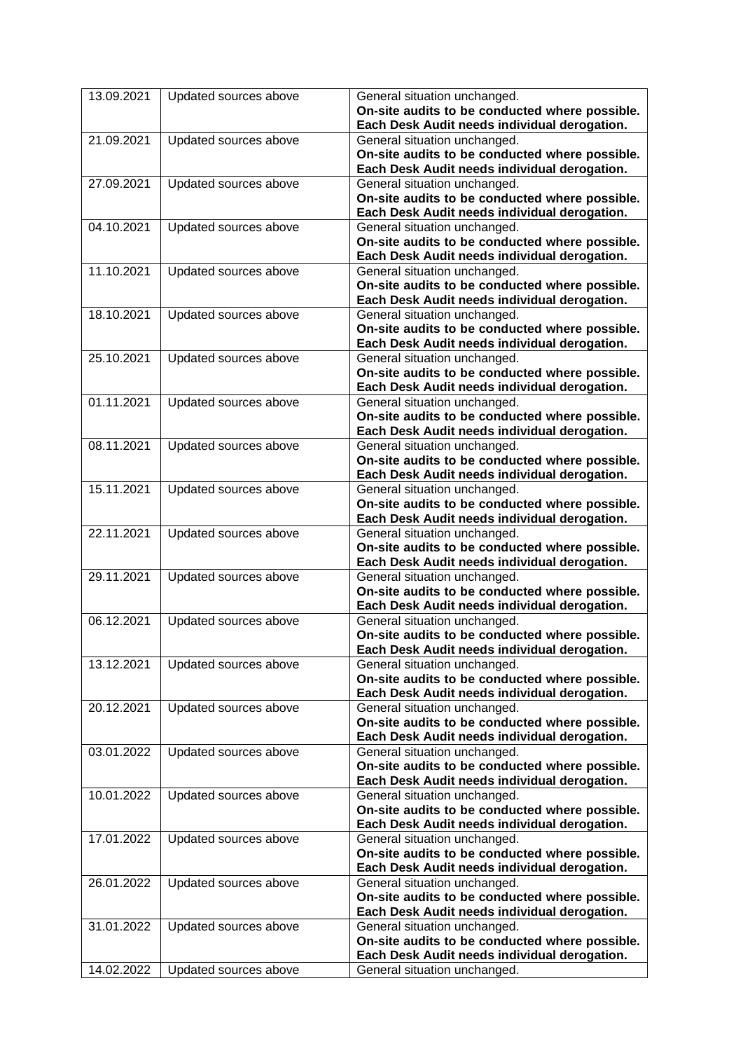| 13.09.2021 | Updated sources above | General situation unchanged. **On-site audits to be conducted where possible. Each Desk Audit needs individual derogation.** |
|---|---|---|
| 21.09.2021 | Updated sources above | General situation unchanged. **On-site audits to be conducted where possible. Each Desk Audit needs individual derogation.** |
| 27.09.2021 | Updated sources above | General situation unchanged. **On-site audits to be conducted where possible. Each Desk Audit needs individual derogation.** |
| 04.10.2021 | Updated sources above | General situation unchanged. **On-site audits to be conducted where possible. Each Desk Audit needs individual derogation.** |
| 11.10.2021 | Updated sources above | General situation unchanged. **On-site audits to be conducted where possible. Each Desk Audit needs individual derogation.** |
| 18.10.2021 | Updated sources above | General situation unchanged. **On-site audits to be conducted where possible. Each Desk Audit needs individual derogation.** |
| 25.10.2021 | Updated sources above | General situation unchanged. **On-site audits to be conducted where possible. Each Desk Audit needs individual derogation.** |
| 01.11.2021 | Updated sources above | General situation unchanged. **On-site audits to be conducted where possible. Each Desk Audit needs individual derogation.** |
| 08.11.2021 | Updated sources above | General situation unchanged. **On-site audits to be conducted where possible. Each Desk Audit needs individual derogation.** |
| 15.11.2021 | Updated sources above | General situation unchanged. **On-site audits to be conducted where possible. Each Desk Audit needs individual derogation.** |
| 22.11.2021 | Updated sources above | General situation unchanged. **On-site audits to be conducted where possible. Each Desk Audit needs individual derogation.** |
| 29.11.2021 | Updated sources above | General situation unchanged. **On-site audits to be conducted where possible. Each Desk Audit needs individual derogation.** |
| 06.12.2021 | Updated sources above | General situation unchanged. **On-site audits to be conducted where possible. Each Desk Audit needs individual derogation.** |
| 13.12.2021 | Updated sources above | General situation unchanged. **On-site audits to be conducted where possible. Each Desk Audit needs individual derogation.** |
| 20.12.2021 | Updated sources above | General situation unchanged. **On-site audits to be conducted where possible. Each Desk Audit needs individual derogation.** |
| 03.01.2022 | Updated sources above | General situation unchanged. **On-site audits to be conducted where possible. Each Desk Audit needs individual derogation.** |
| 10.01.2022 | Updated sources above | General situation unchanged. **On-site audits to be conducted where possible. Each Desk Audit needs individual derogation.** |
| 17.01.2022 | Updated sources above | General situation unchanged. **On-site audits to be conducted where possible. Each Desk Audit needs individual derogation.** |
| 26.01.2022 | Updated sources above | General situation unchanged. **On-site audits to be conducted where possible. Each Desk Audit needs individual derogation.** |
| 31.01.2022 | Updated sources above | General situation unchanged. **On-site audits to be conducted where possible. Each Desk Audit needs individual derogation.** |
| 14.02.2022 | Updated sources above | General situation unchanged. |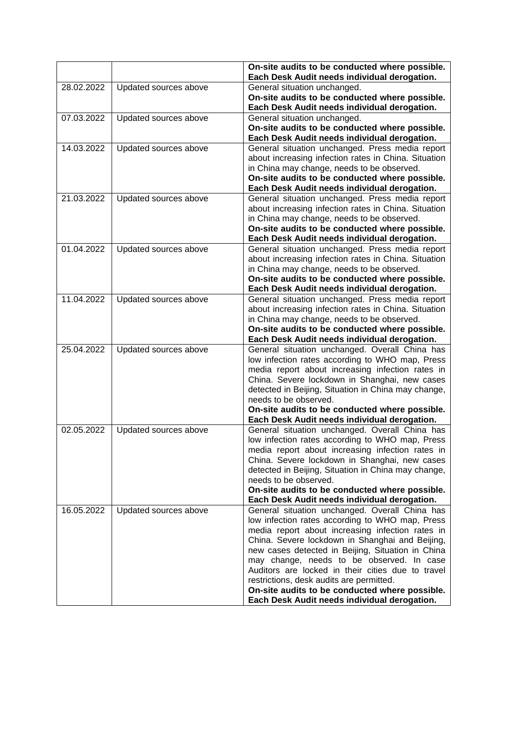| | | |
|---|---|---|
| | | **On-site audits to be conducted where possible. Each Desk Audit needs individual derogation.** |
| 28.02.2022 | Updated sources above | General situation unchanged. **On-site audits to be conducted where possible. Each Desk Audit needs individual derogation.** |
| 07.03.2022 | Updated sources above | General situation unchanged. **On-site audits to be conducted where possible. Each Desk Audit needs individual derogation.** |
| 14.03.2022 | Updated sources above | General situation unchanged. Press media report about increasing infection rates in China. Situation in China may change, needs to be observed. **On-site audits to be conducted where possible. Each Desk Audit needs individual derogation.** |
| 21.03.2022 | Updated sources above | General situation unchanged. Press media report about increasing infection rates in China. Situation in China may change, needs to be observed. **On-site audits to be conducted where possible. Each Desk Audit needs individual derogation.** |
| 01.04.2022 | Updated sources above | General situation unchanged. Press media report about increasing infection rates in China. Situation in China may change, needs to be observed. **On-site audits to be conducted where possible. Each Desk Audit needs individual derogation.** |
| 11.04.2022 | Updated sources above | General situation unchanged. Press media report about increasing infection rates in China. Situation in China may change, needs to be observed. **On-site audits to be conducted where possible. Each Desk Audit needs individual derogation.** |
| 25.04.2022 | Updated sources above | General situation unchanged. Overall China has low infection rates according to WHO map, Press media report about increasing infection rates in China. Severe lockdown in Shanghai, new cases detected in Beijing, Situation in China may change, needs to be observed. **On-site audits to be conducted where possible. Each Desk Audit needs individual derogation.** |
| 02.05.2022 | Updated sources above | General situation unchanged. Overall China has low infection rates according to WHO map, Press media report about increasing infection rates in China. Severe lockdown in Shanghai, new cases detected in Beijing, Situation in China may change, needs to be observed. **On-site audits to be conducted where possible. Each Desk Audit needs individual derogation.** |
| 16.05.2022 | Updated sources above | General situation unchanged. Overall China has low infection rates according to WHO map, Press media report about increasing infection rates in China. Severe lockdown in Shanghai and Beijing, new cases detected in Beijing, Situation in China may change, needs to be observed. In case Auditors are locked in their cities due to travel restrictions, desk audits are permitted. **On-site audits to be conducted where possible. Each Desk Audit needs individual derogation.** |